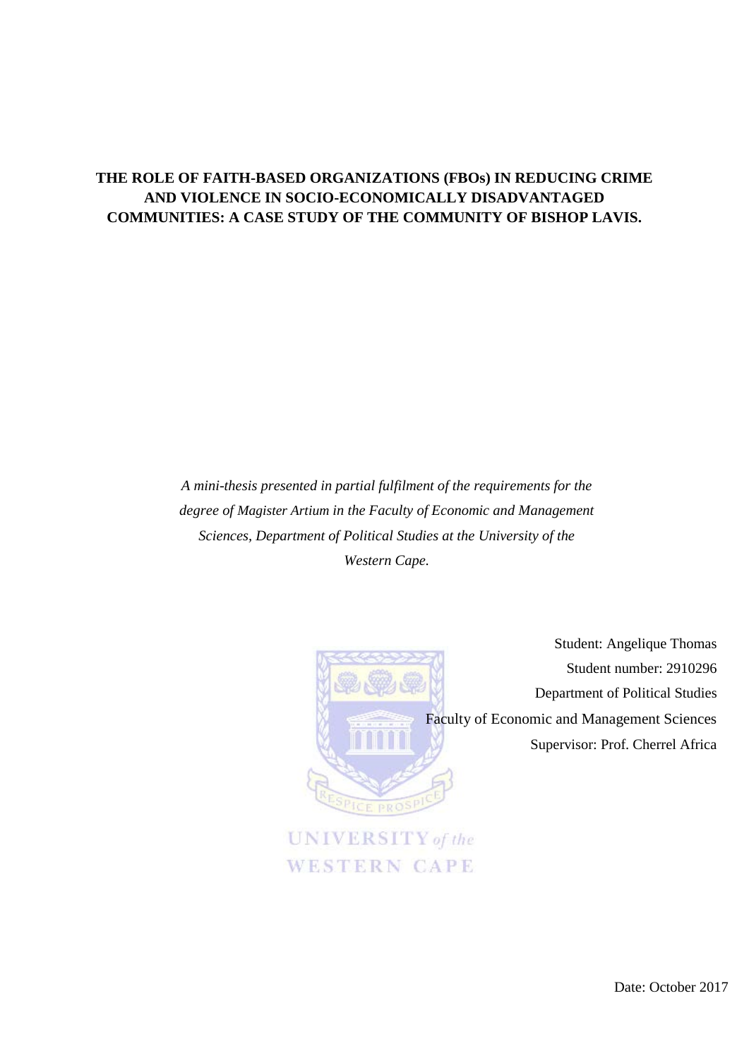**THE ROLE OF FAITH-BASED ORGANIZATIONS (FBOs) IN REDUCING CRIME AND VIOLENCE IN SOCIO-ECONOMICALLY DISADVANTAGED COMMUNITIES: A CASE STUDY OF THE COMMUNITY OF BISHOP LAVIS.**

*A mini-thesis presented in partial fulfilment of the requirements for the degree of Magister Artium in the Faculty of Economic and Management Sciences, Department of Political Studies at the University of the Western Cape.*

Student: Angelique Thomas

Student number: 2910296

Department of Political Studies

Faculty of Economic and Management Sciences

Supervisor: Prof. Cherrel Africa

Date: October 2017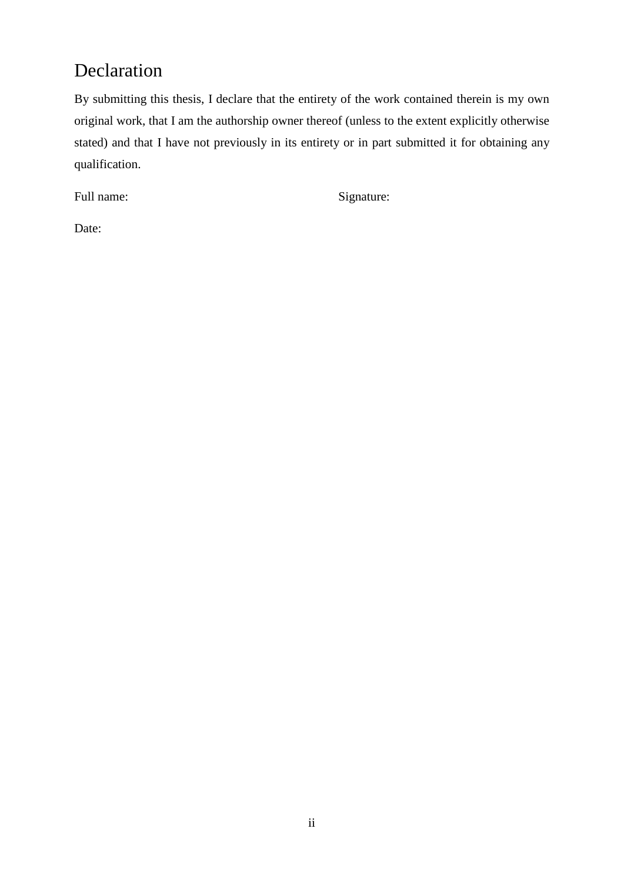# Declaration

By submitting this thesis, I declare that the entirety of the work contained therein is my own original work, that I am the authorship owner thereof (unless to the extent explicitly otherwise stated) and that I have not previously in its entirety or in part submitted it for obtaining any qualification.

Full name: Signature:

Date: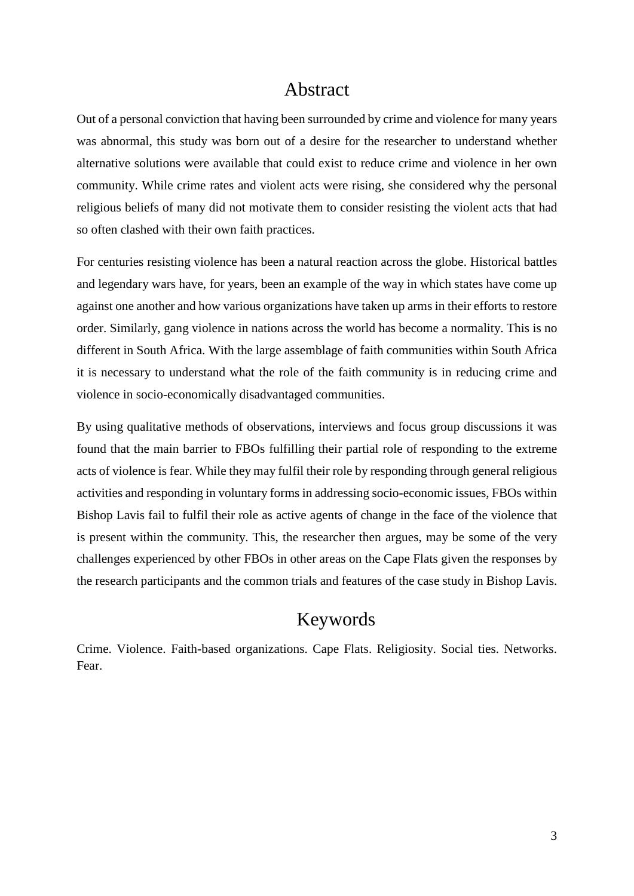# Abstract

Out of a personal conviction that having been surrounded by crime and violence for many years was abnormal, this study was born out of a desire for the researcher to understand whether alternative solutions were available that could exist to reduce crime and violence in her own community. While crime rates and violent acts were rising, she considered why the personal religious beliefs of many did not motivate them to consider resisting the violent acts that had so often clashed with their own faith practices.

For centuries resisting violence has been a natural reaction across the globe. Historical battles and legendary wars have, for years, been an example of the way in which states have come up against one another and how various organizations have taken up arms in their efforts to restore order. Similarly, gang violence in nations across the world has become a normality. This is no different in South Africa. With the large assemblage of faith communities within South Africa it is necessary to understand what the role of the faith community is in reducing crime and violence in socio-economically disadvantaged communities.

By using qualitative methods of observations, interviews and focus group discussions it was found that the main barrier to FBOs fulfilling their partial role of responding to the extreme acts of violence is fear. While they may fulfil their role by responding through general religious activities and responding in voluntary forms in addressing socio-economic issues, FBOs within Bishop Lavis fail to fulfil their role as active agents of change in the face of the violence that is present within the community. This, the researcher then argues, may be some of the very challenges experienced by other FBOs in other areas on the Cape Flats given the responses by the research participants and the common trials and features of the case study in Bishop Lavis.

# Keywords

Crime. Violence. Faith-based organizations. Cape Flats. Religiosity. Social ties. Networks. Fear.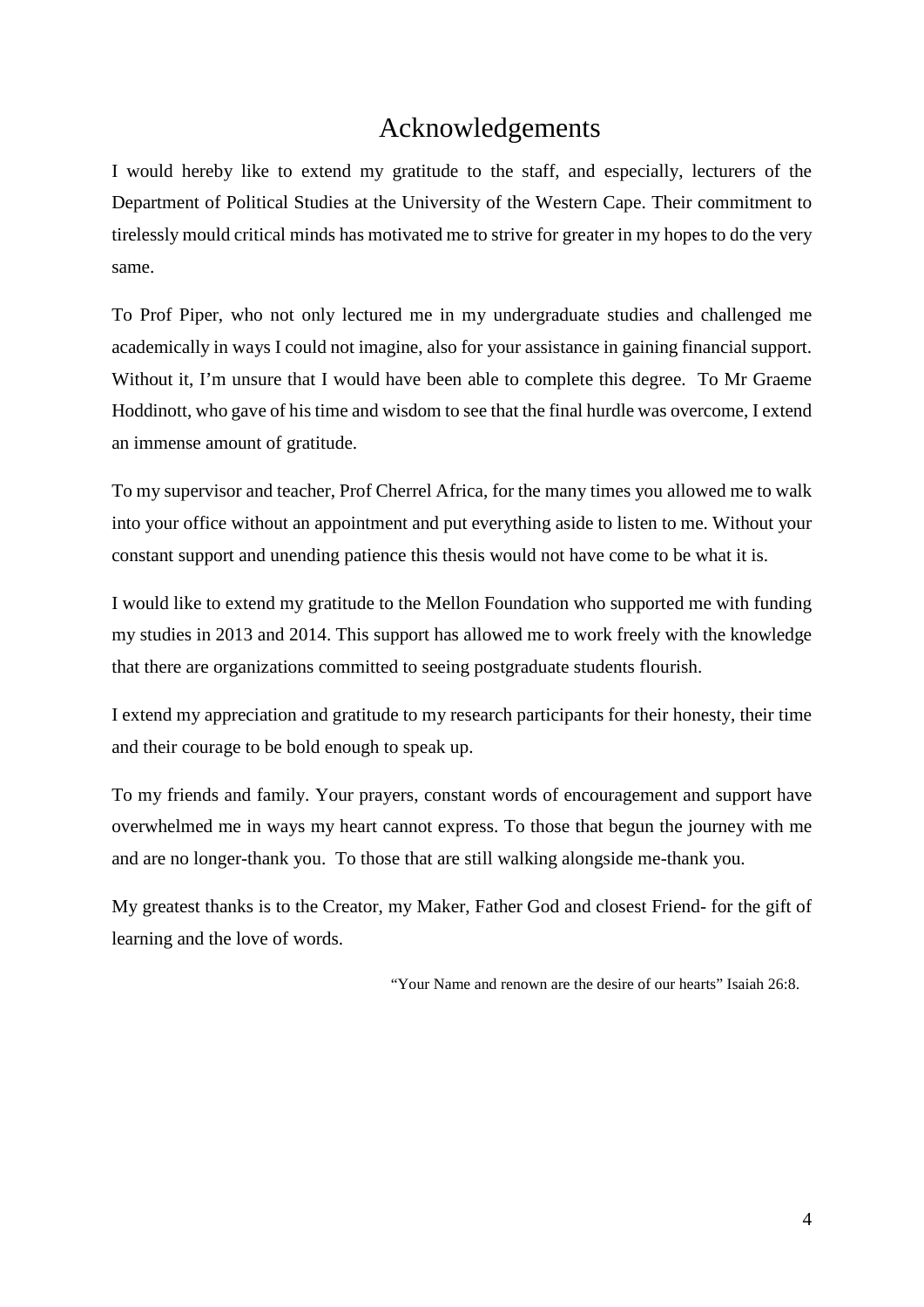# Acknowledgements

I would hereby like to extend my gratitude to the staff, and especially, lecturers of the Department of Political Studies at the University of the Western Cape. Their commitment to tirelessly mould critical minds has motivated me to strive for greater in my hopes to do the very same.

To Prof Piper, who not only lectured me in my undergraduate studies and challenged me academically in ways I could not imagine, also for your assistance in gaining financial support. Without it, I'm unsure that I would have been able to complete this degree. To Mr Graeme Hoddinott, who gave of his time and wisdom to see that the final hurdle was overcome, I extend an immense amount of gratitude.

To my supervisor and teacher, Prof Cherrel Africa, for the many times you allowed me to walk into your office without an appointment and put everything aside to listen to me. Without your constant support and unending patience this thesis would not have come to be what it is.

I would like to extend my gratitude to the Mellon Foundation who supported me with funding my studies in 2013 and 2014. This support has allowed me to work freely with the knowledge that there are organizations committed to seeing postgraduate students flourish.

I extend my appreciation and gratitude to my research participants for their honesty, their time and their courage to be bold enough to speak up.

To my friends and family. Your prayers, constant words of encouragement and support have overwhelmed me in ways my heart cannot express. To those that begun the journey with me and are no longer-thank you. To those that are still walking alongside me-thank you.

My greatest thanks is to the Creator, my Maker, Father God and closest Friend- for the gift of learning and the love of words.

"Your Name and renown are the desire of our hearts" Isaiah 26:8.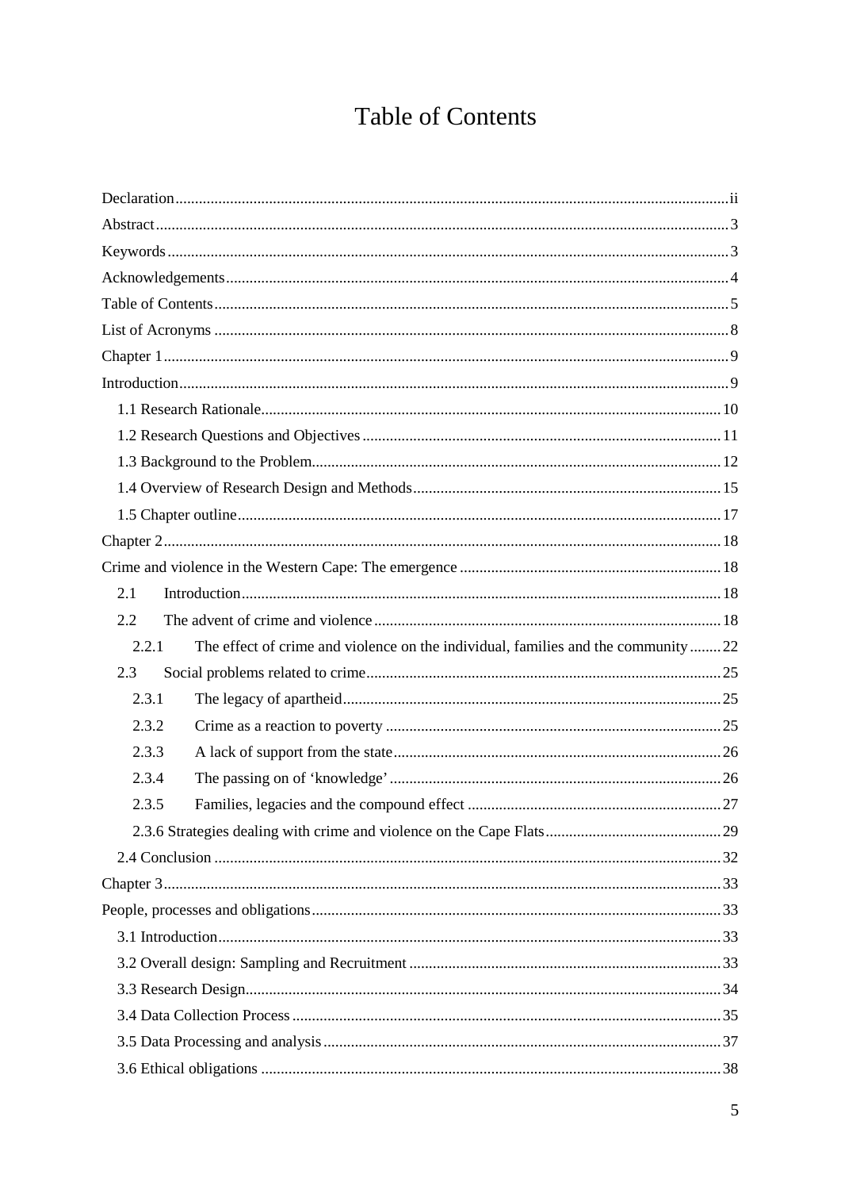# Table of Contents

Declaration ii
Abstract 3
Keywords 3
Acknowledgements 4
Table of Contents 5
List of Acronyms 8
Chapter 1 9
Introduction 9
- 1.1 Research Rationale 10
- 1.2 Research Questions and Objectives 11
- 1.3 Background to the Problem 12
- 1.4 Overview of Research Design and Methods 15
- 1.5 Chapter outline 17

Chapter 2 18
Crime and violence in the Western Cape: The emergence 18
- 2.1 Introduction 18
- 2.2 The advent of crime and violence 18
  - 2.2.1 The effect of crime and violence on the individual, families and the community 22
- 2.3 Social problems related to crime 25
  - 2.3.1 The legacy of apartheid 25
  - 2.3.2 Crime as a reaction to poverty 25
  - 2.3.3 A lack of support from the state 26
  - 2.3.4 The passing on of 'knowledge' 26
  - 2.3.5 Families, legacies and the compound effect 27
  - 2.3.6 Strategies dealing with crime and violence on the Cape Flats 29
- 2.4 Conclusion 32

Chapter 3 33
People, processes and obligations 33
- 3.1 Introduction 33
- 3.2 Overall design: Sampling and Recruitment 33
- 3.3 Research Design 34
- 3.4 Data Collection Process 35
- 3.5 Data Processing and analysis 37
- 3.6 Ethical obligations 38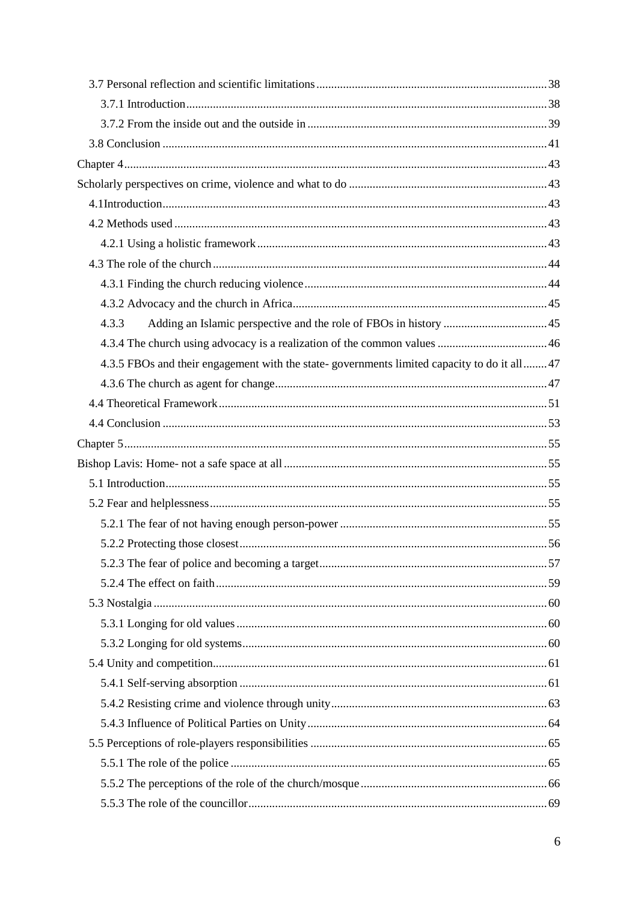3.7 Personal reflection and scientific limitations ..... 38

3.7.1 Introduction ..... 38

3.7.2 From the inside out and the outside in ..... 39

3.8 Conclusion ..... 41

Chapter 4 ..... 43

Scholarly perspectives on crime, violence and what to do ..... 43

4.1Introduction ..... 43

4.2 Methods used ..... 43

4.2.1 Using a holistic framework ..... 43

4.3 The role of the church ..... 44

4.3.1 Finding the church reducing violence ..... 44

4.3.2 Advocacy and the church in Africa ..... 45

4.3.3 Adding an Islamic perspective and the role of FBOs in history ..... 45

4.3.4 The church using advocacy is a realization of the common values ..... 46

4.3.5 FBOs and their engagement with the state- governments limited capacity to do it all ..... 47

4.3.6 The church as agent for change ..... 47

4.4 Theoretical Framework ..... 51

4.4 Conclusion ..... 53

Chapter 5 ..... 55

Bishop Lavis: Home- not a safe space at all ..... 55

5.1 Introduction ..... 55

5.2 Fear and helplessness ..... 55

5.2.1 The fear of not having enough person-power ..... 55

5.2.2 Protecting those closest ..... 56

5.2.3 The fear of police and becoming a target ..... 57

5.2.4 The effect on faith ..... 59

5.3 Nostalgia ..... 60

5.3.1 Longing for old values ..... 60

5.3.2 Longing for old systems ..... 60

5.4 Unity and competition ..... 61

5.4.1 Self-serving absorption ..... 61

5.4.2 Resisting crime and violence through unity ..... 63

5.4.3 Influence of Political Parties on Unity ..... 64

5.5 Perceptions of role-players responsibilities ..... 65

5.5.1 The role of the police ..... 65

5.5.2 The perceptions of the role of the church/mosque ..... 66

5.5.3 The role of the councillor ..... 69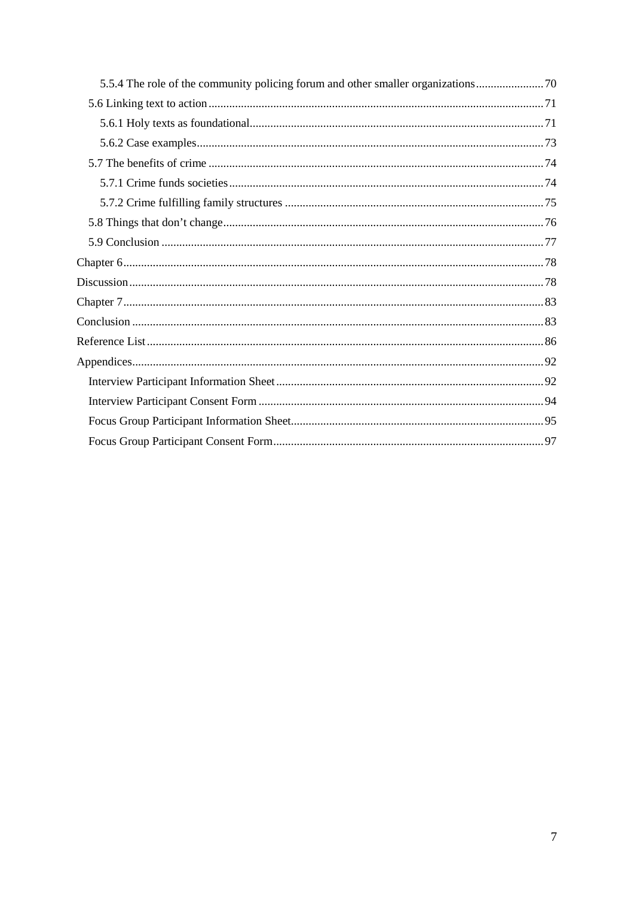5.5.4 The role of the community policing forum and other smaller organizations ....................... 70

5.6 Linking text to action ................................................................................................................ 71

5.6.1 Holy texts as foundational .................................................................................................. 71

5.6.2 Case examples .................................................................................................................... 73

5.7 The benefits of crime ................................................................................................................ 74

5.7.1 Crime funds societies ......................................................................................................... 74

5.7.2 Crime fulfilling family structures ...................................................................................... 75

5.8 Things that don't change ........................................................................................................... 76

5.9 Conclusion ............................................................................................................................... 77

Chapter 6 ........................................................................................................................................ 78

Discussion ...................................................................................................................................... 78

Chapter 7 ........................................................................................................................................ 83

Conclusion ..................................................................................................................................... 83

Reference List ................................................................................................................................ 86

Appendices ..................................................................................................................................... 92

Interview Participant Information Sheet ...................................................................................... 92

Interview Participant Consent Form ............................................................................................ 94

Focus Group Participant Information Sheet ................................................................................. 95

Focus Group Participant Consent Form ....................................................................................... 97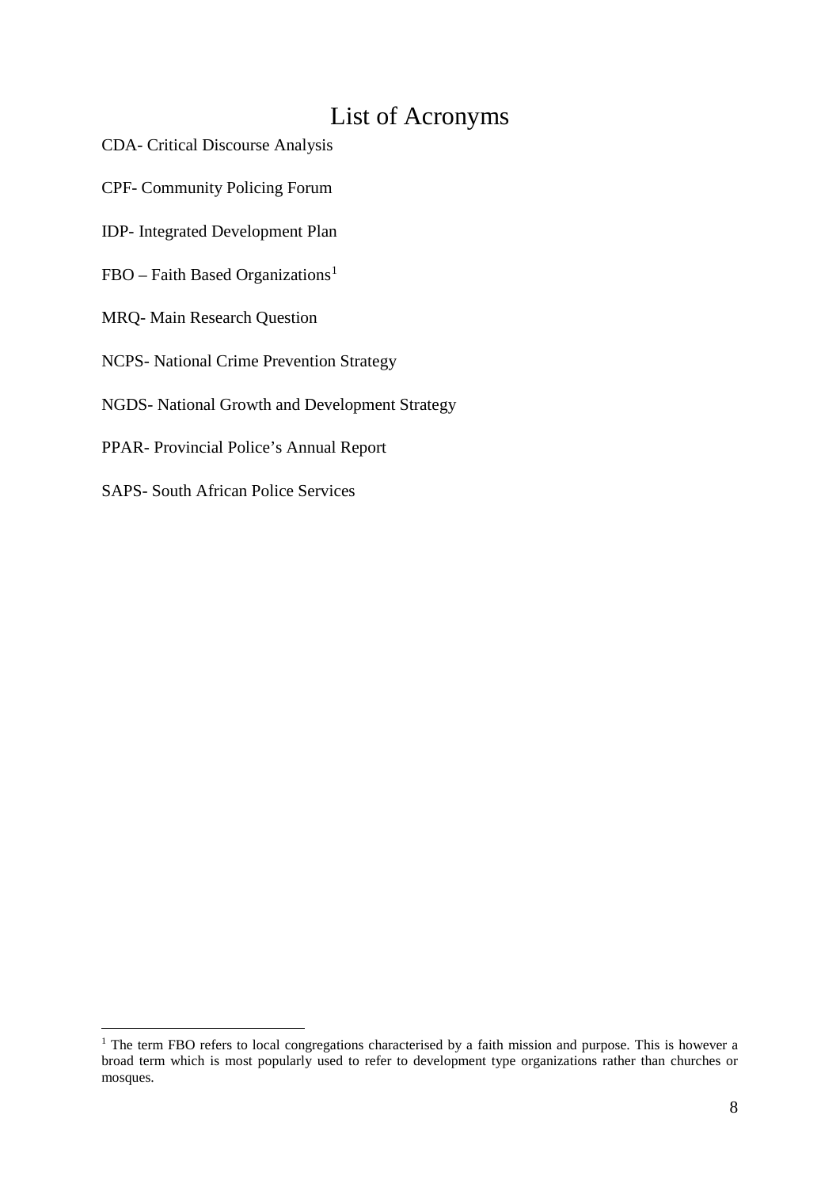# List of Acronyms

CDA- Critical Discourse Analysis

CPF- Community Policing Forum

IDP- Integrated Development Plan

FBO – Faith Based Organizations[1]

MRQ- Main Research Question

NCPS- National Crime Prevention Strategy

NGDS- National Growth and Development Strategy

PPAR- Provincial Police's Annual Report

SAPS- South African Police Services

---

[1] The term FBO refers to local congregations characterised by a faith mission and purpose. This is however a broad term which is most popularly used to refer to development type organizations rather than churches or mosques.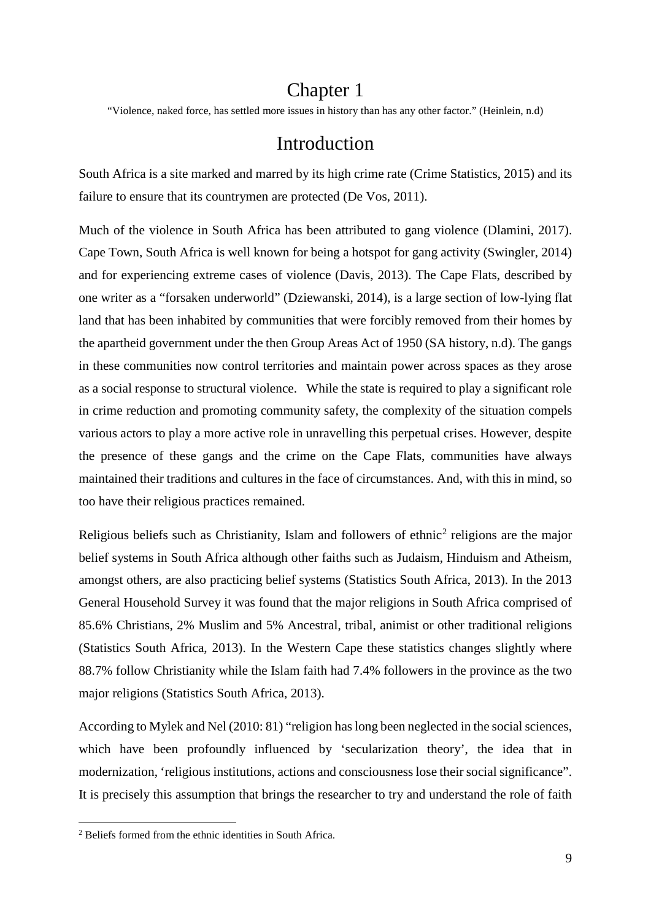# Chapter 1

"Violence, naked force, has settled more issues in history than has any other factor." (Heinlein, n.d)

## Introduction

South Africa is a site marked and marred by its high crime rate (Crime Statistics, 2015) and its failure to ensure that its countrymen are protected (De Vos, 2011).

Much of the violence in South Africa has been attributed to gang violence (Dlamini, 2017). Cape Town, South Africa is well known for being a hotspot for gang activity (Swingler, 2014) and for experiencing extreme cases of violence (Davis, 2013). The Cape Flats, described by one writer as a "forsaken underworld" (Dziewanski, 2014), is a large section of low-lying flat land that has been inhabited by communities that were forcibly removed from their homes by the apartheid government under the then Group Areas Act of 1950 (SA history, n.d). The gangs in these communities now control territories and maintain power across spaces as they arose as a social response to structural violence. While the state is required to play a significant role in crime reduction and promoting community safety, the complexity of the situation compels various actors to play a more active role in unravelling this perpetual crises. However, despite the presence of these gangs and the crime on the Cape Flats, communities have always maintained their traditions and cultures in the face of circumstances. And, with this in mind, so too have their religious practices remained.

Religious beliefs such as Christianity, Islam and followers of ethnic[2] religions are the major belief systems in South Africa although other faiths such as Judaism, Hinduism and Atheism, amongst others, are also practicing belief systems (Statistics South Africa, 2013). In the 2013 General Household Survey it was found that the major religions in South Africa comprised of 85.6% Christians, 2% Muslim and 5% Ancestral, tribal, animist or other traditional religions (Statistics South Africa, 2013). In the Western Cape these statistics changes slightly where 88.7% follow Christianity while the Islam faith had 7.4% followers in the province as the two major religions (Statistics South Africa, 2013).

According to Mylek and Nel (2010: 81) "religion has long been neglected in the social sciences, which have been profoundly influenced by 'secularization theory', the idea that in modernization, 'religious institutions, actions and consciousness lose their social significance". It is precisely this assumption that brings the researcher to try and understand the role of faith

[2] Beliefs formed from the ethnic identities in South Africa.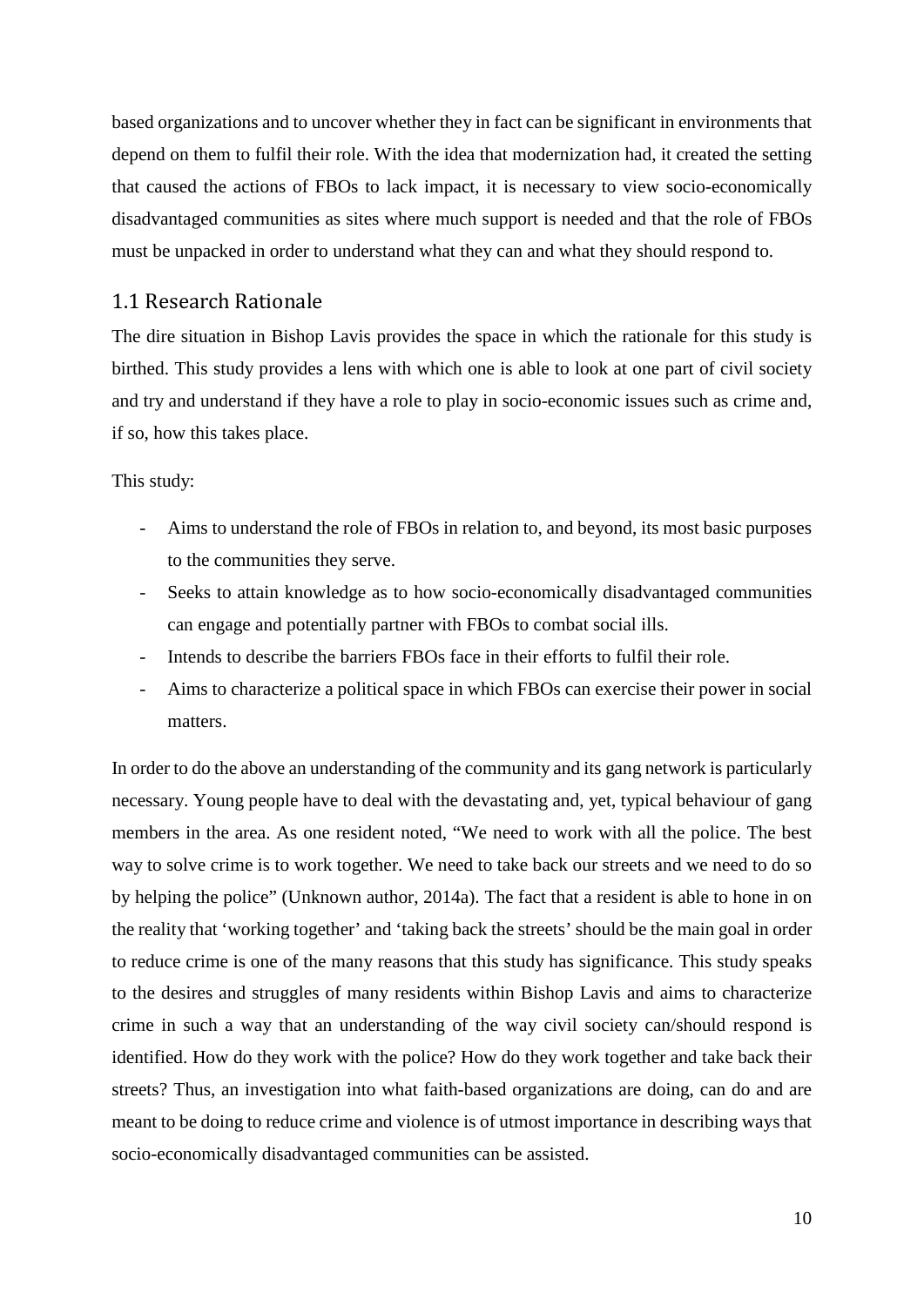based organizations and to uncover whether they in fact can be significant in environments that depend on them to fulfil their role. With the idea that modernization had, it created the setting that caused the actions of FBOs to lack impact, it is necessary to view socio-economically disadvantaged communities as sites where much support is needed and that the role of FBOs must be unpacked in order to understand what they can and what they should respond to.

## 1.1 Research Rationale

The dire situation in Bishop Lavis provides the space in which the rationale for this study is birthed. This study provides a lens with which one is able to look at one part of civil society and try and understand if they have a role to play in socio-economic issues such as crime and, if so, how this takes place.

This study:

- Aims to understand the role of FBOs in relation to, and beyond, its most basic purposes to the communities they serve.
- Seeks to attain knowledge as to how socio-economically disadvantaged communities can engage and potentially partner with FBOs to combat social ills.
- Intends to describe the barriers FBOs face in their efforts to fulfil their role.
- Aims to characterize a political space in which FBOs can exercise their power in social matters.

In order to do the above an understanding of the community and its gang network is particularly necessary. Young people have to deal with the devastating and, yet, typical behaviour of gang members in the area. As one resident noted, "We need to work with all the police. The best way to solve crime is to work together. We need to take back our streets and we need to do so by helping the police" (Unknown author, 2014a). The fact that a resident is able to hone in on the reality that 'working together' and 'taking back the streets' should be the main goal in order to reduce crime is one of the many reasons that this study has significance. This study speaks to the desires and struggles of many residents within Bishop Lavis and aims to characterize crime in such a way that an understanding of the way civil society can/should respond is identified. How do they work with the police? How do they work together and take back their streets? Thus, an investigation into what faith-based organizations are doing, can do and are meant to be doing to reduce crime and violence is of utmost importance in describing ways that socio-economically disadvantaged communities can be assisted.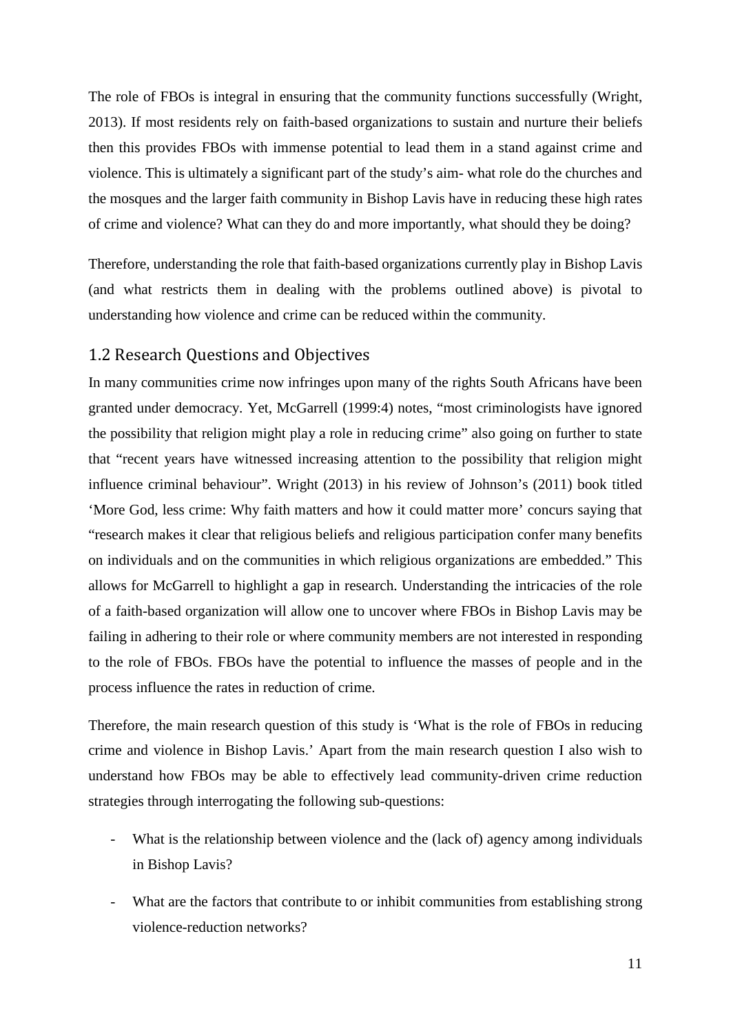The role of FBOs is integral in ensuring that the community functions successfully (Wright, 2013). If most residents rely on faith-based organizations to sustain and nurture their beliefs then this provides FBOs with immense potential to lead them in a stand against crime and violence. This is ultimately a significant part of the study's aim- what role do the churches and the mosques and the larger faith community in Bishop Lavis have in reducing these high rates of crime and violence? What can they do and more importantly, what should they be doing?

Therefore, understanding the role that faith-based organizations currently play in Bishop Lavis (and what restricts them in dealing with the problems outlined above) is pivotal to understanding how violence and crime can be reduced within the community.

## 1.2 Research Questions and Objectives

In many communities crime now infringes upon many of the rights South Africans have been granted under democracy. Yet, McGarrell (1999:4) notes, "most criminologists have ignored the possibility that religion might play a role in reducing crime" also going on further to state that "recent years have witnessed increasing attention to the possibility that religion might influence criminal behaviour". Wright (2013) in his review of Johnson's (2011) book titled 'More God, less crime: Why faith matters and how it could matter more' concurs saying that "research makes it clear that religious beliefs and religious participation confer many benefits on individuals and on the communities in which religious organizations are embedded." This allows for McGarrell to highlight a gap in research. Understanding the intricacies of the role of a faith-based organization will allow one to uncover where FBOs in Bishop Lavis may be failing in adhering to their role or where community members are not interested in responding to the role of FBOs. FBOs have the potential to influence the masses of people and in the process influence the rates in reduction of crime.

Therefore, the main research question of this study is 'What is the role of FBOs in reducing crime and violence in Bishop Lavis.' Apart from the main research question I also wish to understand how FBOs may be able to effectively lead community-driven crime reduction strategies through interrogating the following sub-questions:

- What is the relationship between violence and the (lack of) agency among individuals in Bishop Lavis?
- What are the factors that contribute to or inhibit communities from establishing strong violence-reduction networks?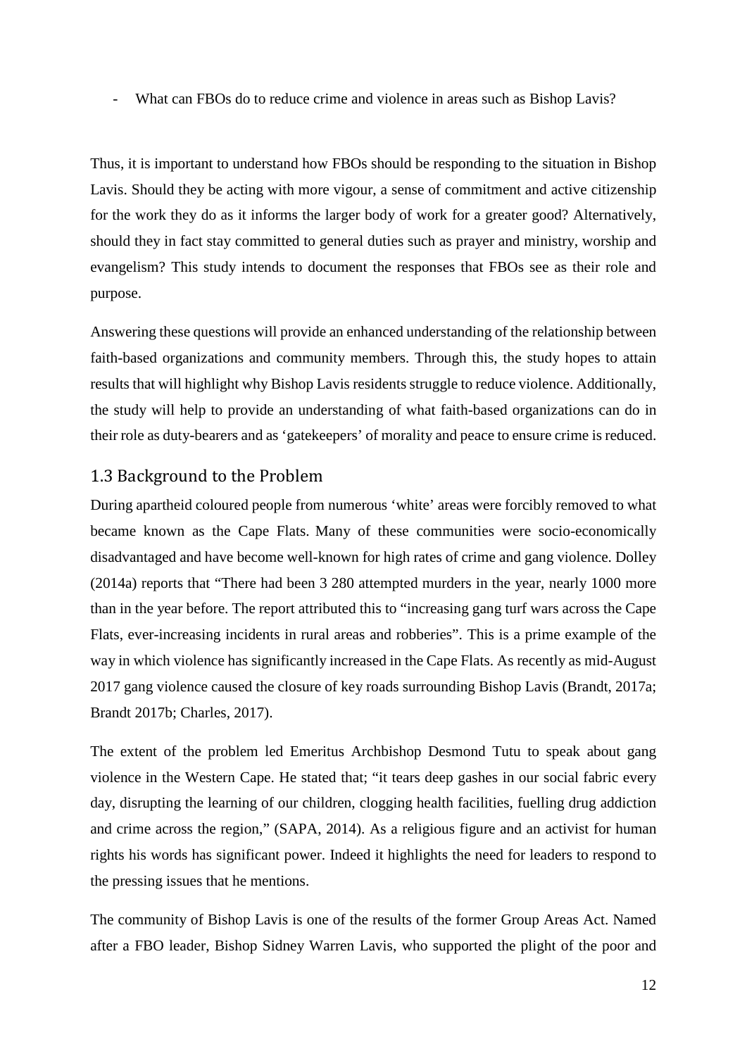- What can FBOs do to reduce crime and violence in areas such as Bishop Lavis?

Thus, it is important to understand how FBOs should be responding to the situation in Bishop Lavis. Should they be acting with more vigour, a sense of commitment and active citizenship for the work they do as it informs the larger body of work for a greater good? Alternatively, should they in fact stay committed to general duties such as prayer and ministry, worship and evangelism? This study intends to document the responses that FBOs see as their role and purpose.

Answering these questions will provide an enhanced understanding of the relationship between faith-based organizations and community members. Through this, the study hopes to attain results that will highlight why Bishop Lavis residents struggle to reduce violence. Additionally, the study will help to provide an understanding of what faith-based organizations can do in their role as duty-bearers and as 'gatekeepers' of morality and peace to ensure crime is reduced.

## 1.3 Background to the Problem

During apartheid coloured people from numerous 'white' areas were forcibly removed to what became known as the Cape Flats. Many of these communities were socio-economically disadvantaged and have become well-known for high rates of crime and gang violence. Dolley (2014a) reports that "There had been 3 280 attempted murders in the year, nearly 1000 more than in the year before. The report attributed this to "increasing gang turf wars across the Cape Flats, ever-increasing incidents in rural areas and robberies". This is a prime example of the way in which violence has significantly increased in the Cape Flats. As recently as mid-August 2017 gang violence caused the closure of key roads surrounding Bishop Lavis (Brandt, 2017a; Brandt 2017b; Charles, 2017).

The extent of the problem led Emeritus Archbishop Desmond Tutu to speak about gang violence in the Western Cape. He stated that; "it tears deep gashes in our social fabric every day, disrupting the learning of our children, clogging health facilities, fuelling drug addiction and crime across the region," (SAPA, 2014). As a religious figure and an activist for human rights his words has significant power. Indeed it highlights the need for leaders to respond to the pressing issues that he mentions.

The community of Bishop Lavis is one of the results of the former Group Areas Act. Named after a FBO leader, Bishop Sidney Warren Lavis, who supported the plight of the poor and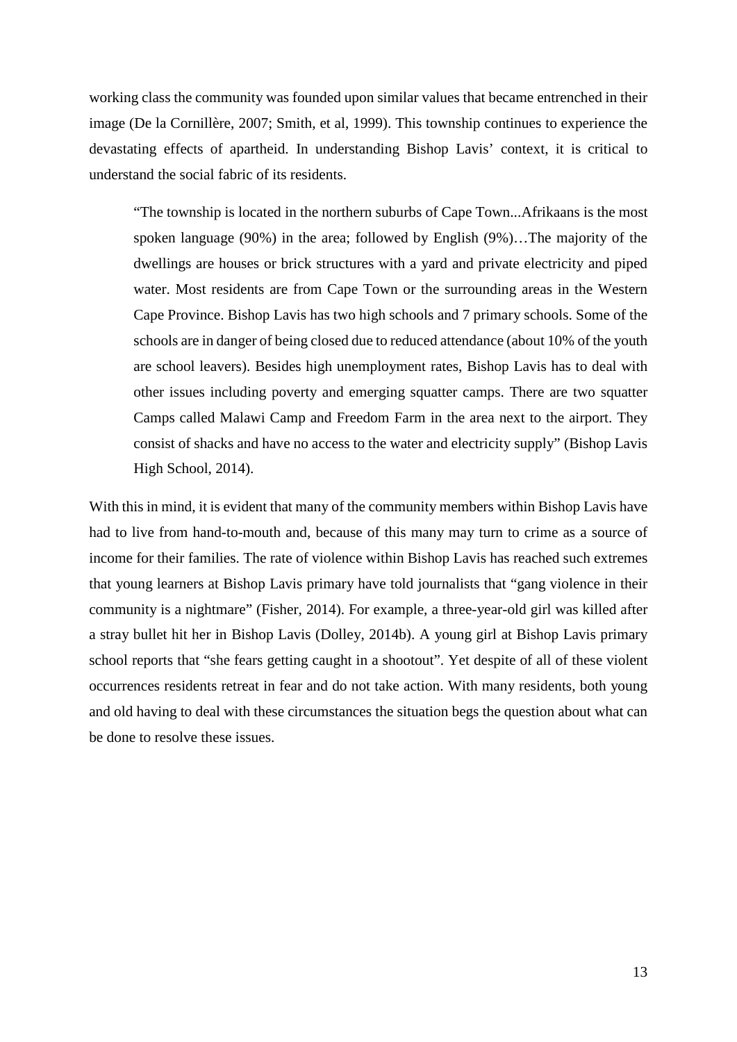working class the community was founded upon similar values that became entrenched in their image (De la Cornillère, 2007; Smith, et al, 1999). This township continues to experience the devastating effects of apartheid. In understanding Bishop Lavis' context, it is critical to understand the social fabric of its residents.

> "The township is located in the northern suburbs of Cape Town...Afrikaans is the most spoken language (90%) in the area; followed by English (9%)…The majority of the dwellings are houses or brick structures with a yard and private electricity and piped water. Most residents are from Cape Town or the surrounding areas in the Western Cape Province. Bishop Lavis has two high schools and 7 primary schools. Some of the schools are in danger of being closed due to reduced attendance (about 10% of the youth are school leavers). Besides high unemployment rates, Bishop Lavis has to deal with other issues including poverty and emerging squatter camps. There are two squatter Camps called Malawi Camp and Freedom Farm in the area next to the airport. They consist of shacks and have no access to the water and electricity supply" (Bishop Lavis High School, 2014).

With this in mind, it is evident that many of the community members within Bishop Lavis have had to live from hand-to-mouth and, because of this many may turn to crime as a source of income for their families. The rate of violence within Bishop Lavis has reached such extremes that young learners at Bishop Lavis primary have told journalists that "gang violence in their community is a nightmare" (Fisher, 2014). For example, a three-year-old girl was killed after a stray bullet hit her in Bishop Lavis (Dolley, 2014b). A young girl at Bishop Lavis primary school reports that "she fears getting caught in a shootout". Yet despite of all of these violent occurrences residents retreat in fear and do not take action. With many residents, both young and old having to deal with these circumstances the situation begs the question about what can be done to resolve these issues.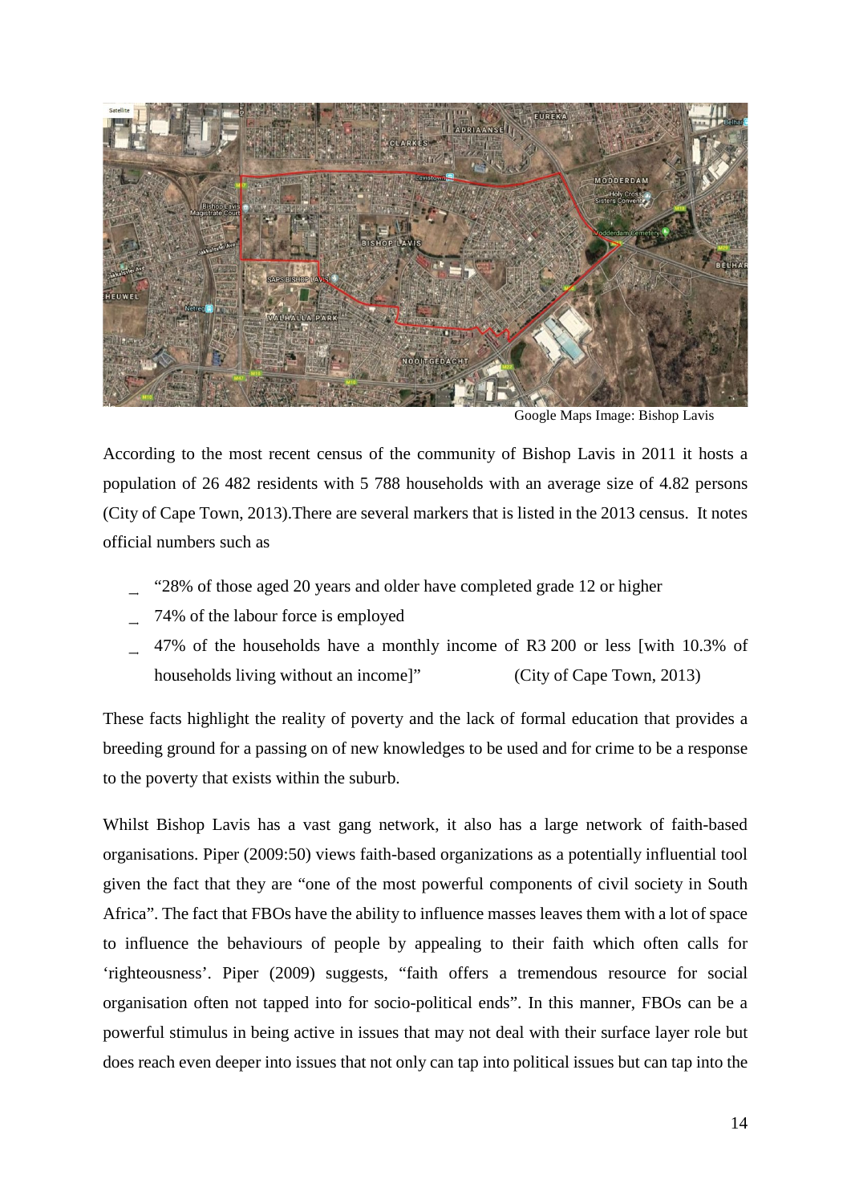Google Maps Image: Bishop Lavis

According to the most recent census of the community of Bishop Lavis in 2011 it hosts a population of 26 482 residents with 5 788 households with an average size of 4.82 persons (City of Cape Town, 2013).There are several markers that is listed in the 2013 census. It notes official numbers such as

- "28% of those aged 20 years and older have completed grade 12 or higher
- 74% of the labour force is employed
- 47% of the households have a monthly income of R3 200 or less [with 10.3% of households living without an income]" (City of Cape Town, 2013)

These facts highlight the reality of poverty and the lack of formal education that provides a breeding ground for a passing on of new knowledges to be used and for crime to be a response to the poverty that exists within the suburb.

Whilst Bishop Lavis has a vast gang network, it also has a large network of faith-based organisations. Piper (2009:50) views faith-based organizations as a potentially influential tool given the fact that they are "one of the most powerful components of civil society in South Africa". The fact that FBOs have the ability to influence masses leaves them with a lot of space to influence the behaviours of people by appealing to their faith which often calls for 'righteousness'. Piper (2009) suggests, "faith offers a tremendous resource for social organisation often not tapped into for socio-political ends". In this manner, FBOs can be a powerful stimulus in being active in issues that may not deal with their surface layer role but does reach even deeper into issues that not only can tap into political issues but can tap into the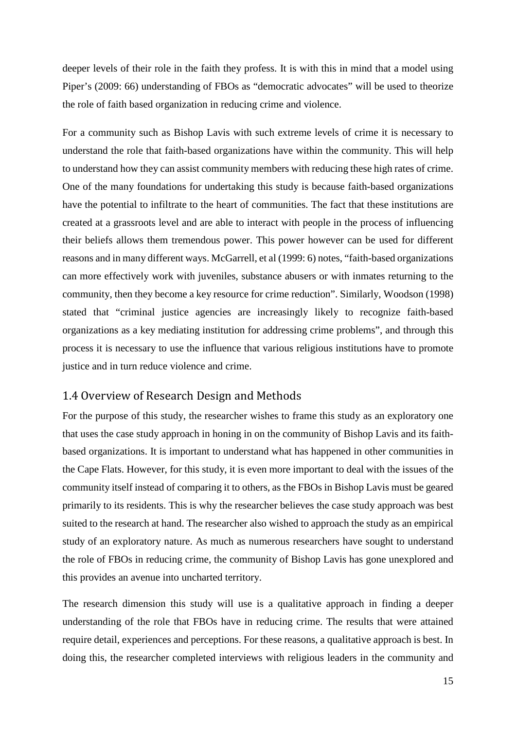deeper levels of their role in the faith they profess. It is with this in mind that a model using Piper's (2009: 66) understanding of FBOs as "democratic advocates" will be used to theorize the role of faith based organization in reducing crime and violence.

For a community such as Bishop Lavis with such extreme levels of crime it is necessary to understand the role that faith-based organizations have within the community. This will help to understand how they can assist community members with reducing these high rates of crime. One of the many foundations for undertaking this study is because faith-based organizations have the potential to infiltrate to the heart of communities. The fact that these institutions are created at a grassroots level and are able to interact with people in the process of influencing their beliefs allows them tremendous power. This power however can be used for different reasons and in many different ways. McGarrell, et al (1999: 6) notes, "faith-based organizations can more effectively work with juveniles, substance abusers or with inmates returning to the community, then they become a key resource for crime reduction". Similarly, Woodson (1998) stated that "criminal justice agencies are increasingly likely to recognize faith-based organizations as a key mediating institution for addressing crime problems", and through this process it is necessary to use the influence that various religious institutions have to promote justice and in turn reduce violence and crime.

## 1.4 Overview of Research Design and Methods

For the purpose of this study, the researcher wishes to frame this study as an exploratory one that uses the case study approach in honing in on the community of Bishop Lavis and its faith-based organizations. It is important to understand what has happened in other communities in the Cape Flats. However, for this study, it is even more important to deal with the issues of the community itself instead of comparing it to others, as the FBOs in Bishop Lavis must be geared primarily to its residents. This is why the researcher believes the case study approach was best suited to the research at hand. The researcher also wished to approach the study as an empirical study of an exploratory nature. As much as numerous researchers have sought to understand the role of FBOs in reducing crime, the community of Bishop Lavis has gone unexplored and this provides an avenue into uncharted territory.

The research dimension this study will use is a qualitative approach in finding a deeper understanding of the role that FBOs have in reducing crime. The results that were attained require detail, experiences and perceptions. For these reasons, a qualitative approach is best. In doing this, the researcher completed interviews with religious leaders in the community and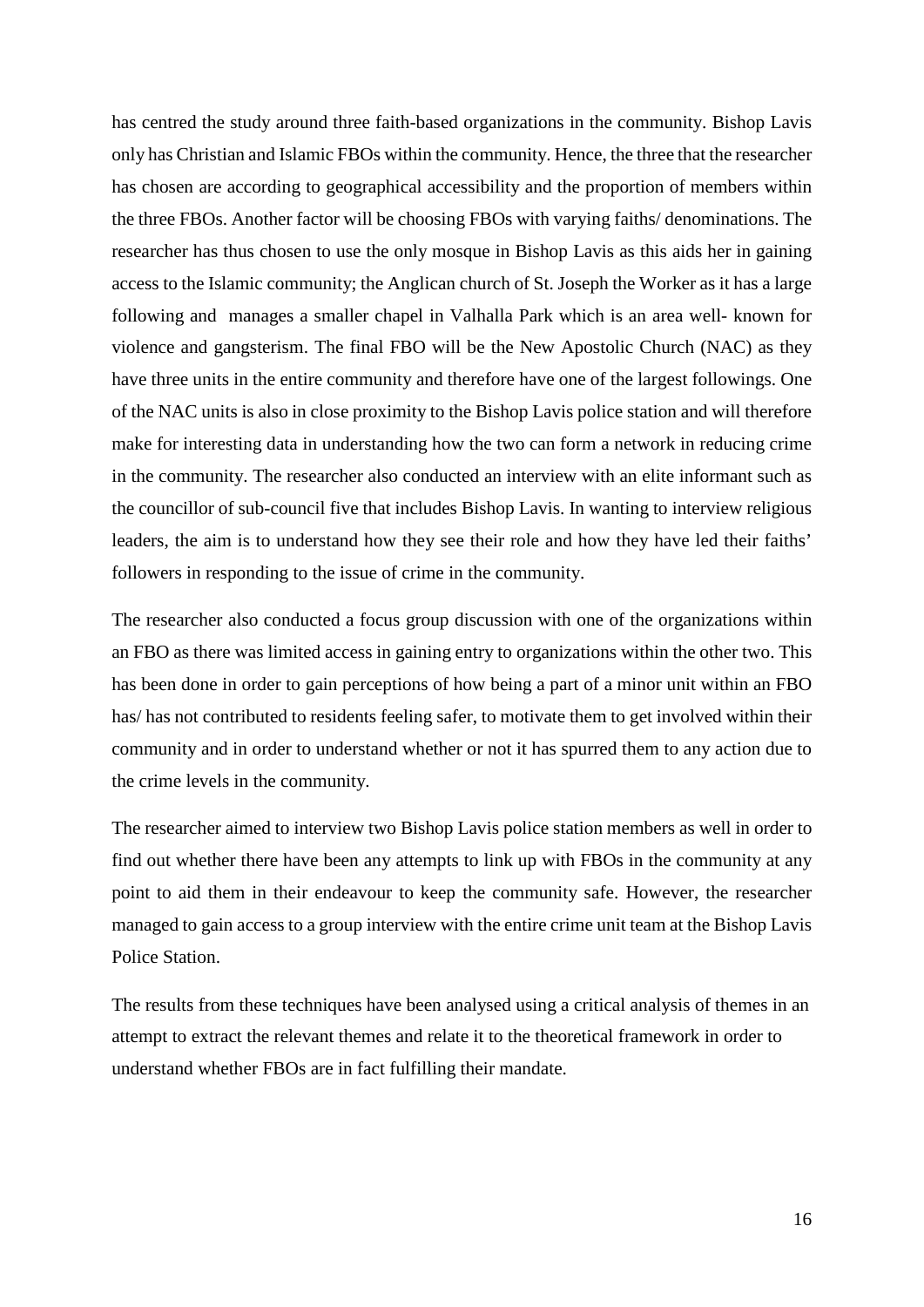has centred the study around three faith-based organizations in the community. Bishop Lavis only has Christian and Islamic FBOs within the community. Hence, the three that the researcher has chosen are according to geographical accessibility and the proportion of members within the three FBOs. Another factor will be choosing FBOs with varying faiths/ denominations. The researcher has thus chosen to use the only mosque in Bishop Lavis as this aids her in gaining access to the Islamic community; the Anglican church of St. Joseph the Worker as it has a large following and manages a smaller chapel in Valhalla Park which is an area well- known for violence and gangsterism. The final FBO will be the New Apostolic Church (NAC) as they have three units in the entire community and therefore have one of the largest followings. One of the NAC units is also in close proximity to the Bishop Lavis police station and will therefore make for interesting data in understanding how the two can form a network in reducing crime in the community. The researcher also conducted an interview with an elite informant such as the councillor of sub-council five that includes Bishop Lavis. In wanting to interview religious leaders, the aim is to understand how they see their role and how they have led their faiths' followers in responding to the issue of crime in the community.

The researcher also conducted a focus group discussion with one of the organizations within an FBO as there was limited access in gaining entry to organizations within the other two. This has been done in order to gain perceptions of how being a part of a minor unit within an FBO has/ has not contributed to residents feeling safer, to motivate them to get involved within their community and in order to understand whether or not it has spurred them to any action due to the crime levels in the community.

The researcher aimed to interview two Bishop Lavis police station members as well in order to find out whether there have been any attempts to link up with FBOs in the community at any point to aid them in their endeavour to keep the community safe. However, the researcher managed to gain access to a group interview with the entire crime unit team at the Bishop Lavis Police Station.

The results from these techniques have been analysed using a critical analysis of themes in an attempt to extract the relevant themes and relate it to the theoretical framework in order to understand whether FBOs are in fact fulfilling their mandate.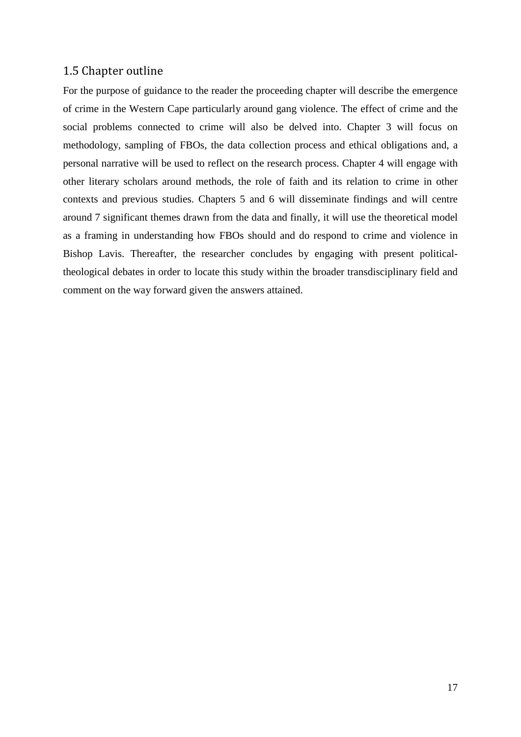## 1.5 Chapter outline

For the purpose of guidance to the reader the proceeding chapter will describe the emergence of crime in the Western Cape particularly around gang violence. The effect of crime and the social problems connected to crime will also be delved into. Chapter 3 will focus on methodology, sampling of FBOs, the data collection process and ethical obligations and, a personal narrative will be used to reflect on the research process. Chapter 4 will engage with other literary scholars around methods, the role of faith and its relation to crime in other contexts and previous studies. Chapters 5 and 6 will disseminate findings and will centre around 7 significant themes drawn from the data and finally, it will use the theoretical model as a framing in understanding how FBOs should and do respond to crime and violence in Bishop Lavis. Thereafter, the researcher concludes by engaging with present political-theological debates in order to locate this study within the broader transdisciplinary field and comment on the way forward given the answers attained.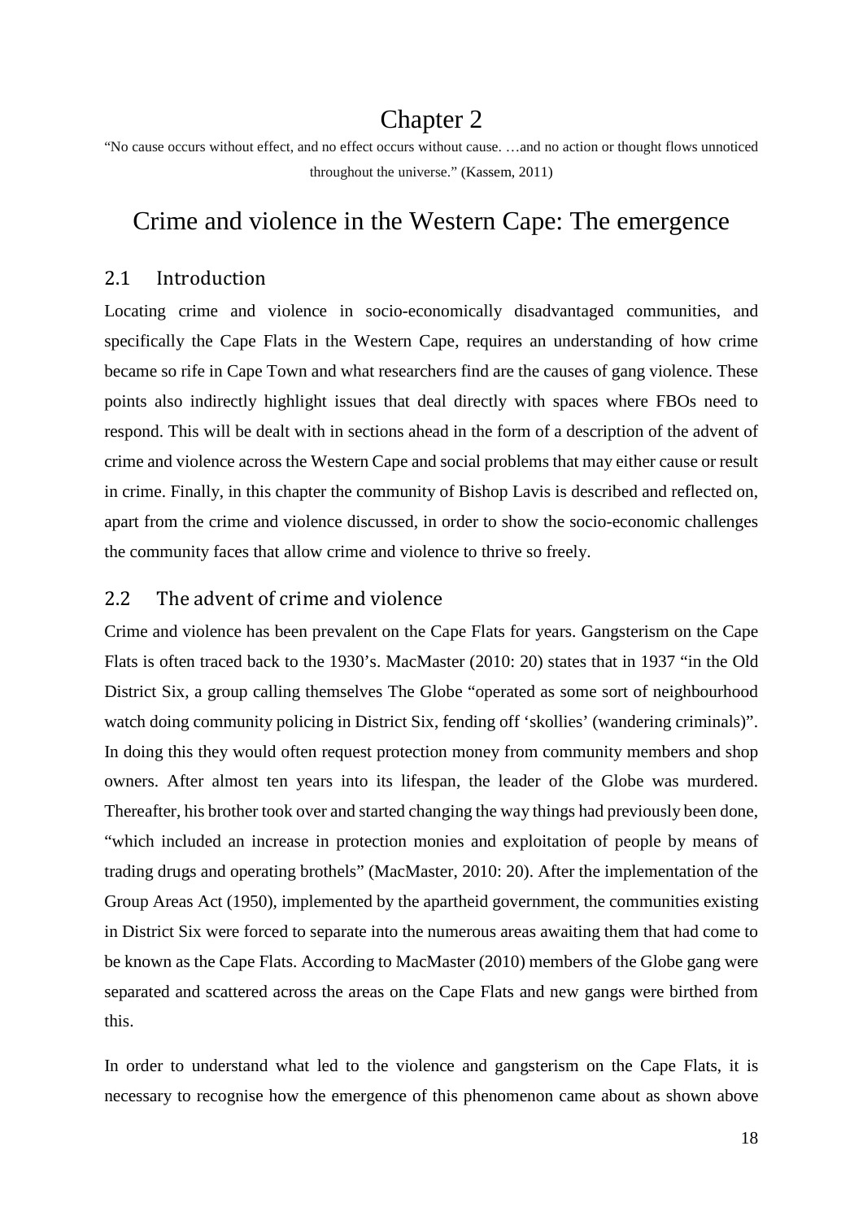# Chapter 2

"No cause occurs without effect, and no effect occurs without cause. …and no action or thought flows unnoticed throughout the universe." (Kassem, 2011)

# Crime and violence in the Western Cape: The emergence

## 2.1 Introduction

Locating crime and violence in socio-economically disadvantaged communities, and specifically the Cape Flats in the Western Cape, requires an understanding of how crime became so rife in Cape Town and what researchers find are the causes of gang violence. These points also indirectly highlight issues that deal directly with spaces where FBOs need to respond. This will be dealt with in sections ahead in the form of a description of the advent of crime and violence across the Western Cape and social problems that may either cause or result in crime. Finally, in this chapter the community of Bishop Lavis is described and reflected on, apart from the crime and violence discussed, in order to show the socio-economic challenges the community faces that allow crime and violence to thrive so freely.

## 2.2 The advent of crime and violence

Crime and violence has been prevalent on the Cape Flats for years. Gangsterism on the Cape Flats is often traced back to the 1930's. MacMaster (2010: 20) states that in 1937 "in the Old District Six, a group calling themselves The Globe "operated as some sort of neighbourhood watch doing community policing in District Six, fending off 'skollies' (wandering criminals)". In doing this they would often request protection money from community members and shop owners. After almost ten years into its lifespan, the leader of the Globe was murdered. Thereafter, his brother took over and started changing the way things had previously been done, "which included an increase in protection monies and exploitation of people by means of trading drugs and operating brothels" (MacMaster, 2010: 20). After the implementation of the Group Areas Act (1950), implemented by the apartheid government, the communities existing in District Six were forced to separate into the numerous areas awaiting them that had come to be known as the Cape Flats. According to MacMaster (2010) members of the Globe gang were separated and scattered across the areas on the Cape Flats and new gangs were birthed from this.

In order to understand what led to the violence and gangsterism on the Cape Flats, it is necessary to recognise how the emergence of this phenomenon came about as shown above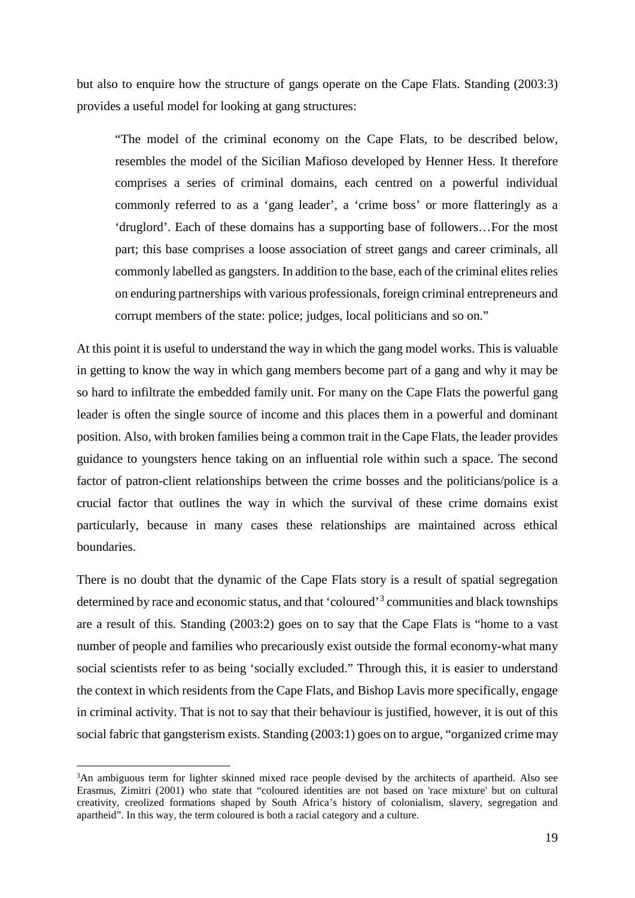but also to enquire how the structure of gangs operate on the Cape Flats. Standing (2003:3) provides a useful model for looking at gang structures:

> "The model of the criminal economy on the Cape Flats, to be described below, resembles the model of the Sicilian Mafioso developed by Henner Hess. It therefore comprises a series of criminal domains, each centred on a powerful individual commonly referred to as a 'gang leader', a 'crime boss' or more flatteringly as a 'druglord'. Each of these domains has a supporting base of followers…For the most part; this base comprises a loose association of street gangs and career criminals, all commonly labelled as gangsters. In addition to the base, each of the criminal elites relies on enduring partnerships with various professionals, foreign criminal entrepreneurs and corrupt members of the state: police; judges, local politicians and so on."

At this point it is useful to understand the way in which the gang model works. This is valuable in getting to know the way in which gang members become part of a gang and why it may be so hard to infiltrate the embedded family unit. For many on the Cape Flats the powerful gang leader is often the single source of income and this places them in a powerful and dominant position. Also, with broken families being a common trait in the Cape Flats, the leader provides guidance to youngsters hence taking on an influential role within such a space. The second factor of patron-client relationships between the crime bosses and the politicians/police is a crucial factor that outlines the way in which the survival of these crime domains exist particularly, because in many cases these relationships are maintained across ethical boundaries.

There is no doubt that the dynamic of the Cape Flats story is a result of spatial segregation determined by race and economic status, and that 'coloured'[3] communities and black townships are a result of this. Standing (2003:2) goes on to say that the Cape Flats is "home to a vast number of people and families who precariously exist outside the formal economy-what many social scientists refer to as being 'socially excluded." Through this, it is easier to understand the context in which residents from the Cape Flats, and Bishop Lavis more specifically, engage in criminal activity. That is not to say that their behaviour is justified, however, it is out of this social fabric that gangsterism exists. Standing (2003:1) goes on to argue, "organized crime may

---

[3]An ambiguous term for lighter skinned mixed race people devised by the architects of apartheid. Also see Erasmus, Zimitri (2001) who state that "coloured identities are not based on 'race mixture' but on cultural creativity, creolized formations shaped by South Africa's history of colonialism, slavery, segregation and apartheid". In this way, the term coloured is both a racial category and a culture.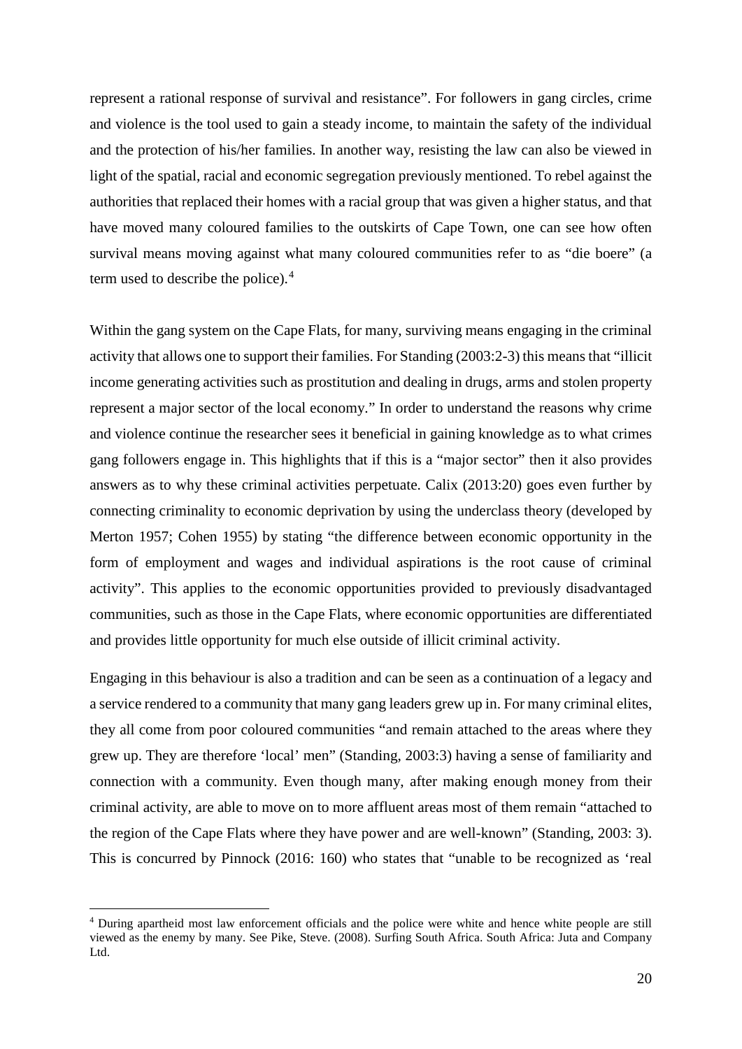represent a rational response of survival and resistance". For followers in gang circles, crime and violence is the tool used to gain a steady income, to maintain the safety of the individual and the protection of his/her families. In another way, resisting the law can also be viewed in light of the spatial, racial and economic segregation previously mentioned. To rebel against the authorities that replaced their homes with a racial group that was given a higher status, and that have moved many coloured families to the outskirts of Cape Town, one can see how often survival means moving against what many coloured communities refer to as "die boere" (a term used to describe the police).[4]

Within the gang system on the Cape Flats, for many, surviving means engaging in the criminal activity that allows one to support their families. For Standing (2003:2-3) this means that "illicit income generating activities such as prostitution and dealing in drugs, arms and stolen property represent a major sector of the local economy." In order to understand the reasons why crime and violence continue the researcher sees it beneficial in gaining knowledge as to what crimes gang followers engage in. This highlights that if this is a "major sector" then it also provides answers as to why these criminal activities perpetuate. Calix (2013:20) goes even further by connecting criminality to economic deprivation by using the underclass theory (developed by Merton 1957; Cohen 1955) by stating "the difference between economic opportunity in the form of employment and wages and individual aspirations is the root cause of criminal activity". This applies to the economic opportunities provided to previously disadvantaged communities, such as those in the Cape Flats, where economic opportunities are differentiated and provides little opportunity for much else outside of illicit criminal activity.

Engaging in this behaviour is also a tradition and can be seen as a continuation of a legacy and a service rendered to a community that many gang leaders grew up in. For many criminal elites, they all come from poor coloured communities "and remain attached to the areas where they grew up. They are therefore 'local' men" (Standing, 2003:3) having a sense of familiarity and connection with a community. Even though many, after making enough money from their criminal activity, are able to move on to more affluent areas most of them remain "attached to the region of the Cape Flats where they have power and are well-known" (Standing, 2003: 3). This is concurred by Pinnock (2016: 160) who states that "unable to be recognized as 'real

[4] During apartheid most law enforcement officials and the police were white and hence white people are still viewed as the enemy by many. See Pike, Steve. (2008). Surfing South Africa. South Africa: Juta and Company Ltd.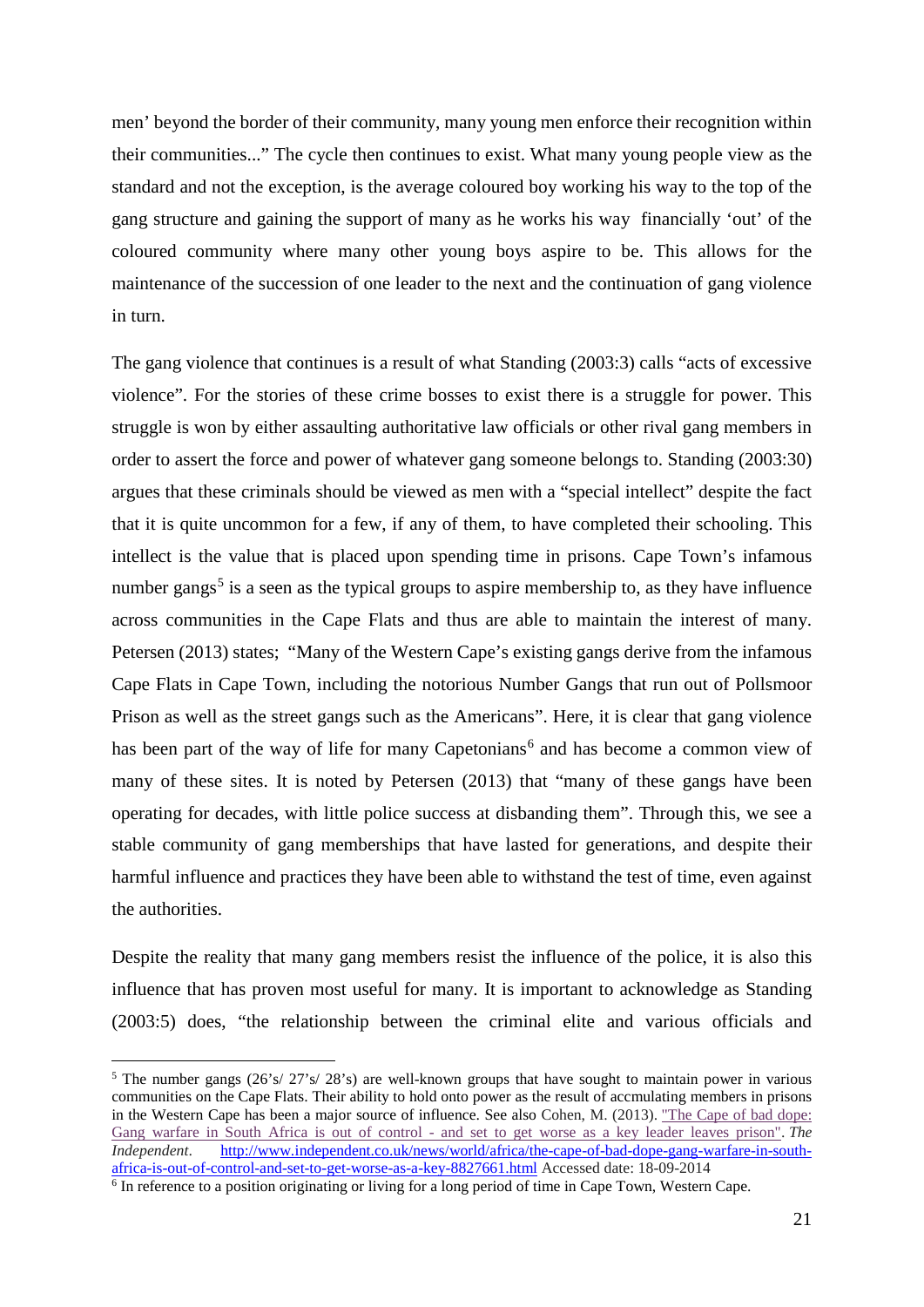men' beyond the border of their community, many young men enforce their recognition within their communities..." The cycle then continues to exist. What many young people view as the standard and not the exception, is the average coloured boy working his way to the top of the gang structure and gaining the support of many as he works his way financially 'out' of the coloured community where many other young boys aspire to be. This allows for the maintenance of the succession of one leader to the next and the continuation of gang violence in turn.

The gang violence that continues is a result of what Standing (2003:3) calls "acts of excessive violence". For the stories of these crime bosses to exist there is a struggle for power. This struggle is won by either assaulting authoritative law officials or other rival gang members in order to assert the force and power of whatever gang someone belongs to. Standing (2003:30) argues that these criminals should be viewed as men with a "special intellect" despite the fact that it is quite uncommon for a few, if any of them, to have completed their schooling. This intellect is the value that is placed upon spending time in prisons. Cape Town's infamous number gangs[5] is a seen as the typical groups to aspire membership to, as they have influence across communities in the Cape Flats and thus are able to maintain the interest of many. Petersen (2013) states; "Many of the Western Cape's existing gangs derive from the infamous Cape Flats in Cape Town, including the notorious Number Gangs that run out of Pollsmoor Prison as well as the street gangs such as the Americans". Here, it is clear that gang violence has been part of the way of life for many Capetonians[6] and has become a common view of many of these sites. It is noted by Petersen (2013) that "many of these gangs have been operating for decades, with little police success at disbanding them". Through this, we see a stable community of gang memberships that have lasted for generations, and despite their harmful influence and practices they have been able to withstand the test of time, even against the authorities.

Despite the reality that many gang members resist the influence of the police, it is also this influence that has proven most useful for many. It is important to acknowledge as Standing (2003:5) does, "the relationship between the criminal elite and various officials and

---

[5] The number gangs (26's/ 27's/ 28's) are well-known groups that have sought to maintain power in various communities on the Cape Flats. Their ability to hold onto power as the result of accmulating members in prisons in the Western Cape has been a major source of influence. See also Cohen, M. (2013). "The Cape of bad dope: Gang warfare in South Africa is out of control - and set to get worse as a key leader leaves prison". *The Independent*. http://www.independent.co.uk/news/world/africa/the-cape-of-bad-dope-gang-warfare-in-south-africa-is-out-of-control-and-set-to-get-worse-as-a-key-8827661.html Accessed date: 18-09-2014

[6] In reference to a position originating or living for a long period of time in Cape Town, Western Cape.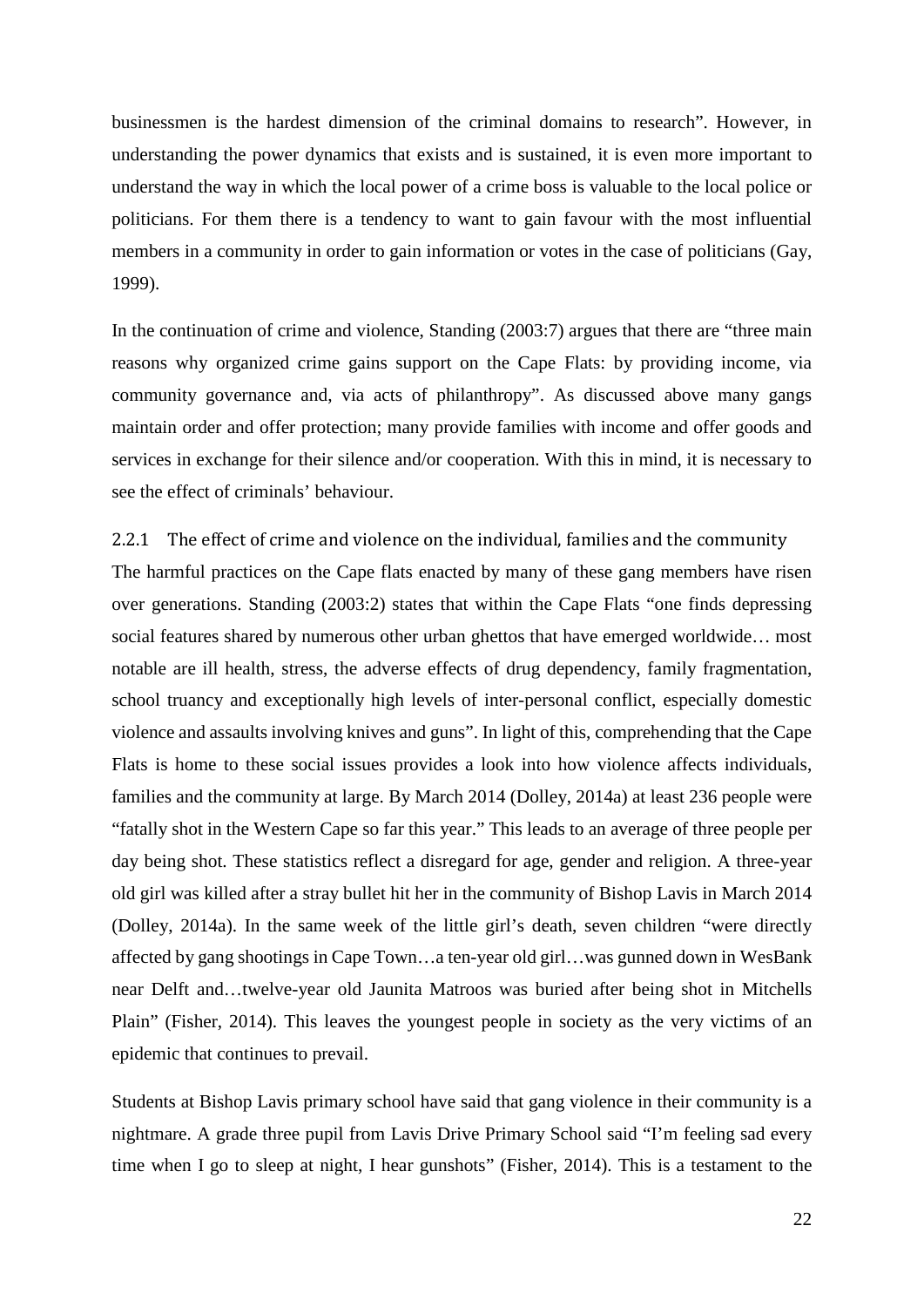businessmen is the hardest dimension of the criminal domains to research". However, in understanding the power dynamics that exists and is sustained, it is even more important to understand the way in which the local power of a crime boss is valuable to the local police or politicians. For them there is a tendency to want to gain favour with the most influential members in a community in order to gain information or votes in the case of politicians (Gay, 1999).

In the continuation of crime and violence, Standing (2003:7) argues that there are "three main reasons why organized crime gains support on the Cape Flats: by providing income, via community governance and, via acts of philanthropy". As discussed above many gangs maintain order and offer protection; many provide families with income and offer goods and services in exchange for their silence and/or cooperation. With this in mind, it is necessary to see the effect of criminals' behaviour.

### 2.2.1 The effect of crime and violence on the individual, families and the community

The harmful practices on the Cape flats enacted by many of these gang members have risen over generations. Standing (2003:2) states that within the Cape Flats "one finds depressing social features shared by numerous other urban ghettos that have emerged worldwide… most notable are ill health, stress, the adverse effects of drug dependency, family fragmentation, school truancy and exceptionally high levels of inter-personal conflict, especially domestic violence and assaults involving knives and guns". In light of this, comprehending that the Cape Flats is home to these social issues provides a look into how violence affects individuals, families and the community at large. By March 2014 (Dolley, 2014a) at least 236 people were "fatally shot in the Western Cape so far this year." This leads to an average of three people per day being shot. These statistics reflect a disregard for age, gender and religion. A three-year old girl was killed after a stray bullet hit her in the community of Bishop Lavis in March 2014 (Dolley, 2014a). In the same week of the little girl's death, seven children "were directly affected by gang shootings in Cape Town…a ten-year old girl…was gunned down in WesBank near Delft and…twelve-year old Jaunita Matroos was buried after being shot in Mitchells Plain" (Fisher, 2014). This leaves the youngest people in society as the very victims of an epidemic that continues to prevail.

Students at Bishop Lavis primary school have said that gang violence in their community is a nightmare. A grade three pupil from Lavis Drive Primary School said "I'm feeling sad every time when I go to sleep at night, I hear gunshots" (Fisher, 2014). This is a testament to the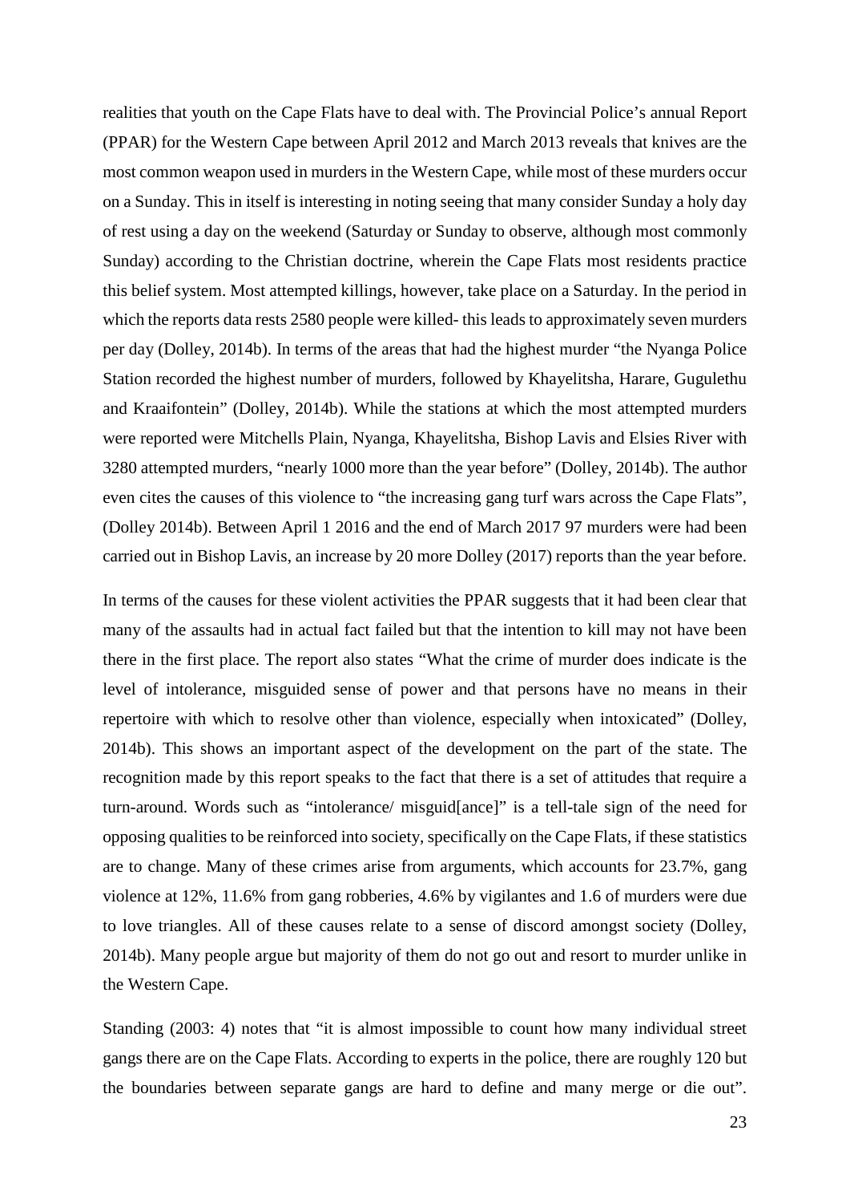realities that youth on the Cape Flats have to deal with. The Provincial Police's annual Report (PPAR) for the Western Cape between April 2012 and March 2013 reveals that knives are the most common weapon used in murders in the Western Cape, while most of these murders occur on a Sunday. This in itself is interesting in noting seeing that many consider Sunday a holy day of rest using a day on the weekend (Saturday or Sunday to observe, although most commonly Sunday) according to the Christian doctrine, wherein the Cape Flats most residents practice this belief system. Most attempted killings, however, take place on a Saturday. In the period in which the reports data rests 2580 people were killed- this leads to approximately seven murders per day (Dolley, 2014b). In terms of the areas that had the highest murder "the Nyanga Police Station recorded the highest number of murders, followed by Khayelitsha, Harare, Gugulethu and Kraaifontein" (Dolley, 2014b). While the stations at which the most attempted murders were reported were Mitchells Plain, Nyanga, Khayelitsha, Bishop Lavis and Elsies River with 3280 attempted murders, "nearly 1000 more than the year before" (Dolley, 2014b). The author even cites the causes of this violence to "the increasing gang turf wars across the Cape Flats", (Dolley 2014b). Between April 1 2016 and the end of March 2017 97 murders were had been carried out in Bishop Lavis, an increase by 20 more Dolley (2017) reports than the year before.

In terms of the causes for these violent activities the PPAR suggests that it had been clear that many of the assaults had in actual fact failed but that the intention to kill may not have been there in the first place. The report also states "What the crime of murder does indicate is the level of intolerance, misguided sense of power and that persons have no means in their repertoire with which to resolve other than violence, especially when intoxicated" (Dolley, 2014b). This shows an important aspect of the development on the part of the state. The recognition made by this report speaks to the fact that there is a set of attitudes that require a turn-around. Words such as "intolerance/ misguid[ance]" is a tell-tale sign of the need for opposing qualities to be reinforced into society, specifically on the Cape Flats, if these statistics are to change. Many of these crimes arise from arguments, which accounts for 23.7%, gang violence at 12%, 11.6% from gang robberies, 4.6% by vigilantes and 1.6 of murders were due to love triangles. All of these causes relate to a sense of discord amongst society (Dolley, 2014b). Many people argue but majority of them do not go out and resort to murder unlike in the Western Cape.

Standing (2003: 4) notes that "it is almost impossible to count how many individual street gangs there are on the Cape Flats. According to experts in the police, there are roughly 120 but the boundaries between separate gangs are hard to define and many merge or die out".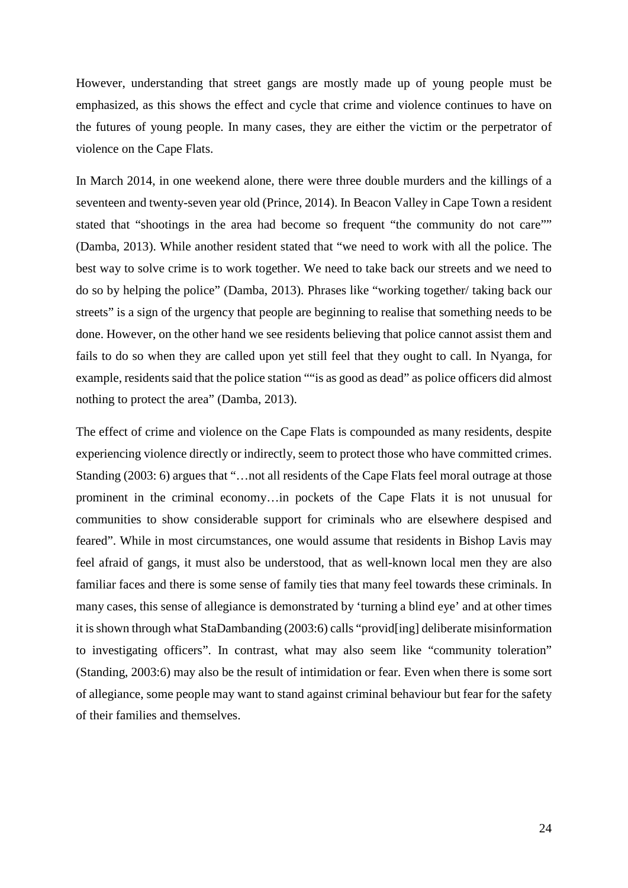However, understanding that street gangs are mostly made up of young people must be emphasized, as this shows the effect and cycle that crime and violence continues to have on the futures of young people. In many cases, they are either the victim or the perpetrator of violence on the Cape Flats.

In March 2014, in one weekend alone, there were three double murders and the killings of a seventeen and twenty-seven year old (Prince, 2014). In Beacon Valley in Cape Town a resident stated that "shootings in the area had become so frequent "the community do not care"" (Damba, 2013). While another resident stated that "we need to work with all the police. The best way to solve crime is to work together. We need to take back our streets and we need to do so by helping the police" (Damba, 2013). Phrases like "working together/ taking back our streets" is a sign of the urgency that people are beginning to realise that something needs to be done. However, on the other hand we see residents believing that police cannot assist them and fails to do so when they are called upon yet still feel that they ought to call. In Nyanga, for example, residents said that the police station ""is as good as dead" as police officers did almost nothing to protect the area" (Damba, 2013).

The effect of crime and violence on the Cape Flats is compounded as many residents, despite experiencing violence directly or indirectly, seem to protect those who have committed crimes. Standing (2003: 6) argues that "…not all residents of the Cape Flats feel moral outrage at those prominent in the criminal economy…in pockets of the Cape Flats it is not unusual for communities to show considerable support for criminals who are elsewhere despised and feared". While in most circumstances, one would assume that residents in Bishop Lavis may feel afraid of gangs, it must also be understood, that as well-known local men they are also familiar faces and there is some sense of family ties that many feel towards these criminals. In many cases, this sense of allegiance is demonstrated by 'turning a blind eye' and at other times it is shown through what StaDambanding (2003:6) calls "provid[ing] deliberate misinformation to investigating officers". In contrast, what may also seem like "community toleration" (Standing, 2003:6) may also be the result of intimidation or fear. Even when there is some sort of allegiance, some people may want to stand against criminal behaviour but fear for the safety of their families and themselves.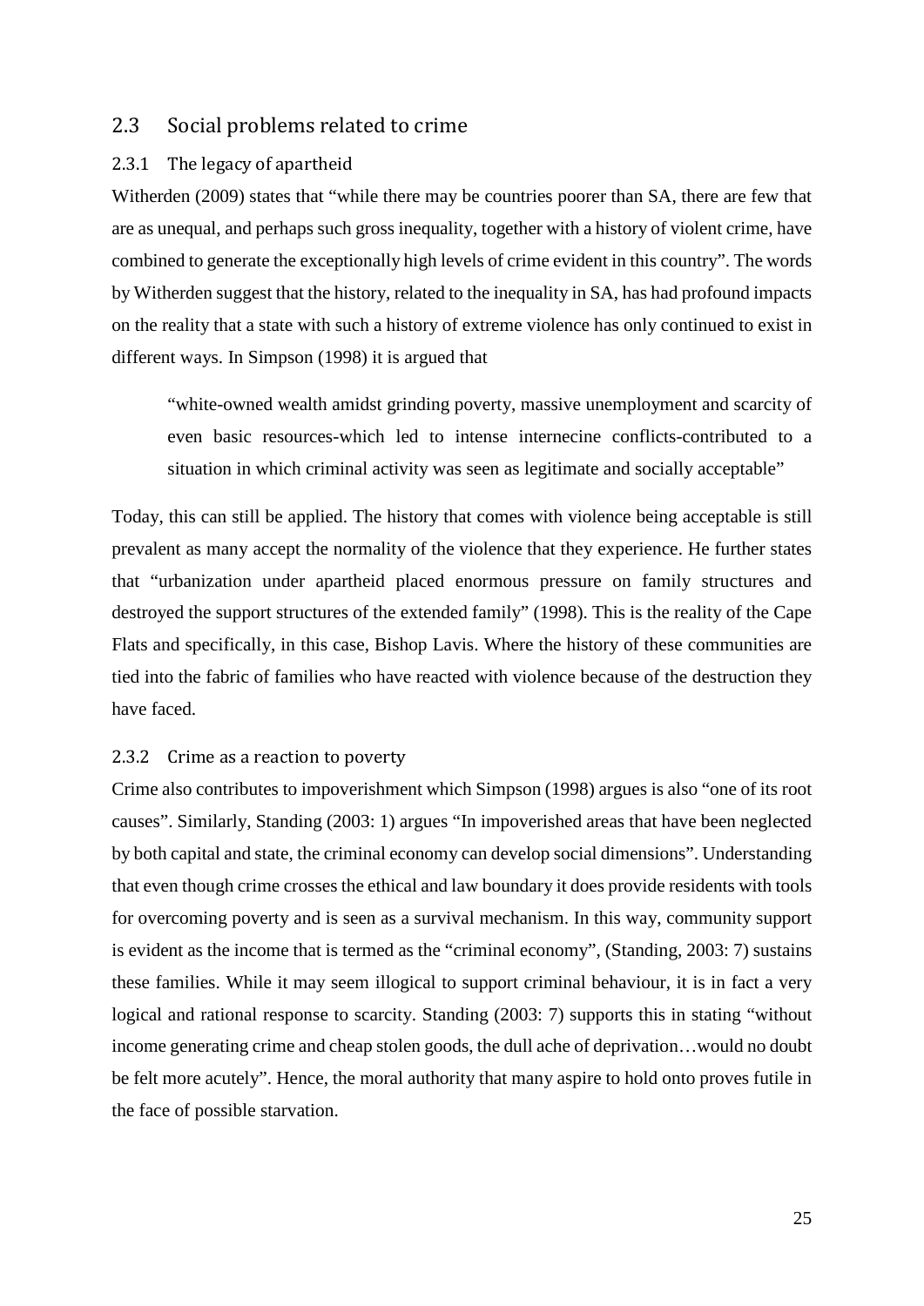## 2.3 Social problems related to crime

### 2.3.1 The legacy of apartheid

Witherden (2009) states that "while there may be countries poorer than SA, there are few that are as unequal, and perhaps such gross inequality, together with a history of violent crime, have combined to generate the exceptionally high levels of crime evident in this country". The words by Witherden suggest that the history, related to the inequality in SA, has had profound impacts on the reality that a state with such a history of extreme violence has only continued to exist in different ways. In Simpson (1998) it is argued that

> "white-owned wealth amidst grinding poverty, massive unemployment and scarcity of even basic resources-which led to intense internecine conflicts-contributed to a situation in which criminal activity was seen as legitimate and socially acceptable"

Today, this can still be applied. The history that comes with violence being acceptable is still prevalent as many accept the normality of the violence that they experience. He further states that "urbanization under apartheid placed enormous pressure on family structures and destroyed the support structures of the extended family" (1998). This is the reality of the Cape Flats and specifically, in this case, Bishop Lavis. Where the history of these communities are tied into the fabric of families who have reacted with violence because of the destruction they have faced.

### 2.3.2 Crime as a reaction to poverty

Crime also contributes to impoverishment which Simpson (1998) argues is also "one of its root causes". Similarly, Standing (2003: 1) argues "In impoverished areas that have been neglected by both capital and state, the criminal economy can develop social dimensions". Understanding that even though crime crosses the ethical and law boundary it does provide residents with tools for overcoming poverty and is seen as a survival mechanism. In this way, community support is evident as the income that is termed as the "criminal economy", (Standing, 2003: 7) sustains these families. While it may seem illogical to support criminal behaviour, it is in fact a very logical and rational response to scarcity. Standing (2003: 7) supports this in stating "without income generating crime and cheap stolen goods, the dull ache of deprivation…would no doubt be felt more acutely". Hence, the moral authority that many aspire to hold onto proves futile in the face of possible starvation.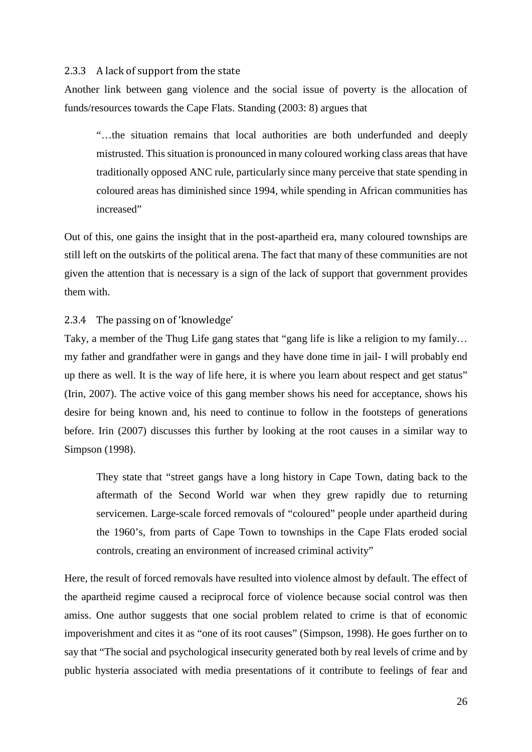### 2.3.3 A lack of support from the state

Another link between gang violence and the social issue of poverty is the allocation of funds/resources towards the Cape Flats. Standing (2003: 8) argues that

> "…the situation remains that local authorities are both underfunded and deeply mistrusted. This situation is pronounced in many coloured working class areas that have traditionally opposed ANC rule, particularly since many perceive that state spending in coloured areas has diminished since 1994, while spending in African communities has increased"

Out of this, one gains the insight that in the post-apartheid era, many coloured townships are still left on the outskirts of the political arena. The fact that many of these communities are not given the attention that is necessary is a sign of the lack of support that government provides them with.

### 2.3.4 The passing on of 'knowledge'

Taky, a member of the Thug Life gang states that "gang life is like a religion to my family… my father and grandfather were in gangs and they have done time in jail- I will probably end up there as well. It is the way of life here, it is where you learn about respect and get status" (Irin, 2007). The active voice of this gang member shows his need for acceptance, shows his desire for being known and, his need to continue to follow in the footsteps of generations before. Irin (2007) discusses this further by looking at the root causes in a similar way to Simpson (1998).

> They state that "street gangs have a long history in Cape Town, dating back to the aftermath of the Second World war when they grew rapidly due to returning servicemen. Large-scale forced removals of "coloured" people under apartheid during the 1960's, from parts of Cape Town to townships in the Cape Flats eroded social controls, creating an environment of increased criminal activity"

Here, the result of forced removals have resulted into violence almost by default. The effect of the apartheid regime caused a reciprocal force of violence because social control was then amiss. One author suggests that one social problem related to crime is that of economic impoverishment and cites it as "one of its root causes" (Simpson, 1998). He goes further on to say that "The social and psychological insecurity generated both by real levels of crime and by public hysteria associated with media presentations of it contribute to feelings of fear and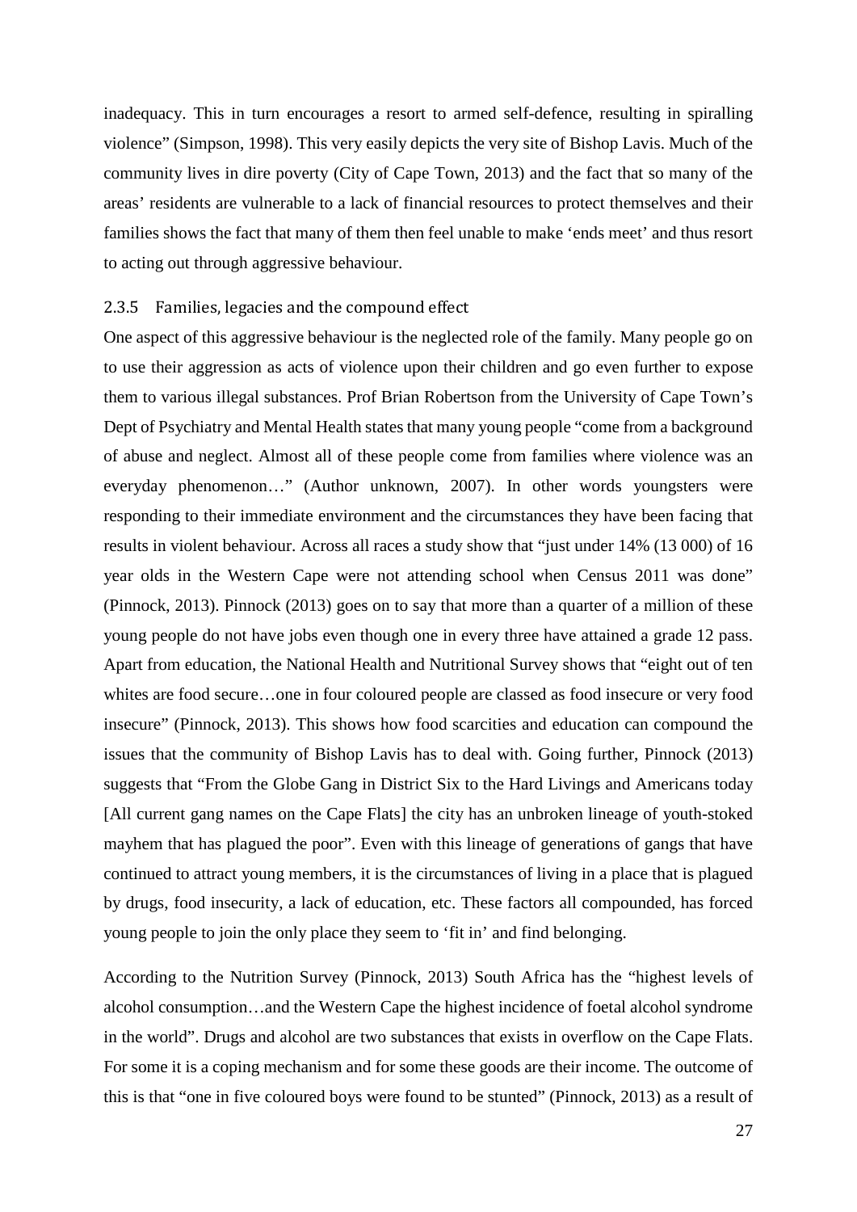inadequacy. This in turn encourages a resort to armed self-defence, resulting in spiralling violence" (Simpson, 1998). This very easily depicts the very site of Bishop Lavis. Much of the community lives in dire poverty (City of Cape Town, 2013) and the fact that so many of the areas' residents are vulnerable to a lack of financial resources to protect themselves and their families shows the fact that many of them then feel unable to make 'ends meet' and thus resort to acting out through aggressive behaviour.

### 2.3.5 Families, legacies and the compound effect

One aspect of this aggressive behaviour is the neglected role of the family. Many people go on to use their aggression as acts of violence upon their children and go even further to expose them to various illegal substances. Prof Brian Robertson from the University of Cape Town's Dept of Psychiatry and Mental Health states that many young people "come from a background of abuse and neglect. Almost all of these people come from families where violence was an everyday phenomenon…" (Author unknown, 2007). In other words youngsters were responding to their immediate environment and the circumstances they have been facing that results in violent behaviour. Across all races a study show that "just under 14% (13 000) of 16 year olds in the Western Cape were not attending school when Census 2011 was done" (Pinnock, 2013). Pinnock (2013) goes on to say that more than a quarter of a million of these young people do not have jobs even though one in every three have attained a grade 12 pass. Apart from education, the National Health and Nutritional Survey shows that "eight out of ten whites are food secure…one in four coloured people are classed as food insecure or very food insecure" (Pinnock, 2013). This shows how food scarcities and education can compound the issues that the community of Bishop Lavis has to deal with. Going further, Pinnock (2013) suggests that "From the Globe Gang in District Six to the Hard Livings and Americans today [All current gang names on the Cape Flats] the city has an unbroken lineage of youth-stoked mayhem that has plagued the poor". Even with this lineage of generations of gangs that have continued to attract young members, it is the circumstances of living in a place that is plagued by drugs, food insecurity, a lack of education, etc. These factors all compounded, has forced young people to join the only place they seem to 'fit in' and find belonging.

According to the Nutrition Survey (Pinnock, 2013) South Africa has the "highest levels of alcohol consumption…and the Western Cape the highest incidence of foetal alcohol syndrome in the world". Drugs and alcohol are two substances that exists in overflow on the Cape Flats. For some it is a coping mechanism and for some these goods are their income. The outcome of this is that "one in five coloured boys were found to be stunted" (Pinnock, 2013) as a result of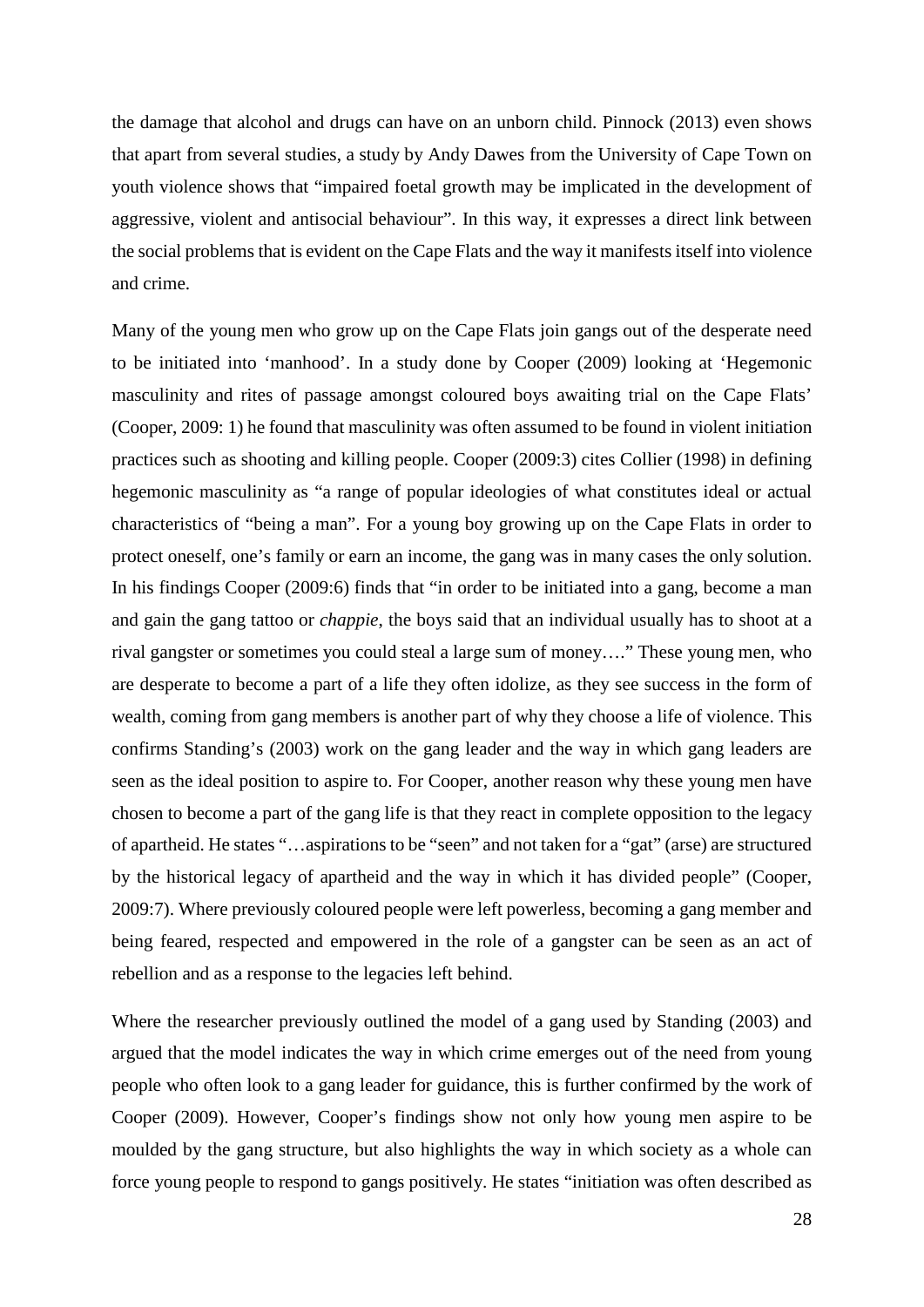the damage that alcohol and drugs can have on an unborn child. Pinnock (2013) even shows that apart from several studies, a study by Andy Dawes from the University of Cape Town on youth violence shows that "impaired foetal growth may be implicated in the development of aggressive, violent and antisocial behaviour". In this way, it expresses a direct link between the social problems that is evident on the Cape Flats and the way it manifests itself into violence and crime.

Many of the young men who grow up on the Cape Flats join gangs out of the desperate need to be initiated into 'manhood'. In a study done by Cooper (2009) looking at 'Hegemonic masculinity and rites of passage amongst coloured boys awaiting trial on the Cape Flats' (Cooper, 2009: 1) he found that masculinity was often assumed to be found in violent initiation practices such as shooting and killing people. Cooper (2009:3) cites Collier (1998) in defining hegemonic masculinity as "a range of popular ideologies of what constitutes ideal or actual characteristics of "being a man". For a young boy growing up on the Cape Flats in order to protect oneself, one's family or earn an income, the gang was in many cases the only solution. In his findings Cooper (2009:6) finds that "in order to be initiated into a gang, become a man and gain the gang tattoo or *chappie*, the boys said that an individual usually has to shoot at a rival gangster or sometimes you could steal a large sum of money…." These young men, who are desperate to become a part of a life they often idolize, as they see success in the form of wealth, coming from gang members is another part of why they choose a life of violence. This confirms Standing's (2003) work on the gang leader and the way in which gang leaders are seen as the ideal position to aspire to. For Cooper, another reason why these young men have chosen to become a part of the gang life is that they react in complete opposition to the legacy of apartheid. He states "…aspirations to be "seen" and not taken for a "gat" (arse) are structured by the historical legacy of apartheid and the way in which it has divided people" (Cooper, 2009:7). Where previously coloured people were left powerless, becoming a gang member and being feared, respected and empowered in the role of a gangster can be seen as an act of rebellion and as a response to the legacies left behind.

Where the researcher previously outlined the model of a gang used by Standing (2003) and argued that the model indicates the way in which crime emerges out of the need from young people who often look to a gang leader for guidance, this is further confirmed by the work of Cooper (2009). However, Cooper's findings show not only how young men aspire to be moulded by the gang structure, but also highlights the way in which society as a whole can force young people to respond to gangs positively. He states "initiation was often described as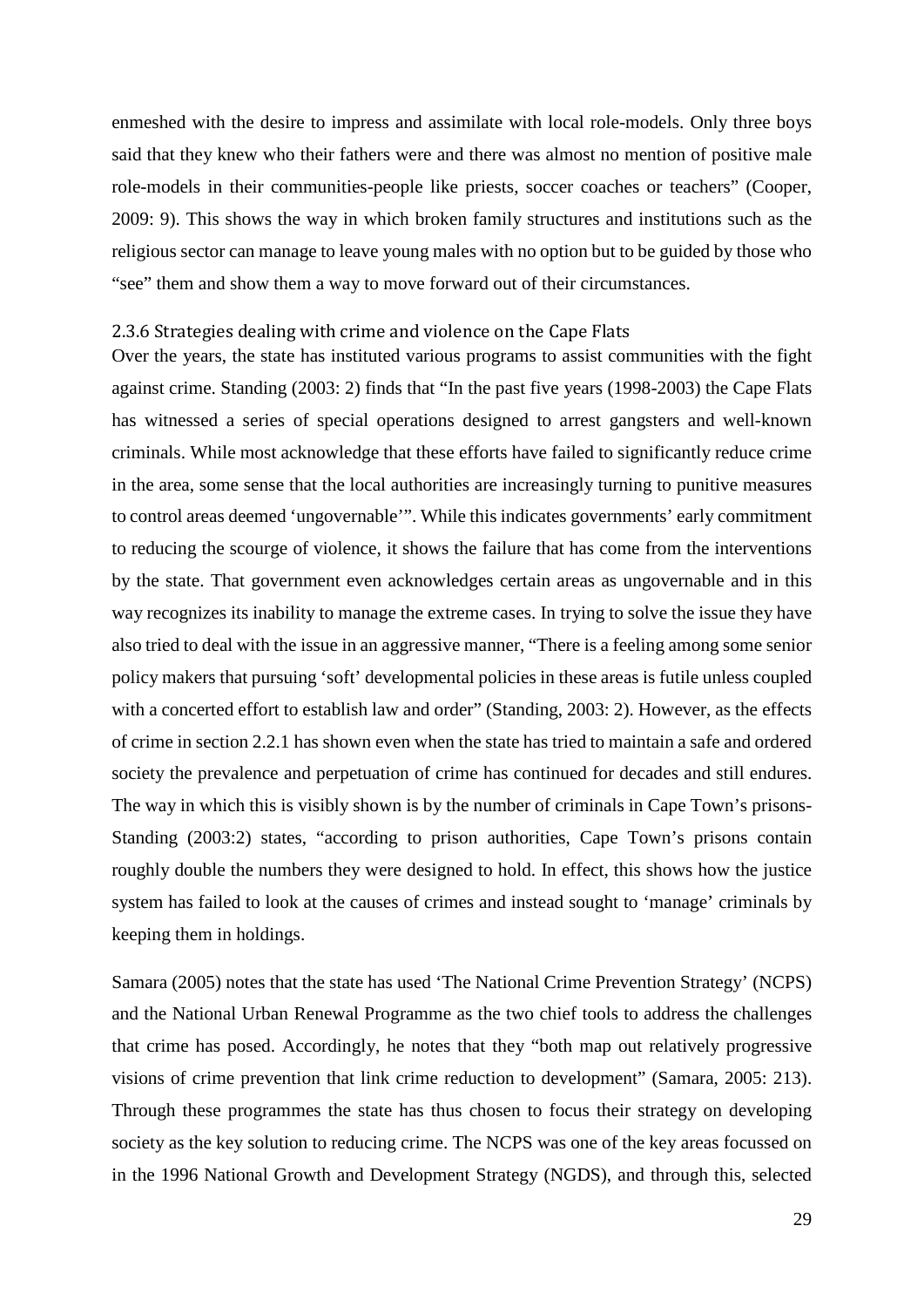enmeshed with the desire to impress and assimilate with local role-models. Only three boys said that they knew who their fathers were and there was almost no mention of positive male role-models in their communities-people like priests, soccer coaches or teachers" (Cooper, 2009: 9). This shows the way in which broken family structures and institutions such as the religious sector can manage to leave young males with no option but to be guided by those who "see" them and show them a way to move forward out of their circumstances.

### 2.3.6 Strategies dealing with crime and violence on the Cape Flats

Over the years, the state has instituted various programs to assist communities with the fight against crime. Standing (2003: 2) finds that "In the past five years (1998-2003) the Cape Flats has witnessed a series of special operations designed to arrest gangsters and well-known criminals. While most acknowledge that these efforts have failed to significantly reduce crime in the area, some sense that the local authorities are increasingly turning to punitive measures to control areas deemed 'ungovernable'". While this indicates governments' early commitment to reducing the scourge of violence, it shows the failure that has come from the interventions by the state. That government even acknowledges certain areas as ungovernable and in this way recognizes its inability to manage the extreme cases. In trying to solve the issue they have also tried to deal with the issue in an aggressive manner, "There is a feeling among some senior policy makers that pursuing 'soft' developmental policies in these areas is futile unless coupled with a concerted effort to establish law and order" (Standing, 2003: 2). However, as the effects of crime in section 2.2.1 has shown even when the state has tried to maintain a safe and ordered society the prevalence and perpetuation of crime has continued for decades and still endures. The way in which this is visibly shown is by the number of criminals in Cape Town's prisons- Standing (2003:2) states, "according to prison authorities, Cape Town's prisons contain roughly double the numbers they were designed to hold. In effect, this shows how the justice system has failed to look at the causes of crimes and instead sought to 'manage' criminals by keeping them in holdings.

Samara (2005) notes that the state has used 'The National Crime Prevention Strategy' (NCPS) and the National Urban Renewal Programme as the two chief tools to address the challenges that crime has posed. Accordingly, he notes that they "both map out relatively progressive visions of crime prevention that link crime reduction to development" (Samara, 2005: 213). Through these programmes the state has thus chosen to focus their strategy on developing society as the key solution to reducing crime. The NCPS was one of the key areas focussed on in the 1996 National Growth and Development Strategy (NGDS), and through this, selected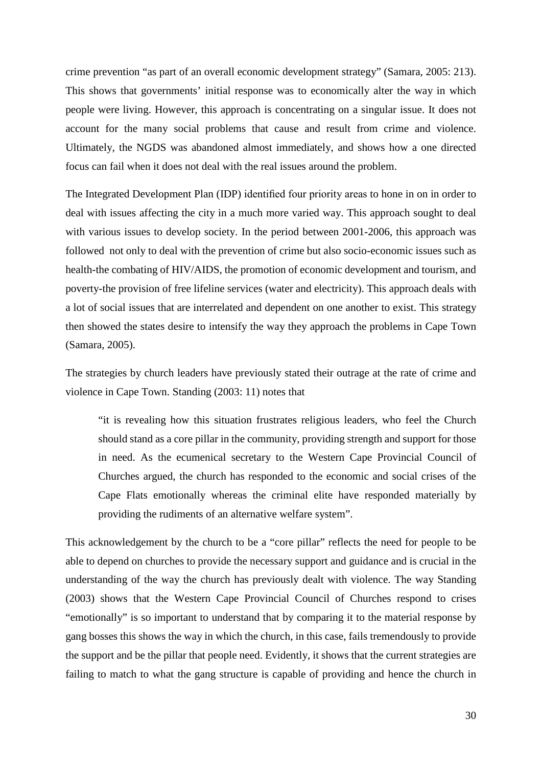crime prevention "as part of an overall economic development strategy" (Samara, 2005: 213). This shows that governments' initial response was to economically alter the way in which people were living. However, this approach is concentrating on a singular issue. It does not account for the many social problems that cause and result from crime and violence. Ultimately, the NGDS was abandoned almost immediately, and shows how a one directed focus can fail when it does not deal with the real issues around the problem.

The Integrated Development Plan (IDP) identified four priority areas to hone in on in order to deal with issues affecting the city in a much more varied way. This approach sought to deal with various issues to develop society. In the period between 2001-2006, this approach was followed not only to deal with the prevention of crime but also socio-economic issues such as health-the combating of HIV/AIDS, the promotion of economic development and tourism, and poverty-the provision of free lifeline services (water and electricity). This approach deals with a lot of social issues that are interrelated and dependent on one another to exist. This strategy then showed the states desire to intensify the way they approach the problems in Cape Town (Samara, 2005).

The strategies by church leaders have previously stated their outrage at the rate of crime and violence in Cape Town. Standing (2003: 11) notes that

> "it is revealing how this situation frustrates religious leaders, who feel the Church should stand as a core pillar in the community, providing strength and support for those in need. As the ecumenical secretary to the Western Cape Provincial Council of Churches argued, the church has responded to the economic and social crises of the Cape Flats emotionally whereas the criminal elite have responded materially by providing the rudiments of an alternative welfare system".

This acknowledgement by the church to be a "core pillar" reflects the need for people to be able to depend on churches to provide the necessary support and guidance and is crucial in the understanding of the way the church has previously dealt with violence. The way Standing (2003) shows that the Western Cape Provincial Council of Churches respond to crises "emotionally" is so important to understand that by comparing it to the material response by gang bosses this shows the way in which the church, in this case, fails tremendously to provide the support and be the pillar that people need. Evidently, it shows that the current strategies are failing to match to what the gang structure is capable of providing and hence the church in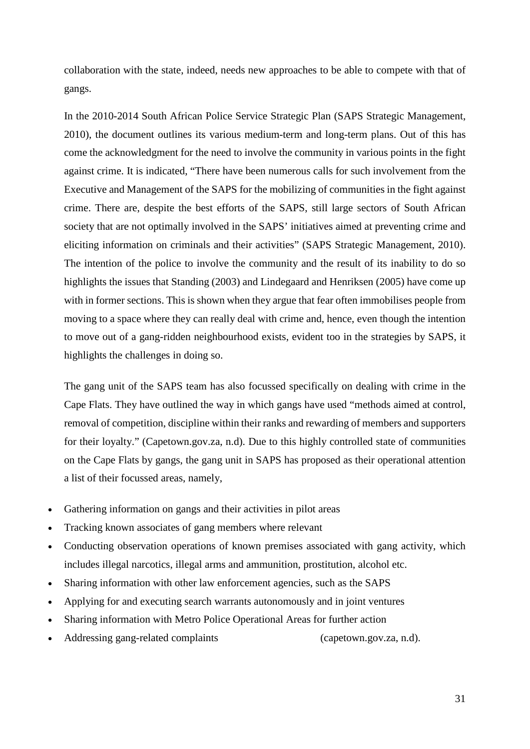collaboration with the state, indeed, needs new approaches to be able to compete with that of gangs.

In the 2010-2014 South African Police Service Strategic Plan (SAPS Strategic Management, 2010), the document outlines its various medium-term and long-term plans. Out of this has come the acknowledgment for the need to involve the community in various points in the fight against crime. It is indicated, "There have been numerous calls for such involvement from the Executive and Management of the SAPS for the mobilizing of communities in the fight against crime. There are, despite the best efforts of the SAPS, still large sectors of South African society that are not optimally involved in the SAPS' initiatives aimed at preventing crime and eliciting information on criminals and their activities" (SAPS Strategic Management, 2010). The intention of the police to involve the community and the result of its inability to do so highlights the issues that Standing (2003) and Lindegaard and Henriksen (2005) have come up with in former sections. This is shown when they argue that fear often immobilises people from moving to a space where they can really deal with crime and, hence, even though the intention to move out of a gang-ridden neighbourhood exists, evident too in the strategies by SAPS, it highlights the challenges in doing so.

The gang unit of the SAPS team has also focussed specifically on dealing with crime in the Cape Flats. They have outlined the way in which gangs have used "methods aimed at control, removal of competition, discipline within their ranks and rewarding of members and supporters for their loyalty." (Capetown.gov.za, n.d). Due to this highly controlled state of communities on the Cape Flats by gangs, the gang unit in SAPS has proposed as their operational attention a list of their focussed areas, namely,

- Gathering information on gangs and their activities in pilot areas
- Tracking known associates of gang members where relevant
- Conducting observation operations of known premises associated with gang activity, which includes illegal narcotics, illegal arms and ammunition, prostitution, alcohol etc.
- Sharing information with other law enforcement agencies, such as the SAPS
- Applying for and executing search warrants autonomously and in joint ventures
- Sharing information with Metro Police Operational Areas for further action
- Addressing gang-related complaints (capetown.gov.za, n.d).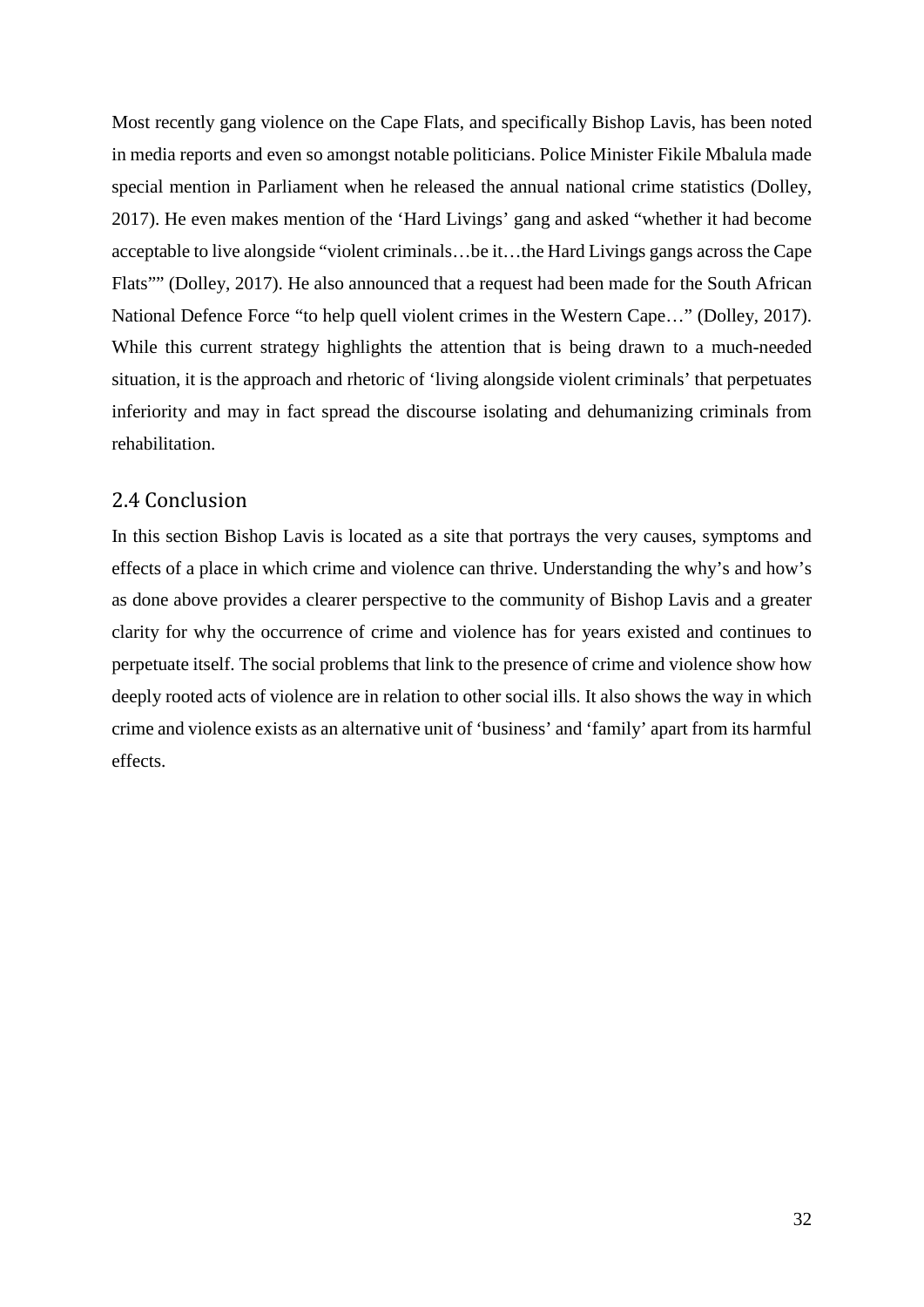Most recently gang violence on the Cape Flats, and specifically Bishop Lavis, has been noted in media reports and even so amongst notable politicians. Police Minister Fikile Mbalula made special mention in Parliament when he released the annual national crime statistics (Dolley, 2017). He even makes mention of the 'Hard Livings' gang and asked "whether it had become acceptable to live alongside "violent criminals…be it…the Hard Livings gangs across the Cape Flats"" (Dolley, 2017). He also announced that a request had been made for the South African National Defence Force "to help quell violent crimes in the Western Cape…" (Dolley, 2017). While this current strategy highlights the attention that is being drawn to a much-needed situation, it is the approach and rhetoric of 'living alongside violent criminals' that perpetuates inferiority and may in fact spread the discourse isolating and dehumanizing criminals from rehabilitation.

## 2.4 Conclusion

In this section Bishop Lavis is located as a site that portrays the very causes, symptoms and effects of a place in which crime and violence can thrive. Understanding the why's and how's as done above provides a clearer perspective to the community of Bishop Lavis and a greater clarity for why the occurrence of crime and violence has for years existed and continues to perpetuate itself. The social problems that link to the presence of crime and violence show how deeply rooted acts of violence are in relation to other social ills. It also shows the way in which crime and violence exists as an alternative unit of 'business' and 'family' apart from its harmful effects.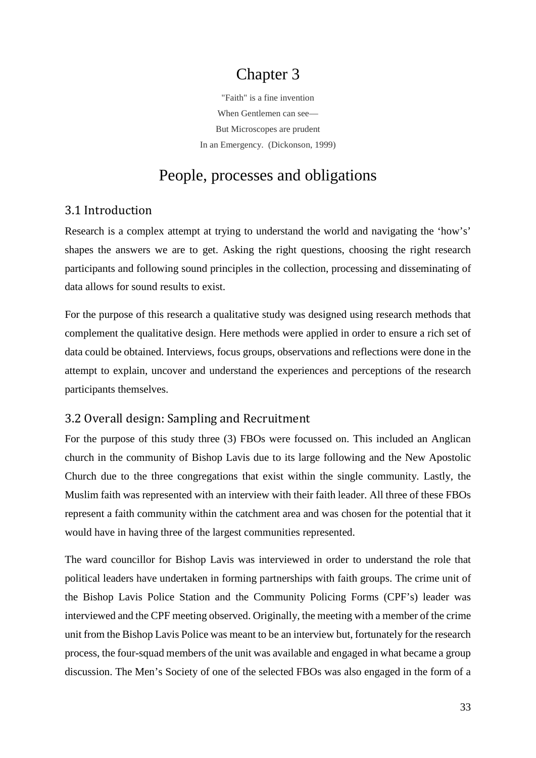# Chapter 3

"Faith" is a fine invention
When Gentlemen can see—
But Microscopes are prudent
In an Emergency. (Dickonson, 1999)

# People, processes and obligations

## 3.1 Introduction

Research is a complex attempt at trying to understand the world and navigating the 'how's' shapes the answers we are to get. Asking the right questions, choosing the right research participants and following sound principles in the collection, processing and disseminating of data allows for sound results to exist.

For the purpose of this research a qualitative study was designed using research methods that complement the qualitative design. Here methods were applied in order to ensure a rich set of data could be obtained. Interviews, focus groups, observations and reflections were done in the attempt to explain, uncover and understand the experiences and perceptions of the research participants themselves.

## 3.2 Overall design: Sampling and Recruitment

For the purpose of this study three (3) FBOs were focussed on. This included an Anglican church in the community of Bishop Lavis due to its large following and the New Apostolic Church due to the three congregations that exist within the single community. Lastly, the Muslim faith was represented with an interview with their faith leader. All three of these FBOs represent a faith community within the catchment area and was chosen for the potential that it would have in having three of the largest communities represented.

The ward councillor for Bishop Lavis was interviewed in order to understand the role that political leaders have undertaken in forming partnerships with faith groups. The crime unit of the Bishop Lavis Police Station and the Community Policing Forms (CPF's) leader was interviewed and the CPF meeting observed. Originally, the meeting with a member of the crime unit from the Bishop Lavis Police was meant to be an interview but, fortunately for the research process, the four-squad members of the unit was available and engaged in what became a group discussion. The Men's Society of one of the selected FBOs was also engaged in the form of a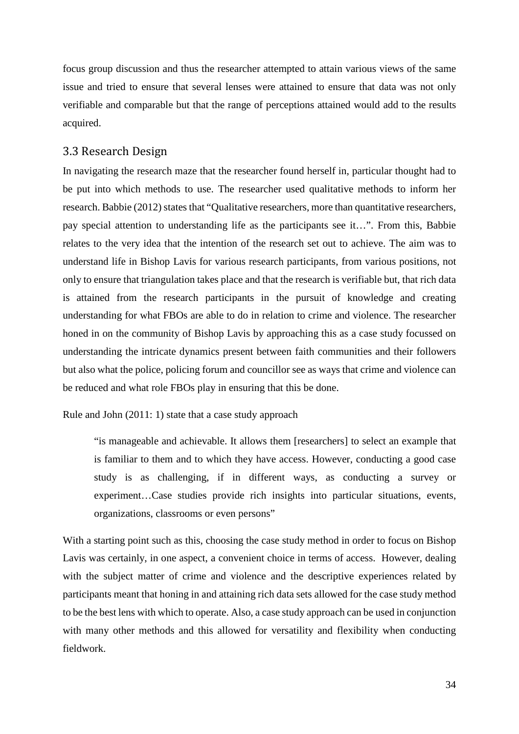focus group discussion and thus the researcher attempted to attain various views of the same issue and tried to ensure that several lenses were attained to ensure that data was not only verifiable and comparable but that the range of perceptions attained would add to the results acquired.

## 3.3 Research Design

In navigating the research maze that the researcher found herself in, particular thought had to be put into which methods to use. The researcher used qualitative methods to inform her research. Babbie (2012) states that "Qualitative researchers, more than quantitative researchers, pay special attention to understanding life as the participants see it…". From this, Babbie relates to the very idea that the intention of the research set out to achieve. The aim was to understand life in Bishop Lavis for various research participants, from various positions, not only to ensure that triangulation takes place and that the research is verifiable but, that rich data is attained from the research participants in the pursuit of knowledge and creating understanding for what FBOs are able to do in relation to crime and violence. The researcher honed in on the community of Bishop Lavis by approaching this as a case study focussed on understanding the intricate dynamics present between faith communities and their followers but also what the police, policing forum and councillor see as ways that crime and violence can be reduced and what role FBOs play in ensuring that this be done.

Rule and John (2011: 1) state that a case study approach

> "is manageable and achievable. It allows them [researchers] to select an example that is familiar to them and to which they have access. However, conducting a good case study is as challenging, if in different ways, as conducting a survey or experiment…Case studies provide rich insights into particular situations, events, organizations, classrooms or even persons"

With a starting point such as this, choosing the case study method in order to focus on Bishop Lavis was certainly, in one aspect, a convenient choice in terms of access. However, dealing with the subject matter of crime and violence and the descriptive experiences related by participants meant that honing in and attaining rich data sets allowed for the case study method to be the best lens with which to operate. Also, a case study approach can be used in conjunction with many other methods and this allowed for versatility and flexibility when conducting fieldwork.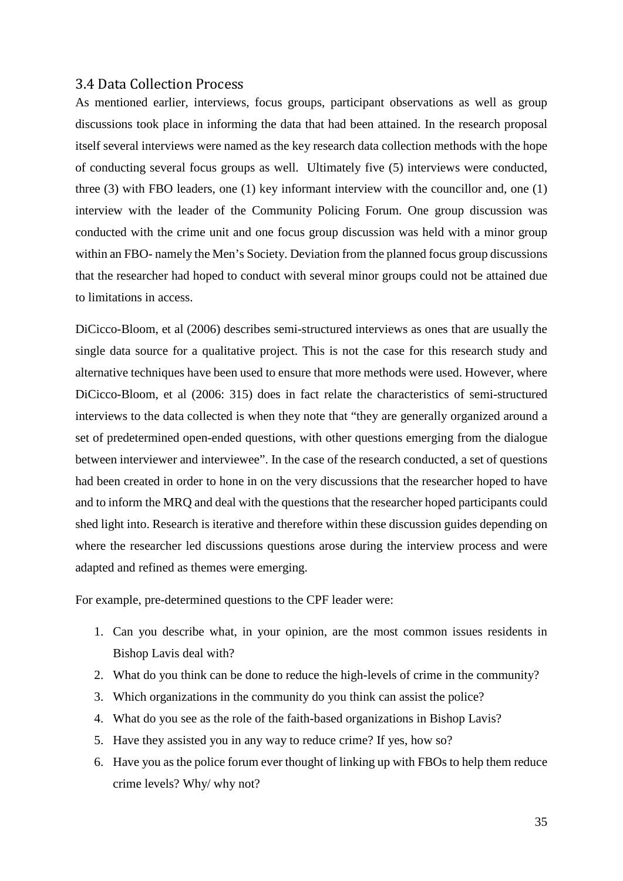## 3.4 Data Collection Process

As mentioned earlier, interviews, focus groups, participant observations as well as group discussions took place in informing the data that had been attained. In the research proposal itself several interviews were named as the key research data collection methods with the hope of conducting several focus groups as well. Ultimately five (5) interviews were conducted, three (3) with FBO leaders, one (1) key informant interview with the councillor and, one (1) interview with the leader of the Community Policing Forum. One group discussion was conducted with the crime unit and one focus group discussion was held with a minor group within an FBO- namely the Men's Society. Deviation from the planned focus group discussions that the researcher had hoped to conduct with several minor groups could not be attained due to limitations in access.

DiCicco-Bloom, et al (2006) describes semi-structured interviews as ones that are usually the single data source for a qualitative project. This is not the case for this research study and alternative techniques have been used to ensure that more methods were used. However, where DiCicco-Bloom, et al (2006: 315) does in fact relate the characteristics of semi-structured interviews to the data collected is when they note that "they are generally organized around a set of predetermined open-ended questions, with other questions emerging from the dialogue between interviewer and interviewee". In the case of the research conducted, a set of questions had been created in order to hone in on the very discussions that the researcher hoped to have and to inform the MRQ and deal with the questions that the researcher hoped participants could shed light into. Research is iterative and therefore within these discussion guides depending on where the researcher led discussions questions arose during the interview process and were adapted and refined as themes were emerging.

For example, pre-determined questions to the CPF leader were:

1. Can you describe what, in your opinion, are the most common issues residents in Bishop Lavis deal with?
2. What do you think can be done to reduce the high-levels of crime in the community?
3. Which organizations in the community do you think can assist the police?
4. What do you see as the role of the faith-based organizations in Bishop Lavis?
5. Have they assisted you in any way to reduce crime? If yes, how so?
6. Have you as the police forum ever thought of linking up with FBOs to help them reduce crime levels? Why/ why not?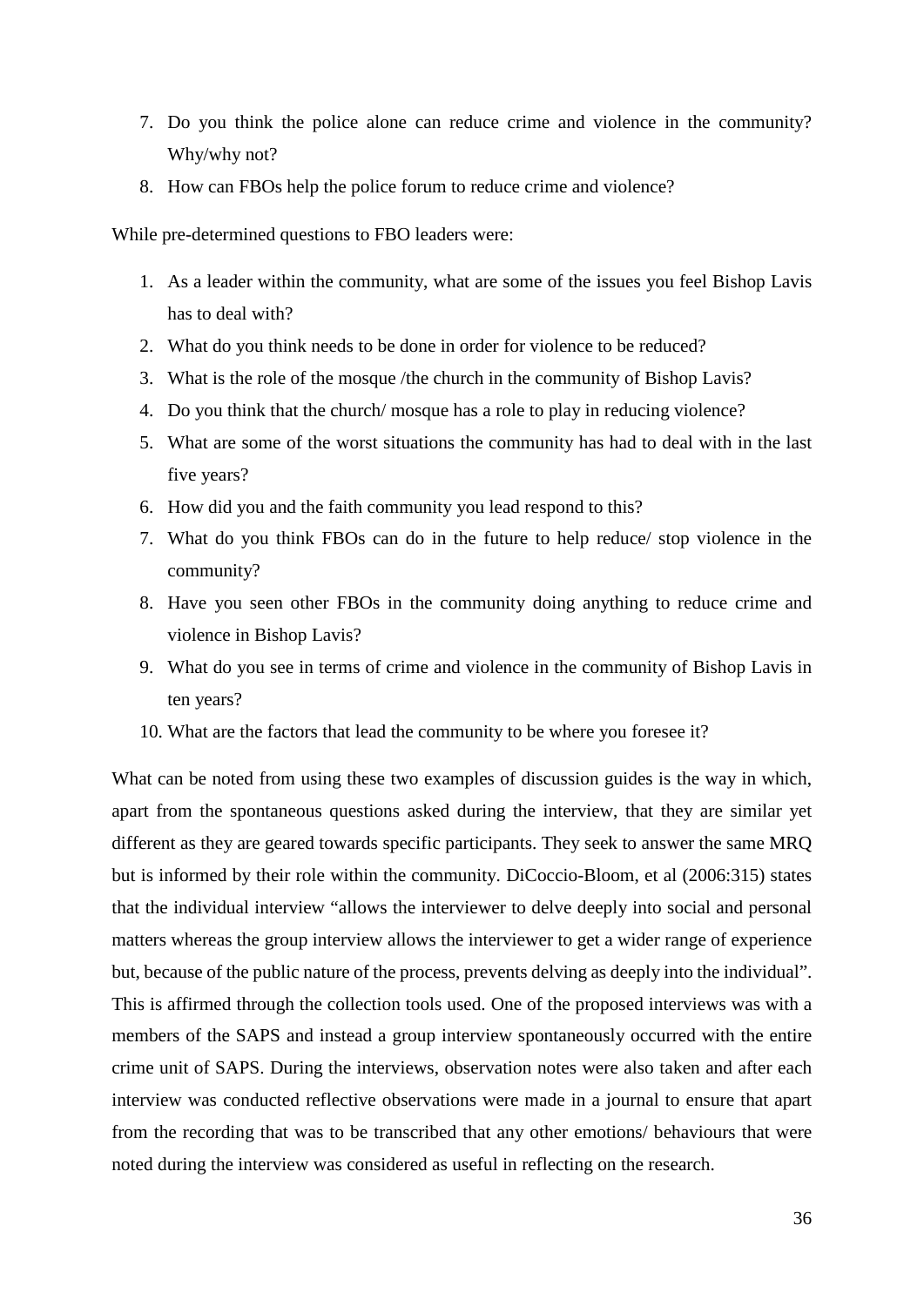7. Do you think the police alone can reduce crime and violence in the community? Why/why not?
8. How can FBOs help the police forum to reduce crime and violence?

While pre-determined questions to FBO leaders were:

1. As a leader within the community, what are some of the issues you feel Bishop Lavis has to deal with?
2. What do you think needs to be done in order for violence to be reduced?
3. What is the role of the mosque /the church in the community of Bishop Lavis?
4. Do you think that the church/ mosque has a role to play in reducing violence?
5. What are some of the worst situations the community has had to deal with in the last five years?
6. How did you and the faith community you lead respond to this?
7. What do you think FBOs can do in the future to help reduce/ stop violence in the community?
8. Have you seen other FBOs in the community doing anything to reduce crime and violence in Bishop Lavis?
9. What do you see in terms of crime and violence in the community of Bishop Lavis in ten years?
10. What are the factors that lead the community to be where you foresee it?

What can be noted from using these two examples of discussion guides is the way in which, apart from the spontaneous questions asked during the interview, that they are similar yet different as they are geared towards specific participants. They seek to answer the same MRQ but is informed by their role within the community. DiCoccio-Bloom, et al (2006:315) states that the individual interview "allows the interviewer to delve deeply into social and personal matters whereas the group interview allows the interviewer to get a wider range of experience but, because of the public nature of the process, prevents delving as deeply into the individual". This is affirmed through the collection tools used. One of the proposed interviews was with a members of the SAPS and instead a group interview spontaneously occurred with the entire crime unit of SAPS. During the interviews, observation notes were also taken and after each interview was conducted reflective observations were made in a journal to ensure that apart from the recording that was to be transcribed that any other emotions/ behaviours that were noted during the interview was considered as useful in reflecting on the research.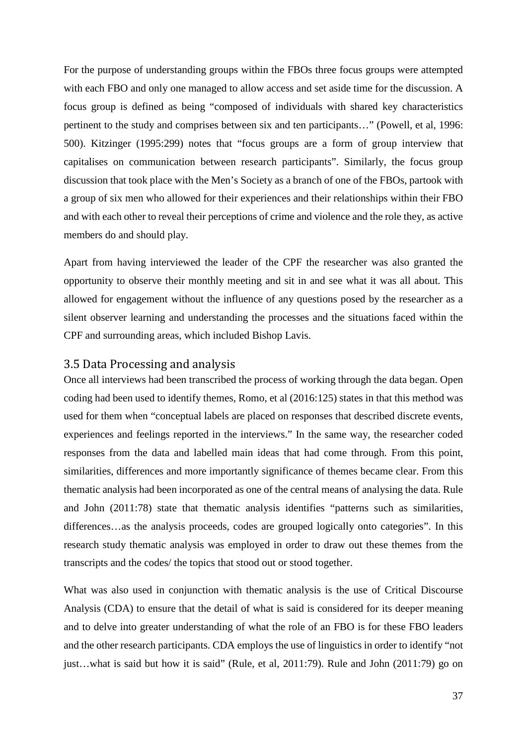For the purpose of understanding groups within the FBOs three focus groups were attempted with each FBO and only one managed to allow access and set aside time for the discussion. A focus group is defined as being "composed of individuals with shared key characteristics pertinent to the study and comprises between six and ten participants…" (Powell, et al, 1996: 500). Kitzinger (1995:299) notes that "focus groups are a form of group interview that capitalises on communication between research participants". Similarly, the focus group discussion that took place with the Men's Society as a branch of one of the FBOs, partook with a group of six men who allowed for their experiences and their relationships within their FBO and with each other to reveal their perceptions of crime and violence and the role they, as active members do and should play.

Apart from having interviewed the leader of the CPF the researcher was also granted the opportunity to observe their monthly meeting and sit in and see what it was all about. This allowed for engagement without the influence of any questions posed by the researcher as a silent observer learning and understanding the processes and the situations faced within the CPF and surrounding areas, which included Bishop Lavis.

## 3.5 Data Processing and analysis

Once all interviews had been transcribed the process of working through the data began. Open coding had been used to identify themes, Romo, et al (2016:125) states in that this method was used for them when "conceptual labels are placed on responses that described discrete events, experiences and feelings reported in the interviews." In the same way, the researcher coded responses from the data and labelled main ideas that had come through. From this point, similarities, differences and more importantly significance of themes became clear. From this thematic analysis had been incorporated as one of the central means of analysing the data. Rule and John (2011:78) state that thematic analysis identifies "patterns such as similarities, differences…as the analysis proceeds, codes are grouped logically onto categories". In this research study thematic analysis was employed in order to draw out these themes from the transcripts and the codes/ the topics that stood out or stood together.

What was also used in conjunction with thematic analysis is the use of Critical Discourse Analysis (CDA) to ensure that the detail of what is said is considered for its deeper meaning and to delve into greater understanding of what the role of an FBO is for these FBO leaders and the other research participants. CDA employs the use of linguistics in order to identify "not just…what is said but how it is said" (Rule, et al, 2011:79). Rule and John (2011:79) go on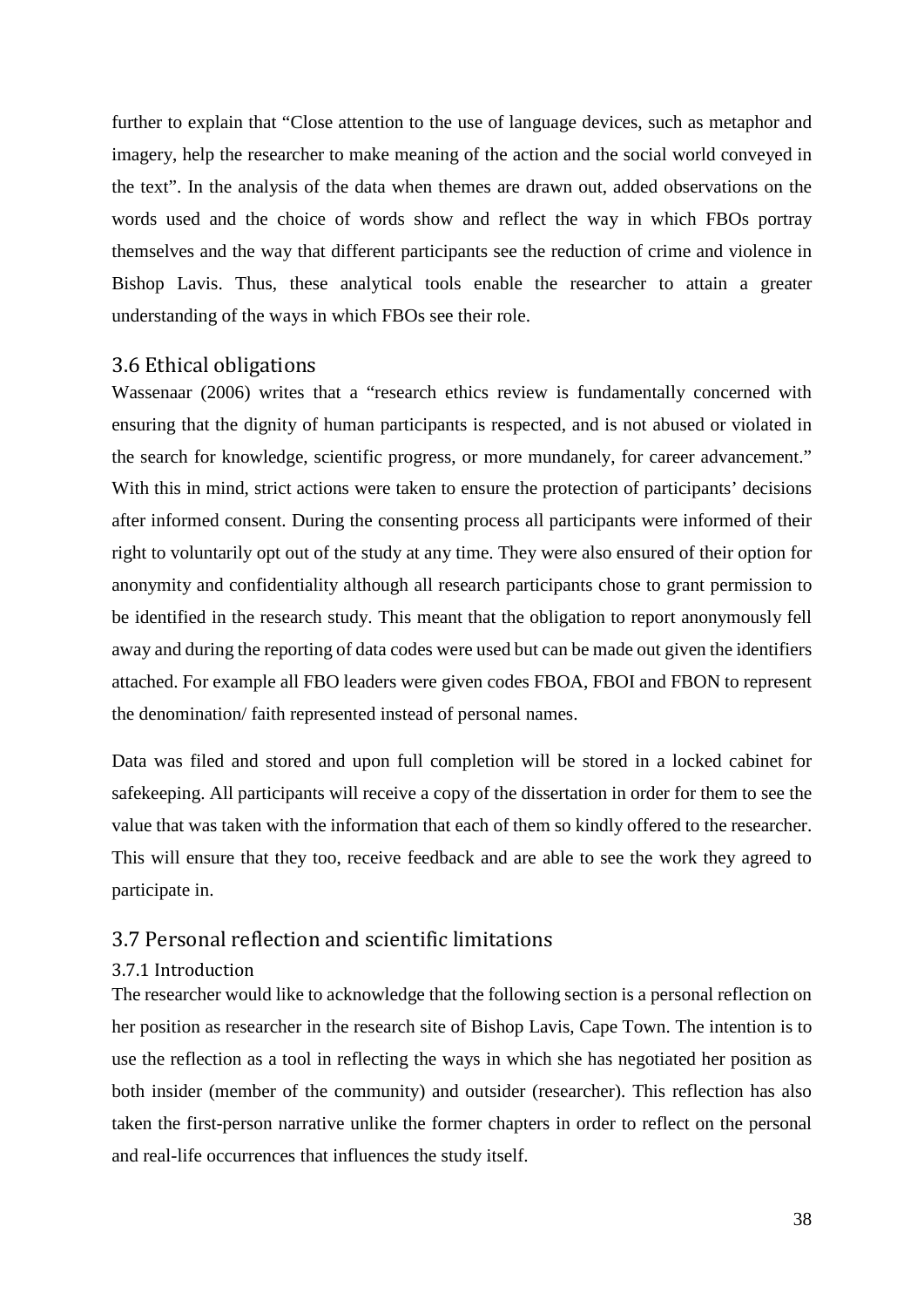further to explain that "Close attention to the use of language devices, such as metaphor and imagery, help the researcher to make meaning of the action and the social world conveyed in the text". In the analysis of the data when themes are drawn out, added observations on the words used and the choice of words show and reflect the way in which FBOs portray themselves and the way that different participants see the reduction of crime and violence in Bishop Lavis. Thus, these analytical tools enable the researcher to attain a greater understanding of the ways in which FBOs see their role.

## 3.6 Ethical obligations

Wassenaar (2006) writes that a "research ethics review is fundamentally concerned with ensuring that the dignity of human participants is respected, and is not abused or violated in the search for knowledge, scientific progress, or more mundanely, for career advancement." With this in mind, strict actions were taken to ensure the protection of participants' decisions after informed consent. During the consenting process all participants were informed of their right to voluntarily opt out of the study at any time. They were also ensured of their option for anonymity and confidentiality although all research participants chose to grant permission to be identified in the research study. This meant that the obligation to report anonymously fell away and during the reporting of data codes were used but can be made out given the identifiers attached. For example all FBO leaders were given codes FBOA, FBOI and FBON to represent the denomination/ faith represented instead of personal names.

Data was filed and stored and upon full completion will be stored in a locked cabinet for safekeeping. All participants will receive a copy of the dissertation in order for them to see the value that was taken with the information that each of them so kindly offered to the researcher. This will ensure that they too, receive feedback and are able to see the work they agreed to participate in.

## 3.7 Personal reflection and scientific limitations

### 3.7.1 Introduction

The researcher would like to acknowledge that the following section is a personal reflection on her position as researcher in the research site of Bishop Lavis, Cape Town. The intention is to use the reflection as a tool in reflecting the ways in which she has negotiated her position as both insider (member of the community) and outsider (researcher). This reflection has also taken the first-person narrative unlike the former chapters in order to reflect on the personal and real-life occurrences that influences the study itself.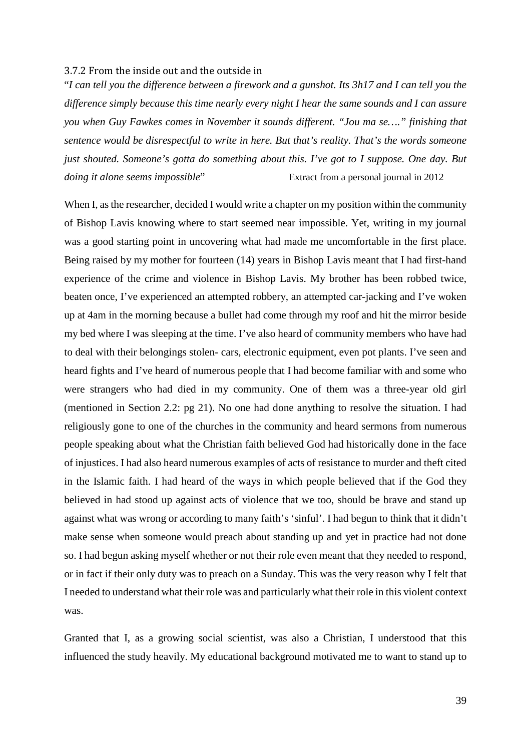### 3.7.2 From the inside out and the outside in

"*I can tell you the difference between a firework and a gunshot. Its 3h17 and I can tell you the difference simply because this time nearly every night I hear the same sounds and I can assure you when Guy Fawkes comes in November it sounds different. "Jou ma se…." finishing that sentence would be disrespectful to write in here. But that's reality. That's the words someone just shouted. Someone's gotta do something about this. I've got to I suppose. One day. But doing it alone seems impossible*" Extract from a personal journal in 2012

When I, as the researcher, decided I would write a chapter on my position within the community of Bishop Lavis knowing where to start seemed near impossible. Yet, writing in my journal was a good starting point in uncovering what had made me uncomfortable in the first place. Being raised by my mother for fourteen (14) years in Bishop Lavis meant that I had first-hand experience of the crime and violence in Bishop Lavis. My brother has been robbed twice, beaten once, I've experienced an attempted robbery, an attempted car-jacking and I've woken up at 4am in the morning because a bullet had come through my roof and hit the mirror beside my bed where I was sleeping at the time. I've also heard of community members who have had to deal with their belongings stolen- cars, electronic equipment, even pot plants. I've seen and heard fights and I've heard of numerous people that I had become familiar with and some who were strangers who had died in my community. One of them was a three-year old girl (mentioned in Section 2.2: pg 21). No one had done anything to resolve the situation. I had religiously gone to one of the churches in the community and heard sermons from numerous people speaking about what the Christian faith believed God had historically done in the face of injustices. I had also heard numerous examples of acts of resistance to murder and theft cited in the Islamic faith. I had heard of the ways in which people believed that if the God they believed in had stood up against acts of violence that we too, should be brave and stand up against what was wrong or according to many faith's 'sinful'. I had begun to think that it didn't make sense when someone would preach about standing up and yet in practice had not done so. I had begun asking myself whether or not their role even meant that they needed to respond, or in fact if their only duty was to preach on a Sunday. This was the very reason why I felt that I needed to understand what their role was and particularly what their role in this violent context was.

Granted that I, as a growing social scientist, was also a Christian, I understood that this influenced the study heavily. My educational background motivated me to want to stand up to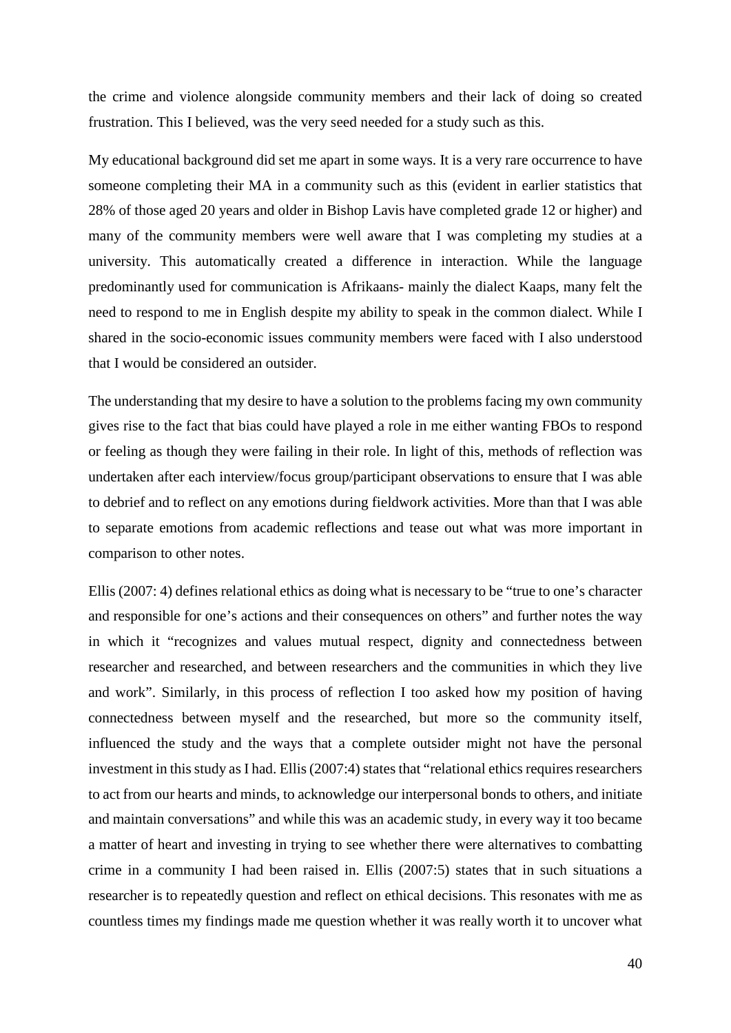the crime and violence alongside community members and their lack of doing so created frustration. This I believed, was the very seed needed for a study such as this.

My educational background did set me apart in some ways. It is a very rare occurrence to have someone completing their MA in a community such as this (evident in earlier statistics that 28% of those aged 20 years and older in Bishop Lavis have completed grade 12 or higher) and many of the community members were well aware that I was completing my studies at a university. This automatically created a difference in interaction. While the language predominantly used for communication is Afrikaans- mainly the dialect Kaaps, many felt the need to respond to me in English despite my ability to speak in the common dialect. While I shared in the socio-economic issues community members were faced with I also understood that I would be considered an outsider.

The understanding that my desire to have a solution to the problems facing my own community gives rise to the fact that bias could have played a role in me either wanting FBOs to respond or feeling as though they were failing in their role. In light of this, methods of reflection was undertaken after each interview/focus group/participant observations to ensure that I was able to debrief and to reflect on any emotions during fieldwork activities. More than that I was able to separate emotions from academic reflections and tease out what was more important in comparison to other notes.

Ellis (2007: 4) defines relational ethics as doing what is necessary to be "true to one's character and responsible for one's actions and their consequences on others" and further notes the way in which it "recognizes and values mutual respect, dignity and connectedness between researcher and researched, and between researchers and the communities in which they live and work". Similarly, in this process of reflection I too asked how my position of having connectedness between myself and the researched, but more so the community itself, influenced the study and the ways that a complete outsider might not have the personal investment in this study as I had. Ellis (2007:4) states that "relational ethics requires researchers to act from our hearts and minds, to acknowledge our interpersonal bonds to others, and initiate and maintain conversations" and while this was an academic study, in every way it too became a matter of heart and investing in trying to see whether there were alternatives to combatting crime in a community I had been raised in. Ellis (2007:5) states that in such situations a researcher is to repeatedly question and reflect on ethical decisions. This resonates with me as countless times my findings made me question whether it was really worth it to uncover what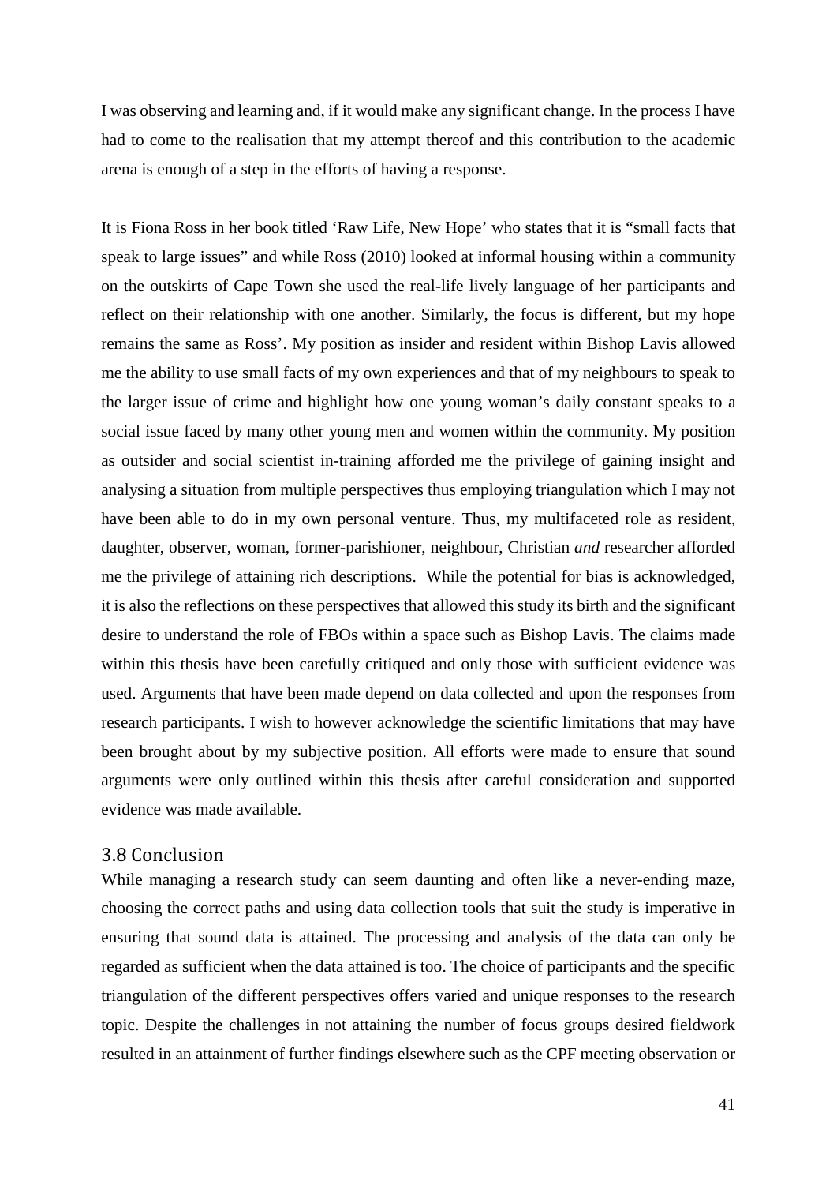I was observing and learning and, if it would make any significant change. In the process I have had to come to the realisation that my attempt thereof and this contribution to the academic arena is enough of a step in the efforts of having a response.

It is Fiona Ross in her book titled 'Raw Life, New Hope' who states that it is "small facts that speak to large issues" and while Ross (2010) looked at informal housing within a community on the outskirts of Cape Town she used the real-life lively language of her participants and reflect on their relationship with one another. Similarly, the focus is different, but my hope remains the same as Ross'. My position as insider and resident within Bishop Lavis allowed me the ability to use small facts of my own experiences and that of my neighbours to speak to the larger issue of crime and highlight how one young woman's daily constant speaks to a social issue faced by many other young men and women within the community. My position as outsider and social scientist in-training afforded me the privilege of gaining insight and analysing a situation from multiple perspectives thus employing triangulation which I may not have been able to do in my own personal venture. Thus, my multifaceted role as resident, daughter, observer, woman, former-parishioner, neighbour, Christian *and* researcher afforded me the privilege of attaining rich descriptions. While the potential for bias is acknowledged, it is also the reflections on these perspectives that allowed this study its birth and the significant desire to understand the role of FBOs within a space such as Bishop Lavis. The claims made within this thesis have been carefully critiqued and only those with sufficient evidence was used. Arguments that have been made depend on data collected and upon the responses from research participants. I wish to however acknowledge the scientific limitations that may have been brought about by my subjective position. All efforts were made to ensure that sound arguments were only outlined within this thesis after careful consideration and supported evidence was made available.

## 3.8 Conclusion

While managing a research study can seem daunting and often like a never-ending maze, choosing the correct paths and using data collection tools that suit the study is imperative in ensuring that sound data is attained. The processing and analysis of the data can only be regarded as sufficient when the data attained is too. The choice of participants and the specific triangulation of the different perspectives offers varied and unique responses to the research topic. Despite the challenges in not attaining the number of focus groups desired fieldwork resulted in an attainment of further findings elsewhere such as the CPF meeting observation or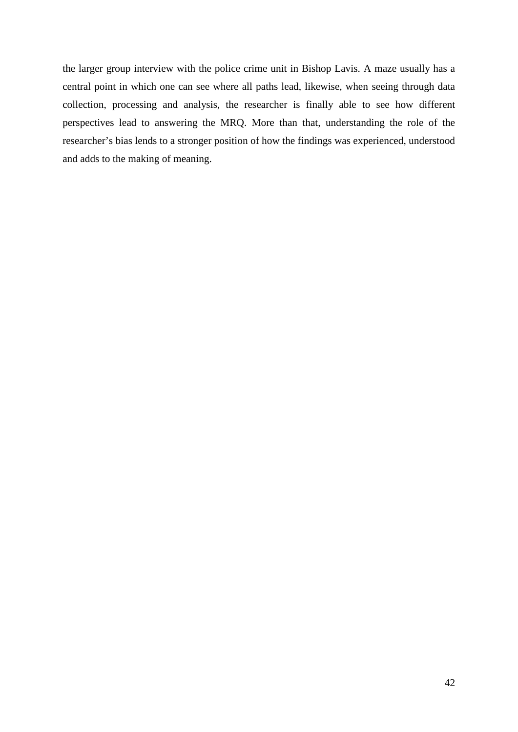the larger group interview with the police crime unit in Bishop Lavis. A maze usually has a central point in which one can see where all paths lead, likewise, when seeing through data collection, processing and analysis, the researcher is finally able to see how different perspectives lead to answering the MRQ. More than that, understanding the role of the researcher's bias lends to a stronger position of how the findings was experienced, understood and adds to the making of meaning.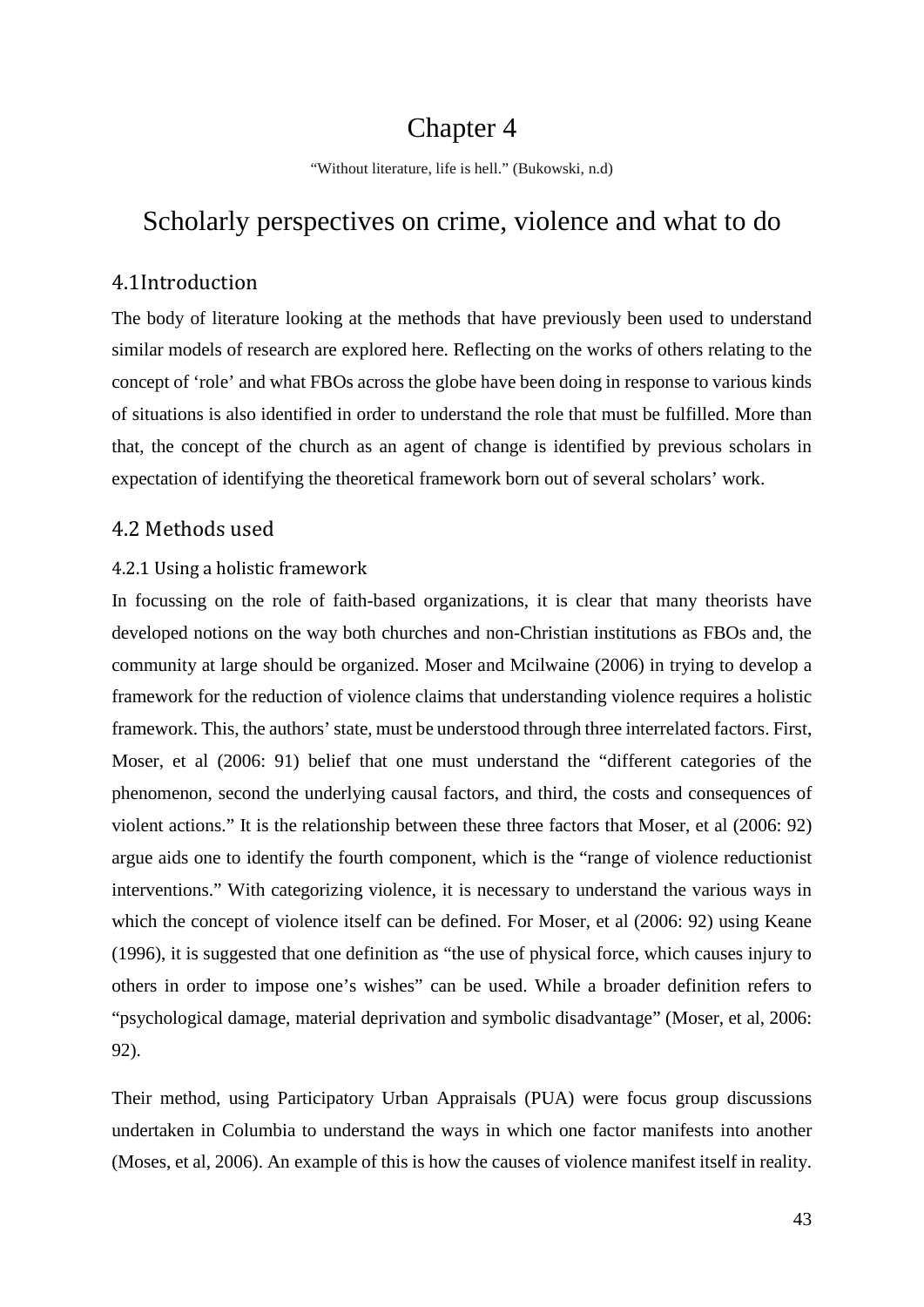# Chapter 4

"Without literature, life is hell." (Bukowski, n.d)

# Scholarly perspectives on crime, violence and what to do

## 4.1Introduction

The body of literature looking at the methods that have previously been used to understand similar models of research are explored here. Reflecting on the works of others relating to the concept of 'role' and what FBOs across the globe have been doing in response to various kinds of situations is also identified in order to understand the role that must be fulfilled. More than that, the concept of the church as an agent of change is identified by previous scholars in expectation of identifying the theoretical framework born out of several scholars' work.

## 4.2 Methods used

### 4.2.1 Using a holistic framework

In focussing on the role of faith-based organizations, it is clear that many theorists have developed notions on the way both churches and non-Christian institutions as FBOs and, the community at large should be organized. Moser and Mcilwaine (2006) in trying to develop a framework for the reduction of violence claims that understanding violence requires a holistic framework. This, the authors' state, must be understood through three interrelated factors. First, Moser, et al (2006: 91) belief that one must understand the "different categories of the phenomenon, second the underlying causal factors, and third, the costs and consequences of violent actions." It is the relationship between these three factors that Moser, et al (2006: 92) argue aids one to identify the fourth component, which is the "range of violence reductionist interventions." With categorizing violence, it is necessary to understand the various ways in which the concept of violence itself can be defined. For Moser, et al (2006: 92) using Keane (1996), it is suggested that one definition as "the use of physical force, which causes injury to others in order to impose one's wishes" can be used. While a broader definition refers to "psychological damage, material deprivation and symbolic disadvantage" (Moser, et al, 2006: 92).

Their method, using Participatory Urban Appraisals (PUA) were focus group discussions undertaken in Columbia to understand the ways in which one factor manifests into another (Moses, et al, 2006). An example of this is how the causes of violence manifest itself in reality.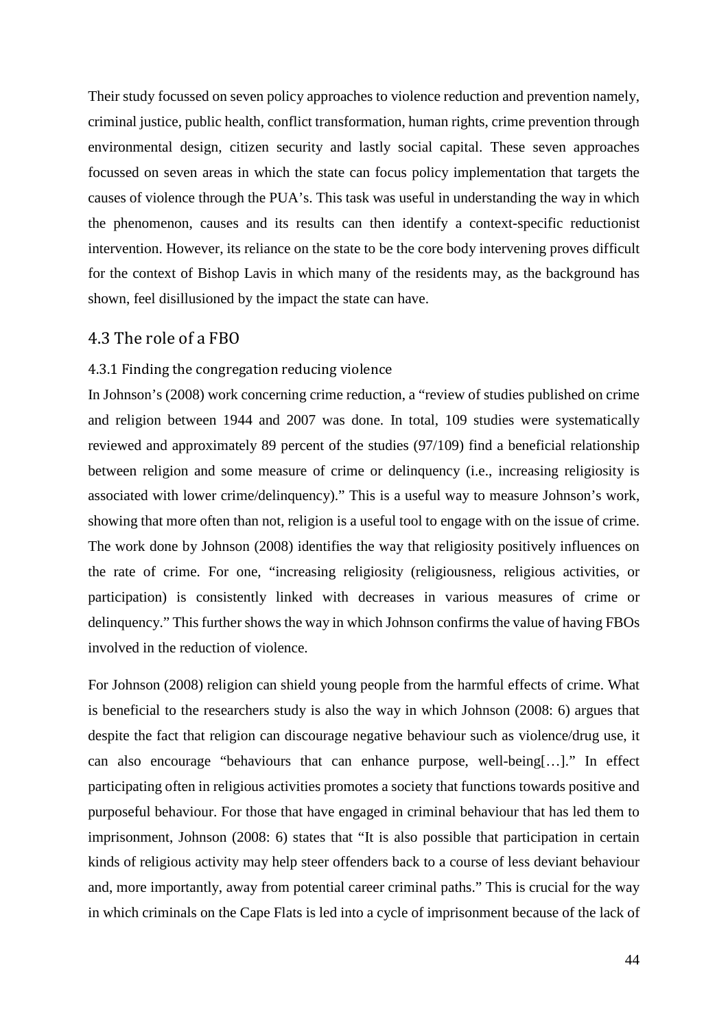Their study focussed on seven policy approaches to violence reduction and prevention namely, criminal justice, public health, conflict transformation, human rights, crime prevention through environmental design, citizen security and lastly social capital. These seven approaches focussed on seven areas in which the state can focus policy implementation that targets the causes of violence through the PUA's. This task was useful in understanding the way in which the phenomenon, causes and its results can then identify a context-specific reductionist intervention. However, its reliance on the state to be the core body intervening proves difficult for the context of Bishop Lavis in which many of the residents may, as the background has shown, feel disillusioned by the impact the state can have.

## 4.3 The role of a FBO

### 4.3.1 Finding the congregation reducing violence

In Johnson's (2008) work concerning crime reduction, a "review of studies published on crime and religion between 1944 and 2007 was done. In total, 109 studies were systematically reviewed and approximately 89 percent of the studies (97/109) find a beneficial relationship between religion and some measure of crime or delinquency (i.e., increasing religiosity is associated with lower crime/delinquency)." This is a useful way to measure Johnson's work, showing that more often than not, religion is a useful tool to engage with on the issue of crime. The work done by Johnson (2008) identifies the way that religiosity positively influences on the rate of crime. For one, "increasing religiosity (religiousness, religious activities, or participation) is consistently linked with decreases in various measures of crime or delinquency." This further shows the way in which Johnson confirms the value of having FBOs involved in the reduction of violence.

For Johnson (2008) religion can shield young people from the harmful effects of crime. What is beneficial to the researchers study is also the way in which Johnson (2008: 6) argues that despite the fact that religion can discourage negative behaviour such as violence/drug use, it can also encourage "behaviours that can enhance purpose, well-being[…]." In effect participating often in religious activities promotes a society that functions towards positive and purposeful behaviour. For those that have engaged in criminal behaviour that has led them to imprisonment, Johnson (2008: 6) states that "It is also possible that participation in certain kinds of religious activity may help steer offenders back to a course of less deviant behaviour and, more importantly, away from potential career criminal paths." This is crucial for the way in which criminals on the Cape Flats is led into a cycle of imprisonment because of the lack of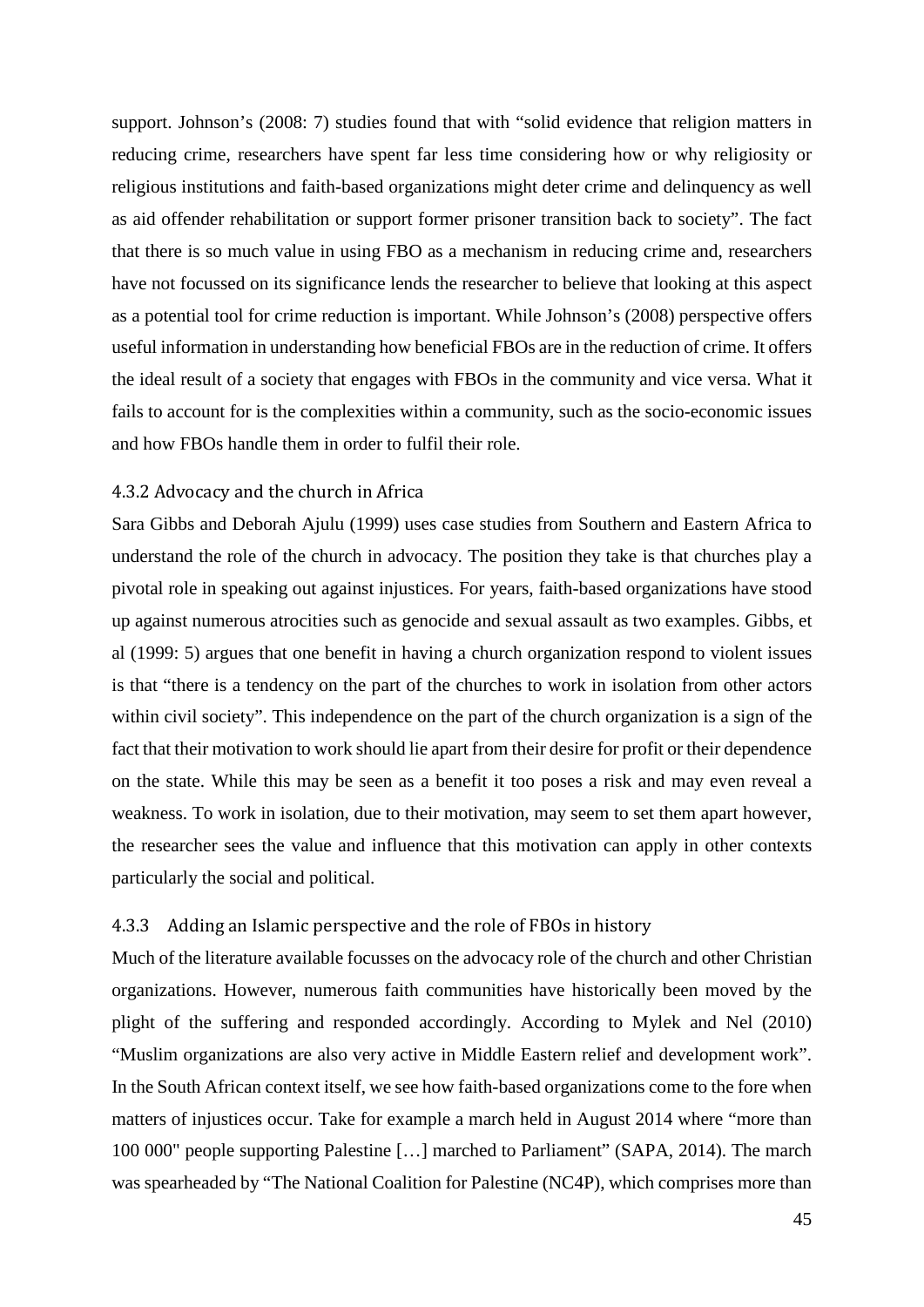support. Johnson's (2008: 7) studies found that with "solid evidence that religion matters in reducing crime, researchers have spent far less time considering how or why religiosity or religious institutions and faith-based organizations might deter crime and delinquency as well as aid offender rehabilitation or support former prisoner transition back to society". The fact that there is so much value in using FBO as a mechanism in reducing crime and, researchers have not focussed on its significance lends the researcher to believe that looking at this aspect as a potential tool for crime reduction is important. While Johnson's (2008) perspective offers useful information in understanding how beneficial FBOs are in the reduction of crime. It offers the ideal result of a society that engages with FBOs in the community and vice versa. What it fails to account for is the complexities within a community, such as the socio-economic issues and how FBOs handle them in order to fulfil their role.

#### 4.3.2 Advocacy and the church in Africa

Sara Gibbs and Deborah Ajulu (1999) uses case studies from Southern and Eastern Africa to understand the role of the church in advocacy. The position they take is that churches play a pivotal role in speaking out against injustices. For years, faith-based organizations have stood up against numerous atrocities such as genocide and sexual assault as two examples. Gibbs, et al (1999: 5) argues that one benefit in having a church organization respond to violent issues is that "there is a tendency on the part of the churches to work in isolation from other actors within civil society". This independence on the part of the church organization is a sign of the fact that their motivation to work should lie apart from their desire for profit or their dependence on the state. While this may be seen as a benefit it too poses a risk and may even reveal a weakness. To work in isolation, due to their motivation, may seem to set them apart however, the researcher sees the value and influence that this motivation can apply in other contexts particularly the social and political.

#### 4.3.3 Adding an Islamic perspective and the role of FBOs in history

Much of the literature available focusses on the advocacy role of the church and other Christian organizations. However, numerous faith communities have historically been moved by the plight of the suffering and responded accordingly. According to Mylek and Nel (2010) "Muslim organizations are also very active in Middle Eastern relief and development work". In the South African context itself, we see how faith-based organizations come to the fore when matters of injustices occur. Take for example a march held in August 2014 where "more than 100 000" people supporting Palestine […] marched to Parliament" (SAPA, 2014). The march was spearheaded by "The National Coalition for Palestine (NC4P), which comprises more than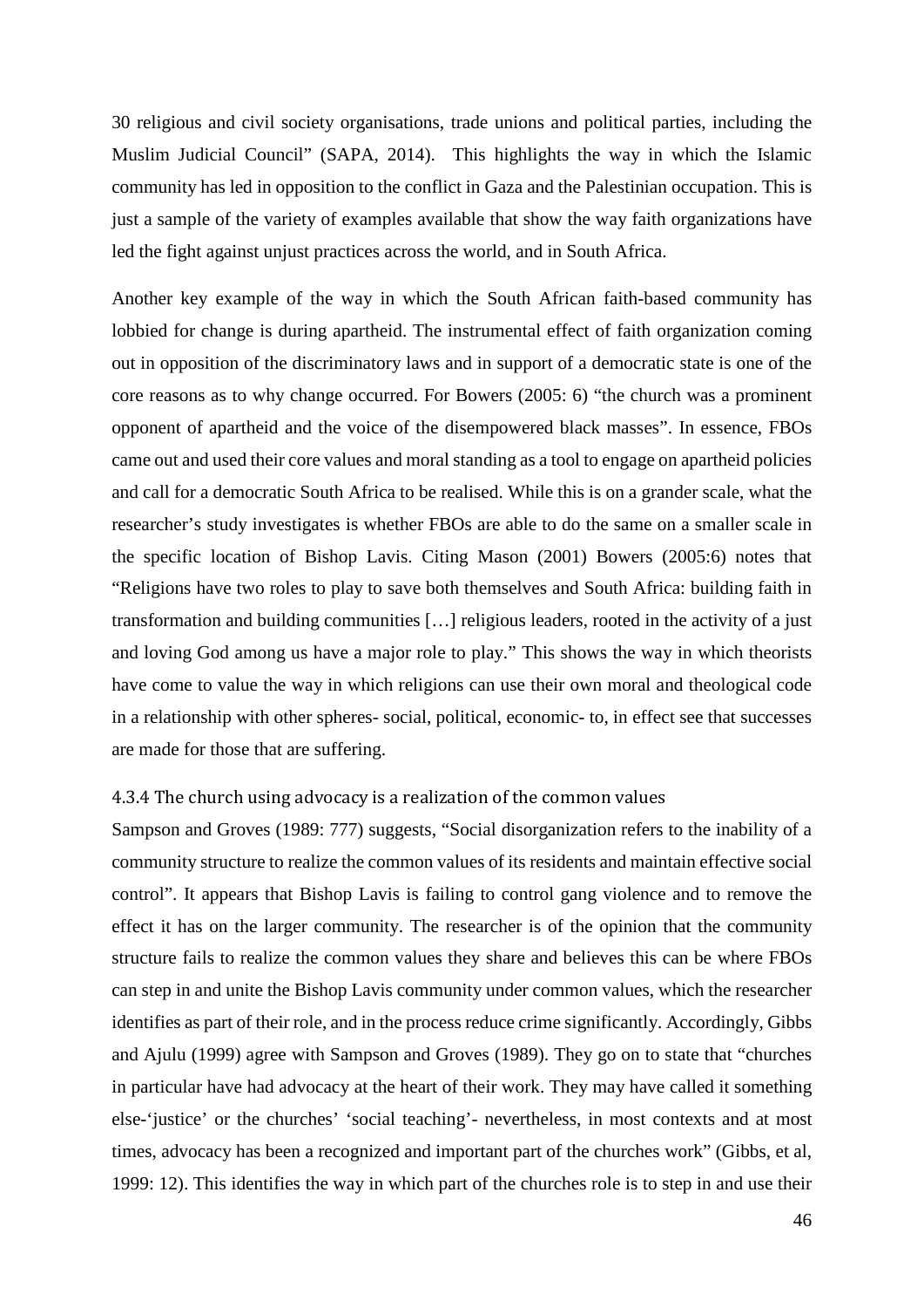30 religious and civil society organisations, trade unions and political parties, including the Muslim Judicial Council" (SAPA, 2014). This highlights the way in which the Islamic community has led in opposition to the conflict in Gaza and the Palestinian occupation. This is just a sample of the variety of examples available that show the way faith organizations have led the fight against unjust practices across the world, and in South Africa.

Another key example of the way in which the South African faith-based community has lobbied for change is during apartheid. The instrumental effect of faith organization coming out in opposition of the discriminatory laws and in support of a democratic state is one of the core reasons as to why change occurred. For Bowers (2005: 6) "the church was a prominent opponent of apartheid and the voice of the disempowered black masses". In essence, FBOs came out and used their core values and moral standing as a tool to engage on apartheid policies and call for a democratic South Africa to be realised. While this is on a grander scale, what the researcher's study investigates is whether FBOs are able to do the same on a smaller scale in the specific location of Bishop Lavis. Citing Mason (2001) Bowers (2005:6) notes that "Religions have two roles to play to save both themselves and South Africa: building faith in transformation and building communities […] religious leaders, rooted in the activity of a just and loving God among us have a major role to play." This shows the way in which theorists have come to value the way in which religions can use their own moral and theological code in a relationship with other spheres- social, political, economic- to, in effect see that successes are made for those that are suffering.

#### 4.3.4 The church using advocacy is a realization of the common values

Sampson and Groves (1989: 777) suggests, "Social disorganization refers to the inability of a community structure to realize the common values of its residents and maintain effective social control". It appears that Bishop Lavis is failing to control gang violence and to remove the effect it has on the larger community. The researcher is of the opinion that the community structure fails to realize the common values they share and believes this can be where FBOs can step in and unite the Bishop Lavis community under common values, which the researcher identifies as part of their role, and in the process reduce crime significantly. Accordingly, Gibbs and Ajulu (1999) agree with Sampson and Groves (1989). They go on to state that "churches in particular have had advocacy at the heart of their work. They may have called it something else-'justice' or the churches' 'social teaching'- nevertheless, in most contexts and at most times, advocacy has been a recognized and important part of the churches work" (Gibbs, et al, 1999: 12). This identifies the way in which part of the churches role is to step in and use their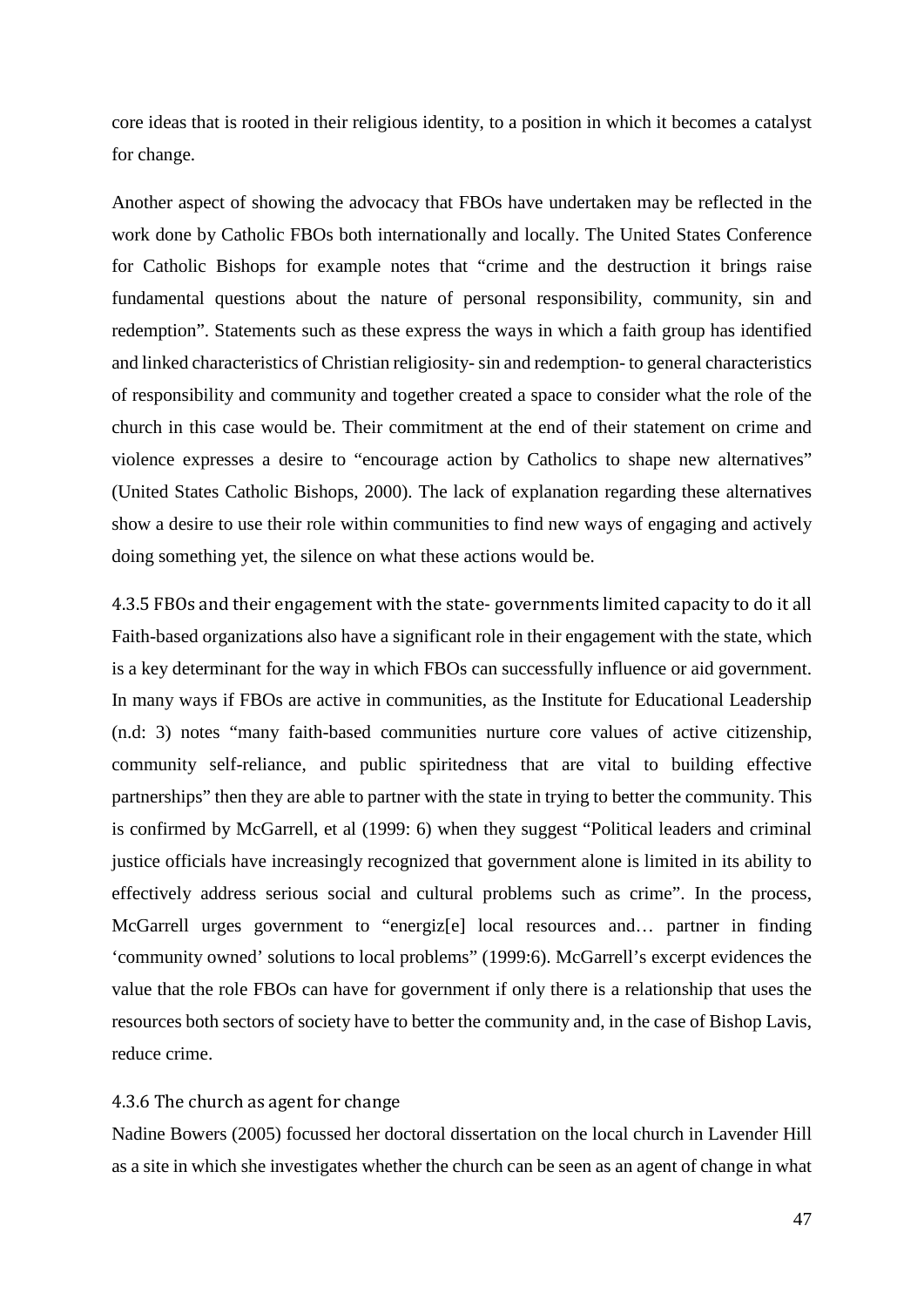core ideas that is rooted in their religious identity, to a position in which it becomes a catalyst for change.

Another aspect of showing the advocacy that FBOs have undertaken may be reflected in the work done by Catholic FBOs both internationally and locally. The United States Conference for Catholic Bishops for example notes that "crime and the destruction it brings raise fundamental questions about the nature of personal responsibility, community, sin and redemption". Statements such as these express the ways in which a faith group has identified and linked characteristics of Christian religiosity- sin and redemption- to general characteristics of responsibility and community and together created a space to consider what the role of the church in this case would be. Their commitment at the end of their statement on crime and violence expresses a desire to "encourage action by Catholics to shape new alternatives" (United States Catholic Bishops, 2000). The lack of explanation regarding these alternatives show a desire to use their role within communities to find new ways of engaging and actively doing something yet, the silence on what these actions would be.

#### 4.3.5 FBOs and their engagement with the state- governments limited capacity to do it all

Faith-based organizations also have a significant role in their engagement with the state, which is a key determinant for the way in which FBOs can successfully influence or aid government. In many ways if FBOs are active in communities, as the Institute for Educational Leadership (n.d: 3) notes "many faith-based communities nurture core values of active citizenship, community self-reliance, and public spiritedness that are vital to building effective partnerships" then they are able to partner with the state in trying to better the community. This is confirmed by McGarrell, et al (1999: 6) when they suggest "Political leaders and criminal justice officials have increasingly recognized that government alone is limited in its ability to effectively address serious social and cultural problems such as crime". In the process, McGarrell urges government to "energiz[e] local resources and… partner in finding 'community owned' solutions to local problems" (1999:6). McGarrell's excerpt evidences the value that the role FBOs can have for government if only there is a relationship that uses the resources both sectors of society have to better the community and, in the case of Bishop Lavis, reduce crime.

#### 4.3.6 The church as agent for change

Nadine Bowers (2005) focussed her doctoral dissertation on the local church in Lavender Hill as a site in which she investigates whether the church can be seen as an agent of change in what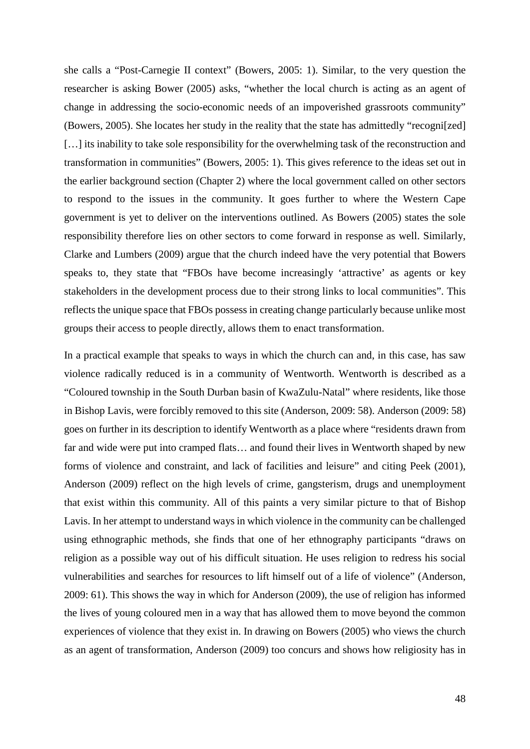she calls a "Post-Carnegie II context" (Bowers, 2005: 1). Similar, to the very question the researcher is asking Bower (2005) asks, "whether the local church is acting as an agent of change in addressing the socio-economic needs of an impoverished grassroots community" (Bowers, 2005). She locates her study in the reality that the state has admittedly "recogni[zed] […] its inability to take sole responsibility for the overwhelming task of the reconstruction and transformation in communities" (Bowers, 2005: 1). This gives reference to the ideas set out in the earlier background section (Chapter 2) where the local government called on other sectors to respond to the issues in the community. It goes further to where the Western Cape government is yet to deliver on the interventions outlined. As Bowers (2005) states the sole responsibility therefore lies on other sectors to come forward in response as well. Similarly, Clarke and Lumbers (2009) argue that the church indeed have the very potential that Bowers speaks to, they state that "FBOs have become increasingly 'attractive' as agents or key stakeholders in the development process due to their strong links to local communities". This reflects the unique space that FBOs possess in creating change particularly because unlike most groups their access to people directly, allows them to enact transformation.

In a practical example that speaks to ways in which the church can and, in this case, has saw violence radically reduced is in a community of Wentworth. Wentworth is described as a "Coloured township in the South Durban basin of KwaZulu-Natal" where residents, like those in Bishop Lavis, were forcibly removed to this site (Anderson, 2009: 58). Anderson (2009: 58) goes on further in its description to identify Wentworth as a place where "residents drawn from far and wide were put into cramped flats… and found their lives in Wentworth shaped by new forms of violence and constraint, and lack of facilities and leisure" and citing Peek (2001), Anderson (2009) reflect on the high levels of crime, gangsterism, drugs and unemployment that exist within this community. All of this paints a very similar picture to that of Bishop Lavis. In her attempt to understand ways in which violence in the community can be challenged using ethnographic methods, she finds that one of her ethnography participants "draws on religion as a possible way out of his difficult situation. He uses religion to redress his social vulnerabilities and searches for resources to lift himself out of a life of violence" (Anderson, 2009: 61). This shows the way in which for Anderson (2009), the use of religion has informed the lives of young coloured men in a way that has allowed them to move beyond the common experiences of violence that they exist in. In drawing on Bowers (2005) who views the church as an agent of transformation, Anderson (2009) too concurs and shows how religiosity has in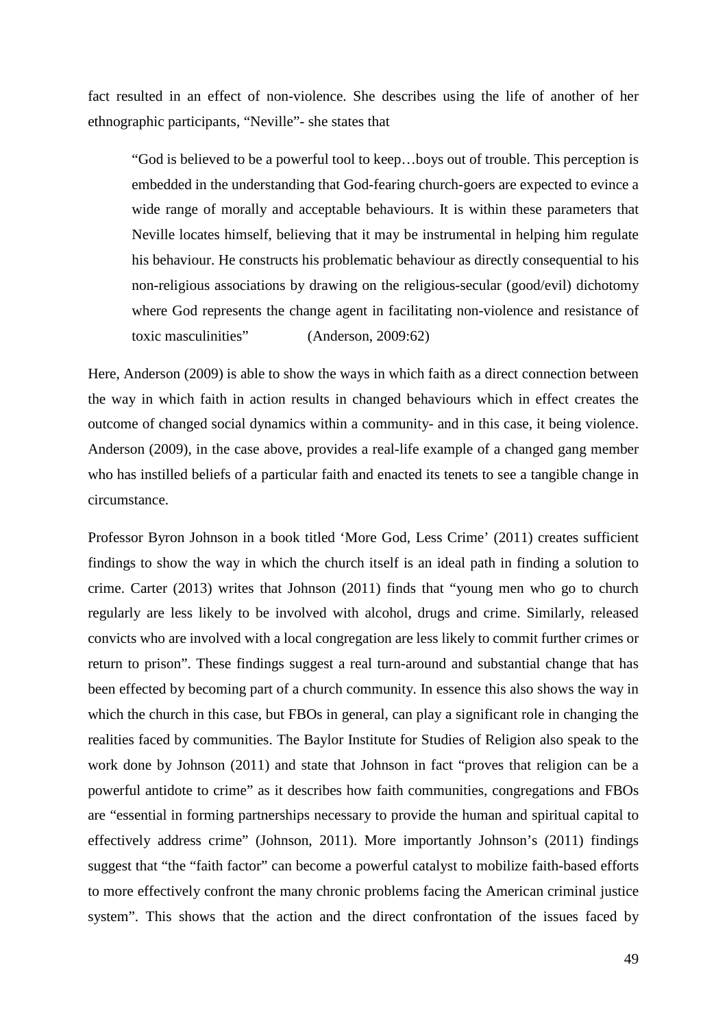fact resulted in an effect of non-violence. She describes using the life of another of her ethnographic participants, "Neville"- she states that

> "God is believed to be a powerful tool to keep…boys out of trouble. This perception is embedded in the understanding that God-fearing church-goers are expected to evince a wide range of morally and acceptable behaviours. It is within these parameters that Neville locates himself, believing that it may be instrumental in helping him regulate his behaviour. He constructs his problematic behaviour as directly consequential to his non-religious associations by drawing on the religious-secular (good/evil) dichotomy where God represents the change agent in facilitating non-violence and resistance of toxic masculinities" (Anderson, 2009:62)

Here, Anderson (2009) is able to show the ways in which faith as a direct connection between the way in which faith in action results in changed behaviours which in effect creates the outcome of changed social dynamics within a community- and in this case, it being violence. Anderson (2009), in the case above, provides a real-life example of a changed gang member who has instilled beliefs of a particular faith and enacted its tenets to see a tangible change in circumstance.

Professor Byron Johnson in a book titled 'More God, Less Crime' (2011) creates sufficient findings to show the way in which the church itself is an ideal path in finding a solution to crime. Carter (2013) writes that Johnson (2011) finds that "young men who go to church regularly are less likely to be involved with alcohol, drugs and crime. Similarly, released convicts who are involved with a local congregation are less likely to commit further crimes or return to prison". These findings suggest a real turn-around and substantial change that has been effected by becoming part of a church community. In essence this also shows the way in which the church in this case, but FBOs in general, can play a significant role in changing the realities faced by communities. The Baylor Institute for Studies of Religion also speak to the work done by Johnson (2011) and state that Johnson in fact "proves that religion can be a powerful antidote to crime" as it describes how faith communities, congregations and FBOs are "essential in forming partnerships necessary to provide the human and spiritual capital to effectively address crime" (Johnson, 2011). More importantly Johnson's (2011) findings suggest that "the "faith factor" can become a powerful catalyst to mobilize faith-based efforts to more effectively confront the many chronic problems facing the American criminal justice system". This shows that the action and the direct confrontation of the issues faced by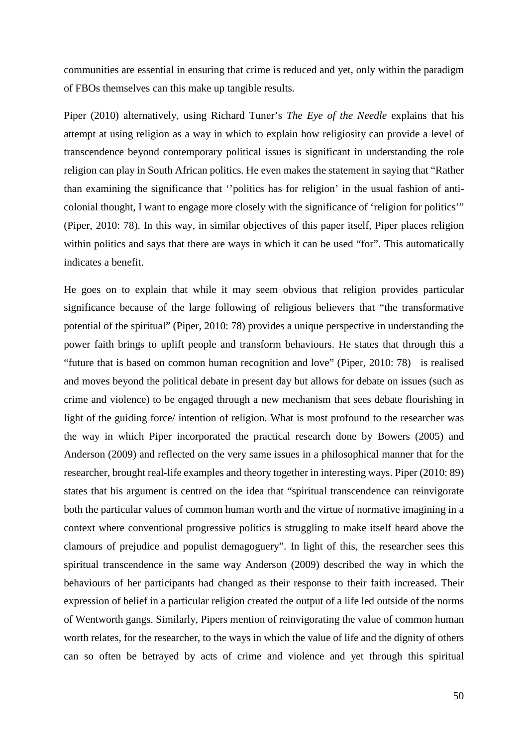communities are essential in ensuring that crime is reduced and yet, only within the paradigm of FBOs themselves can this make up tangible results.

Piper (2010) alternatively, using Richard Tuner's *The Eye of the Needle* explains that his attempt at using religion as a way in which to explain how religiosity can provide a level of transcendence beyond contemporary political issues is significant in understanding the role religion can play in South African politics. He even makes the statement in saying that "Rather than examining the significance that ''politics has for religion' in the usual fashion of anti-colonial thought, I want to engage more closely with the significance of 'religion for politics'" (Piper, 2010: 78). In this way, in similar objectives of this paper itself, Piper places religion within politics and says that there are ways in which it can be used "for". This automatically indicates a benefit.

He goes on to explain that while it may seem obvious that religion provides particular significance because of the large following of religious believers that "the transformative potential of the spiritual" (Piper, 2010: 78) provides a unique perspective in understanding the power faith brings to uplift people and transform behaviours. He states that through this a "future that is based on common human recognition and love" (Piper, 2010: 78) is realised and moves beyond the political debate in present day but allows for debate on issues (such as crime and violence) to be engaged through a new mechanism that sees debate flourishing in light of the guiding force/ intention of religion. What is most profound to the researcher was the way in which Piper incorporated the practical research done by Bowers (2005) and Anderson (2009) and reflected on the very same issues in a philosophical manner that for the researcher, brought real-life examples and theory together in interesting ways. Piper (2010: 89) states that his argument is centred on the idea that "spiritual transcendence can reinvigorate both the particular values of common human worth and the virtue of normative imagining in a context where conventional progressive politics is struggling to make itself heard above the clamours of prejudice and populist demagoguery". In light of this, the researcher sees this spiritual transcendence in the same way Anderson (2009) described the way in which the behaviours of her participants had changed as their response to their faith increased. Their expression of belief in a particular religion created the output of a life led outside of the norms of Wentworth gangs. Similarly, Pipers mention of reinvigorating the value of common human worth relates, for the researcher, to the ways in which the value of life and the dignity of others can so often be betrayed by acts of crime and violence and yet through this spiritual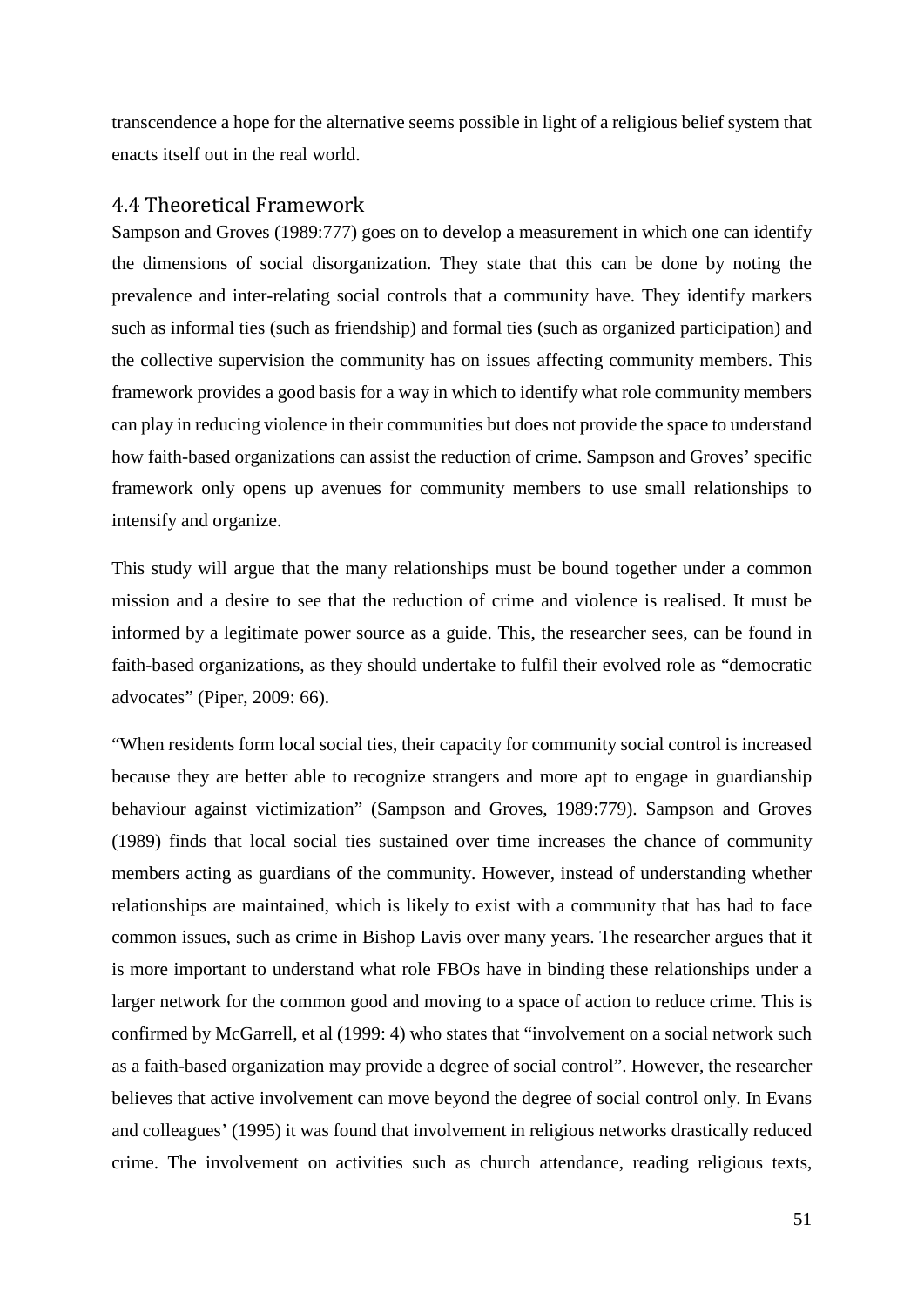transcendence a hope for the alternative seems possible in light of a religious belief system that enacts itself out in the real world.

## 4.4 Theoretical Framework

Sampson and Groves (1989:777) goes on to develop a measurement in which one can identify the dimensions of social disorganization. They state that this can be done by noting the prevalence and inter-relating social controls that a community have. They identify markers such as informal ties (such as friendship) and formal ties (such as organized participation) and the collective supervision the community has on issues affecting community members. This framework provides a good basis for a way in which to identify what role community members can play in reducing violence in their communities but does not provide the space to understand how faith-based organizations can assist the reduction of crime. Sampson and Groves' specific framework only opens up avenues for community members to use small relationships to intensify and organize.

This study will argue that the many relationships must be bound together under a common mission and a desire to see that the reduction of crime and violence is realised. It must be informed by a legitimate power source as a guide. This, the researcher sees, can be found in faith-based organizations, as they should undertake to fulfil their evolved role as "democratic advocates" (Piper, 2009: 66).

"When residents form local social ties, their capacity for community social control is increased because they are better able to recognize strangers and more apt to engage in guardianship behaviour against victimization" (Sampson and Groves, 1989:779). Sampson and Groves (1989) finds that local social ties sustained over time increases the chance of community members acting as guardians of the community. However, instead of understanding whether relationships are maintained, which is likely to exist with a community that has had to face common issues, such as crime in Bishop Lavis over many years. The researcher argues that it is more important to understand what role FBOs have in binding these relationships under a larger network for the common good and moving to a space of action to reduce crime. This is confirmed by McGarrell, et al (1999: 4) who states that "involvement on a social network such as a faith-based organization may provide a degree of social control". However, the researcher believes that active involvement can move beyond the degree of social control only. In Evans and colleagues' (1995) it was found that involvement in religious networks drastically reduced crime. The involvement on activities such as church attendance, reading religious texts,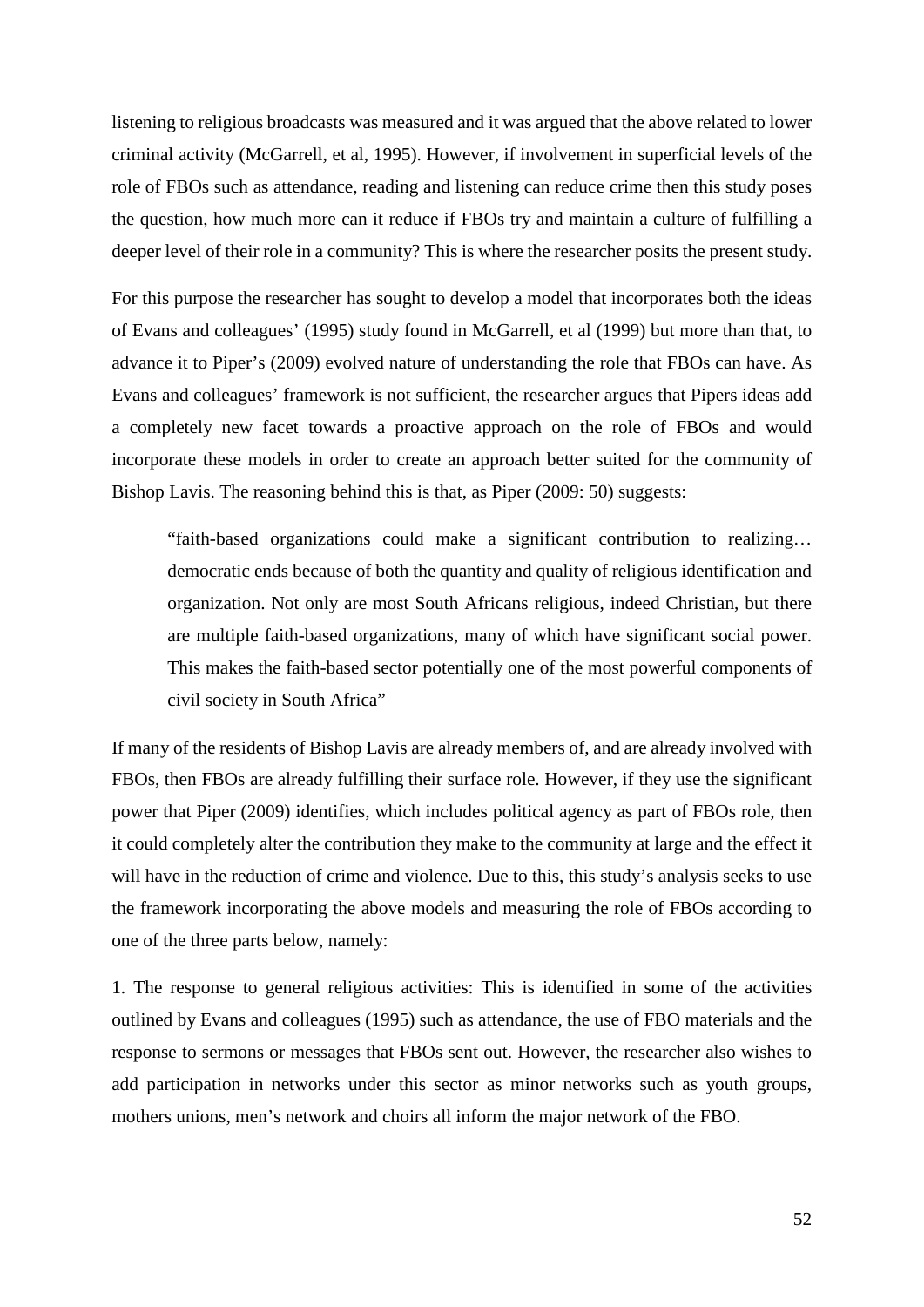listening to religious broadcasts was measured and it was argued that the above related to lower criminal activity (McGarrell, et al, 1995). However, if involvement in superficial levels of the role of FBOs such as attendance, reading and listening can reduce crime then this study poses the question, how much more can it reduce if FBOs try and maintain a culture of fulfilling a deeper level of their role in a community? This is where the researcher posits the present study.

For this purpose the researcher has sought to develop a model that incorporates both the ideas of Evans and colleagues' (1995) study found in McGarrell, et al (1999) but more than that, to advance it to Piper's (2009) evolved nature of understanding the role that FBOs can have. As Evans and colleagues' framework is not sufficient, the researcher argues that Pipers ideas add a completely new facet towards a proactive approach on the role of FBOs and would incorporate these models in order to create an approach better suited for the community of Bishop Lavis. The reasoning behind this is that, as Piper (2009: 50) suggests:

> "faith-based organizations could make a significant contribution to realizing… democratic ends because of both the quantity and quality of religious identification and organization. Not only are most South Africans religious, indeed Christian, but there are multiple faith-based organizations, many of which have significant social power. This makes the faith-based sector potentially one of the most powerful components of civil society in South Africa"

If many of the residents of Bishop Lavis are already members of, and are already involved with FBOs, then FBOs are already fulfilling their surface role. However, if they use the significant power that Piper (2009) identifies, which includes political agency as part of FBOs role, then it could completely alter the contribution they make to the community at large and the effect it will have in the reduction of crime and violence. Due to this, this study's analysis seeks to use the framework incorporating the above models and measuring the role of FBOs according to one of the three parts below, namely:

1. The response to general religious activities: This is identified in some of the activities outlined by Evans and colleagues (1995) such as attendance, the use of FBO materials and the response to sermons or messages that FBOs sent out. However, the researcher also wishes to add participation in networks under this sector as minor networks such as youth groups, mothers unions, men's network and choirs all inform the major network of the FBO.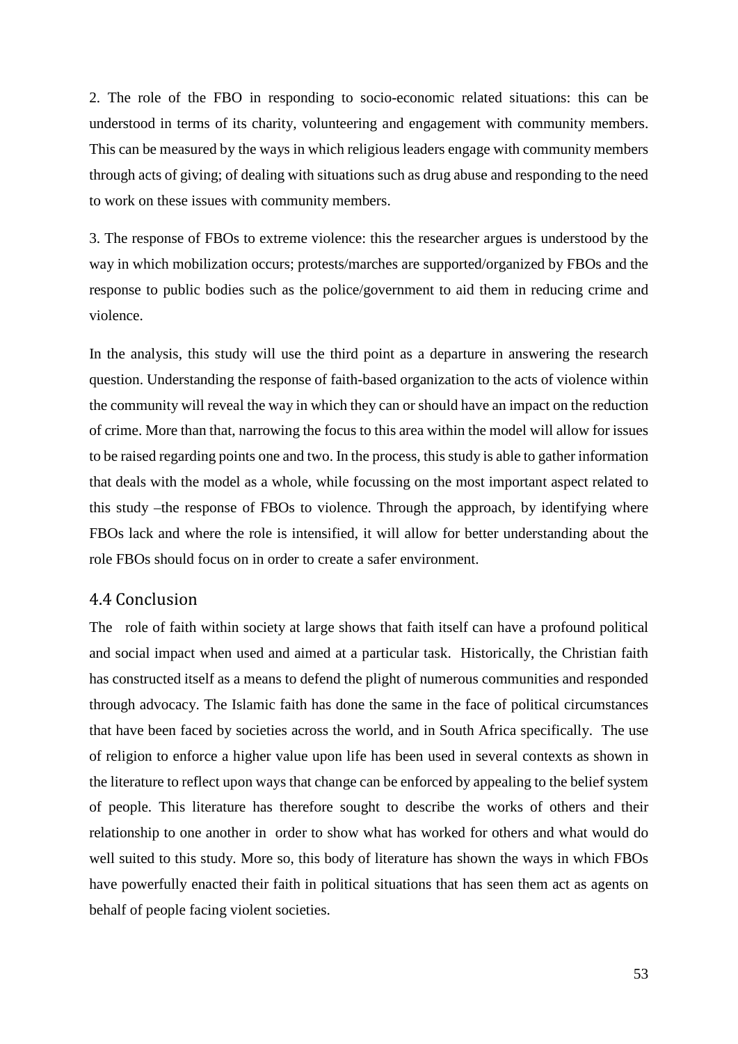2. The role of the FBO in responding to socio-economic related situations: this can be understood in terms of its charity, volunteering and engagement with community members. This can be measured by the ways in which religious leaders engage with community members through acts of giving; of dealing with situations such as drug abuse and responding to the need to work on these issues with community members.

3. The response of FBOs to extreme violence: this the researcher argues is understood by the way in which mobilization occurs; protests/marches are supported/organized by FBOs and the response to public bodies such as the police/government to aid them in reducing crime and violence.

In the analysis, this study will use the third point as a departure in answering the research question. Understanding the response of faith-based organization to the acts of violence within the community will reveal the way in which they can or should have an impact on the reduction of crime. More than that, narrowing the focus to this area within the model will allow for issues to be raised regarding points one and two. In the process, this study is able to gather information that deals with the model as a whole, while focussing on the most important aspect related to this study –the response of FBOs to violence. Through the approach, by identifying where FBOs lack and where the role is intensified, it will allow for better understanding about the role FBOs should focus on in order to create a safer environment.

## 4.4 Conclusion

The role of faith within society at large shows that faith itself can have a profound political and social impact when used and aimed at a particular task. Historically, the Christian faith has constructed itself as a means to defend the plight of numerous communities and responded through advocacy. The Islamic faith has done the same in the face of political circumstances that have been faced by societies across the world, and in South Africa specifically. The use of religion to enforce a higher value upon life has been used in several contexts as shown in the literature to reflect upon ways that change can be enforced by appealing to the belief system of people. This literature has therefore sought to describe the works of others and their relationship to one another in order to show what has worked for others and what would do well suited to this study. More so, this body of literature has shown the ways in which FBOs have powerfully enacted their faith in political situations that has seen them act as agents on behalf of people facing violent societies.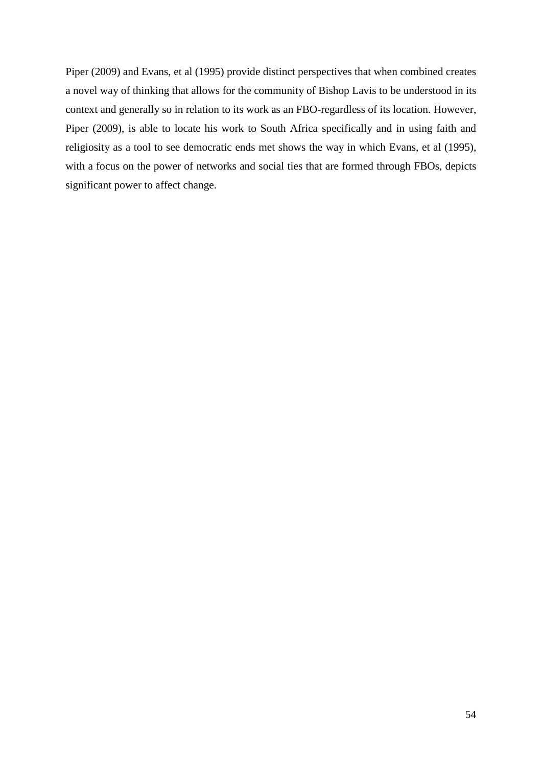Piper (2009) and Evans, et al (1995) provide distinct perspectives that when combined creates a novel way of thinking that allows for the community of Bishop Lavis to be understood in its context and generally so in relation to its work as an FBO-regardless of its location. However, Piper (2009), is able to locate his work to South Africa specifically and in using faith and religiosity as a tool to see democratic ends met shows the way in which Evans, et al (1995), with a focus on the power of networks and social ties that are formed through FBOs, depicts significant power to affect change.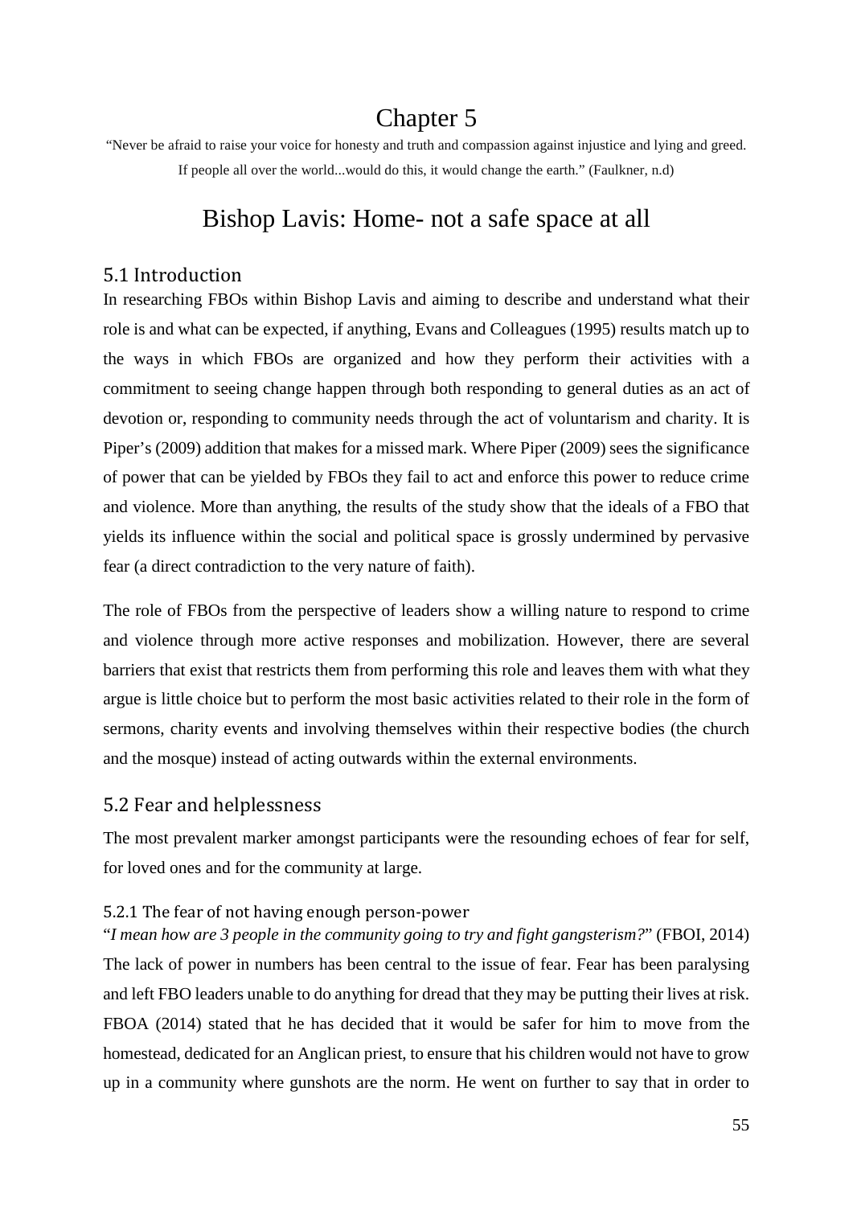# Chapter 5

"Never be afraid to raise your voice for honesty and truth and compassion against injustice and lying and greed. If people all over the world...would do this, it would change the earth." (Faulkner, n.d)

# Bishop Lavis: Home- not a safe space at all

## 5.1 Introduction

In researching FBOs within Bishop Lavis and aiming to describe and understand what their role is and what can be expected, if anything, Evans and Colleagues (1995) results match up to the ways in which FBOs are organized and how they perform their activities with a commitment to seeing change happen through both responding to general duties as an act of devotion or, responding to community needs through the act of voluntarism and charity. It is Piper's (2009) addition that makes for a missed mark. Where Piper (2009) sees the significance of power that can be yielded by FBOs they fail to act and enforce this power to reduce crime and violence. More than anything, the results of the study show that the ideals of a FBO that yields its influence within the social and political space is grossly undermined by pervasive fear (a direct contradiction to the very nature of faith).

The role of FBOs from the perspective of leaders show a willing nature to respond to crime and violence through more active responses and mobilization. However, there are several barriers that exist that restricts them from performing this role and leaves them with what they argue is little choice but to perform the most basic activities related to their role in the form of sermons, charity events and involving themselves within their respective bodies (the church and the mosque) instead of acting outwards within the external environments.

## 5.2 Fear and helplessness

The most prevalent marker amongst participants were the resounding echoes of fear for self, for loved ones and for the community at large.

### 5.2.1 The fear of not having enough person-power

"*I mean how are 3 people in the community going to try and fight gangsterism?*" (FBOI, 2014) The lack of power in numbers has been central to the issue of fear. Fear has been paralysing and left FBO leaders unable to do anything for dread that they may be putting their lives at risk. FBOA (2014) stated that he has decided that it would be safer for him to move from the homestead, dedicated for an Anglican priest, to ensure that his children would not have to grow up in a community where gunshots are the norm. He went on further to say that in order to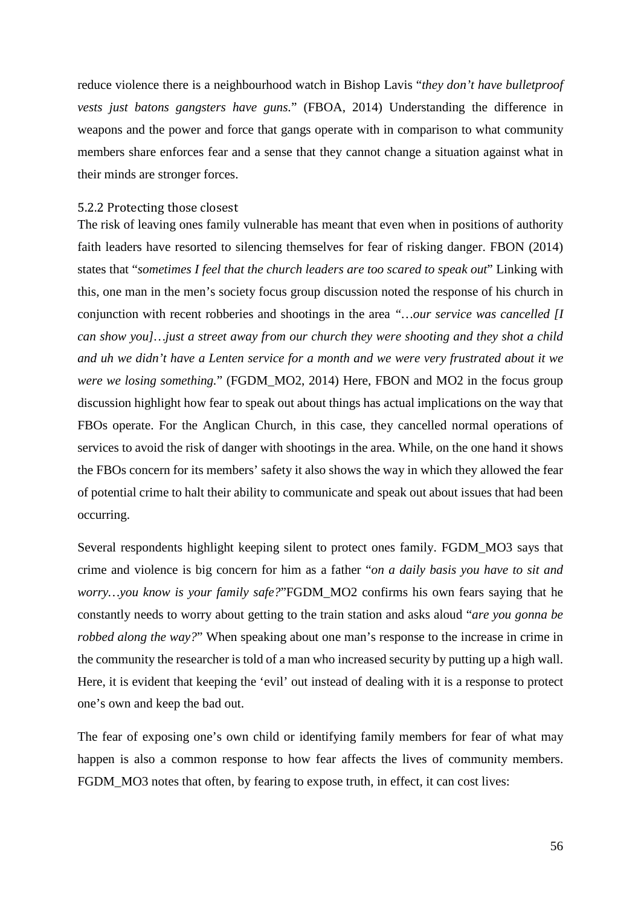reduce violence there is a neighbourhood watch in Bishop Lavis "*they don't have bulletproof vests just batons gangsters have guns.*" (FBOA, 2014) Understanding the difference in weapons and the power and force that gangs operate with in comparison to what community members share enforces fear and a sense that they cannot change a situation against what in their minds are stronger forces.

### 5.2.2 Protecting those closest

The risk of leaving ones family vulnerable has meant that even when in positions of authority faith leaders have resorted to silencing themselves for fear of risking danger. FBON (2014) states that "*sometimes I feel that the church leaders are too scared to speak out*" Linking with this, one man in the men's society focus group discussion noted the response of his church in conjunction with recent robberies and shootings in the area *"…our service was cancelled [I can show you]…just a street away from our church they were shooting and they shot a child and uh we didn't have a Lenten service for a month and we were very frustrated about it we were we losing something.*" (FGDM_MO2, 2014) Here, FBON and MO2 in the focus group discussion highlight how fear to speak out about things has actual implications on the way that FBOs operate. For the Anglican Church, in this case, they cancelled normal operations of services to avoid the risk of danger with shootings in the area. While, on the one hand it shows the FBOs concern for its members' safety it also shows the way in which they allowed the fear of potential crime to halt their ability to communicate and speak out about issues that had been occurring.

Several respondents highlight keeping silent to protect ones family. FGDM_MO3 says that crime and violence is big concern for him as a father "*on a daily basis you have to sit and worry…you know is your family safe?*"FGDM_MO2 confirms his own fears saying that he constantly needs to worry about getting to the train station and asks aloud "*are you gonna be robbed along the way?*" When speaking about one man's response to the increase in crime in the community the researcher is told of a man who increased security by putting up a high wall. Here, it is evident that keeping the 'evil' out instead of dealing with it is a response to protect one's own and keep the bad out.

The fear of exposing one's own child or identifying family members for fear of what may happen is also a common response to how fear affects the lives of community members. FGDM_MO3 notes that often, by fearing to expose truth, in effect, it can cost lives: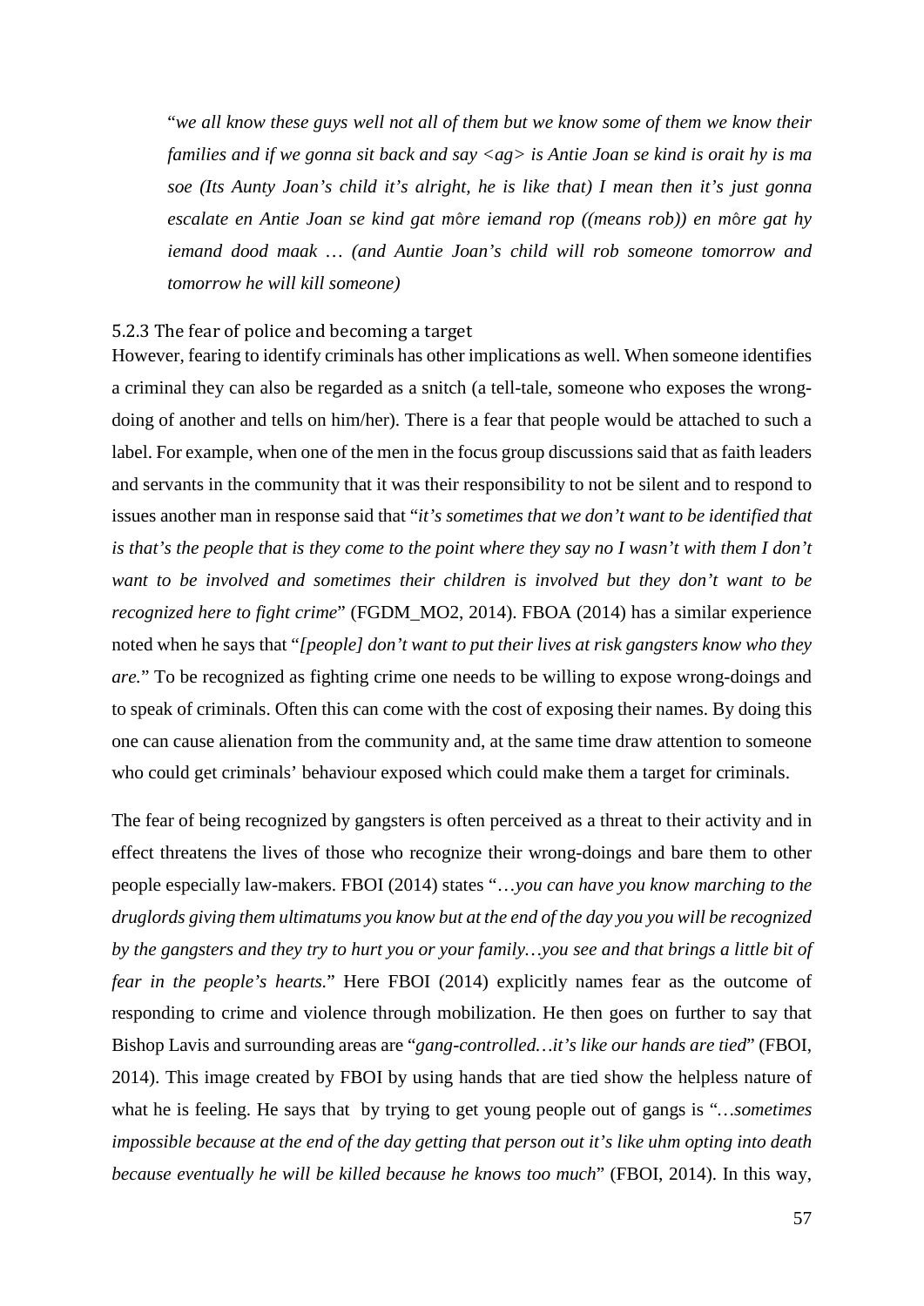"*we all know these guys well not all of them but we know some of them we know their families and if we gonna sit back and say <ag> is Antie Joan se kind is orait hy is ma soe (Its Aunty Joan's child it's alright, he is like that) I mean then it's just gonna escalate en Antie Joan se kind gat môre iemand rop ((means rob)) en môre gat hy iemand dood maak … (and Auntie Joan's child will rob someone tomorrow and tomorrow he will kill someone)*

### 5.2.3 The fear of police and becoming a target

However, fearing to identify criminals has other implications as well. When someone identifies a criminal they can also be regarded as a snitch (a tell-tale, someone who exposes the wrong-doing of another and tells on him/her). There is a fear that people would be attached to such a label. For example, when one of the men in the focus group discussions said that as faith leaders and servants in the community that it was their responsibility to not be silent and to respond to issues another man in response said that "*it's sometimes that we don't want to be identified that is that's the people that is they come to the point where they say no I wasn't with them I don't want to be involved and sometimes their children is involved but they don't want to be recognized here to fight crime*" (FGDM_MO2, 2014). FBOA (2014) has a similar experience noted when he says that "*[people] don't want to put their lives at risk gangsters know who they are.*" To be recognized as fighting crime one needs to be willing to expose wrong-doings and to speak of criminals. Often this can come with the cost of exposing their names. By doing this one can cause alienation from the community and, at the same time draw attention to someone who could get criminals' behaviour exposed which could make them a target for criminals.

The fear of being recognized by gangsters is often perceived as a threat to their activity and in effect threatens the lives of those who recognize their wrong-doings and bare them to other people especially law-makers. FBOI (2014) states "*…you can have you know marching to the druglords giving them ultimatums you know but at the end of the day you you will be recognized by the gangsters and they try to hurt you or your family…you see and that brings a little bit of fear in the people's hearts.*" Here FBOI (2014) explicitly names fear as the outcome of responding to crime and violence through mobilization. He then goes on further to say that Bishop Lavis and surrounding areas are "*gang-controlled…it's like our hands are tied*" (FBOI, 2014). This image created by FBOI by using hands that are tied show the helpless nature of what he is feeling. He says that by trying to get young people out of gangs is "*…sometimes impossible because at the end of the day getting that person out it's like uhm opting into death because eventually he will be killed because he knows too much*" (FBOI, 2014). In this way,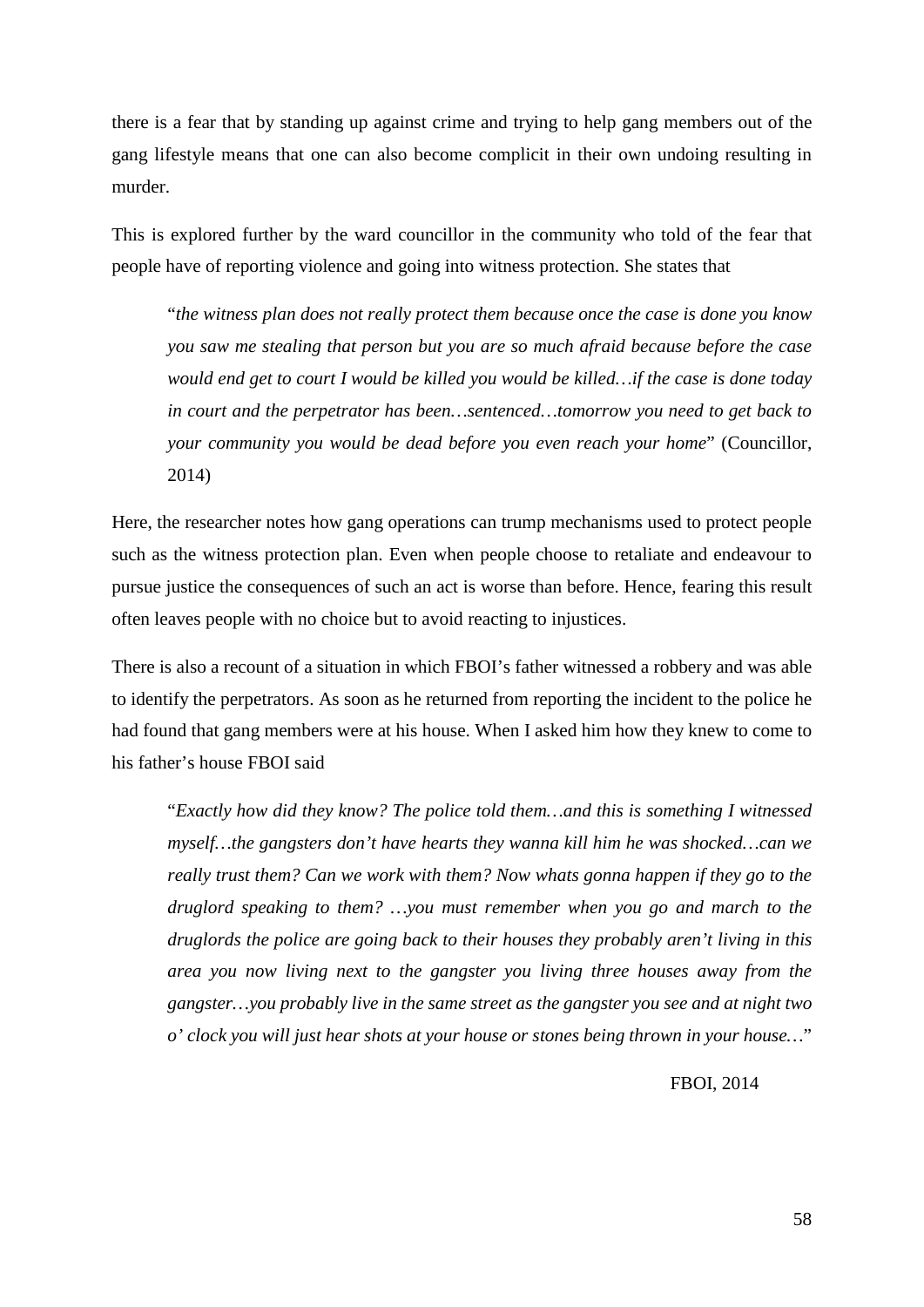there is a fear that by standing up against crime and trying to help gang members out of the gang lifestyle means that one can also become complicit in their own undoing resulting in murder.

This is explored further by the ward councillor in the community who told of the fear that people have of reporting violence and going into witness protection. She states that

> "*the witness plan does not really protect them because once the case is done you know you saw me stealing that person but you are so much afraid because before the case would end get to court I would be killed you would be killed…if the case is done today in court and the perpetrator has been…sentenced…tomorrow you need to get back to your community you would be dead before you even reach your home*" (Councillor, 2014)

Here, the researcher notes how gang operations can trump mechanisms used to protect people such as the witness protection plan. Even when people choose to retaliate and endeavour to pursue justice the consequences of such an act is worse than before. Hence, fearing this result often leaves people with no choice but to avoid reacting to injustices.

There is also a recount of a situation in which FBOI's father witnessed a robbery and was able to identify the perpetrators. As soon as he returned from reporting the incident to the police he had found that gang members were at his house. When I asked him how they knew to come to his father's house FBOI said

> "*Exactly how did they know? The police told them…and this is something I witnessed myself…the gangsters don't have hearts they wanna kill him he was shocked…can we really trust them? Can we work with them? Now whats gonna happen if they go to the druglord speaking to them? …you must remember when you go and march to the druglords the police are going back to their houses they probably aren't living in this area you now living next to the gangster you living three houses away from the gangster…you probably live in the same street as the gangster you see and at night two o' clock you will just hear shots at your house or stones being thrown in your house…*"
>
> FBOI, 2014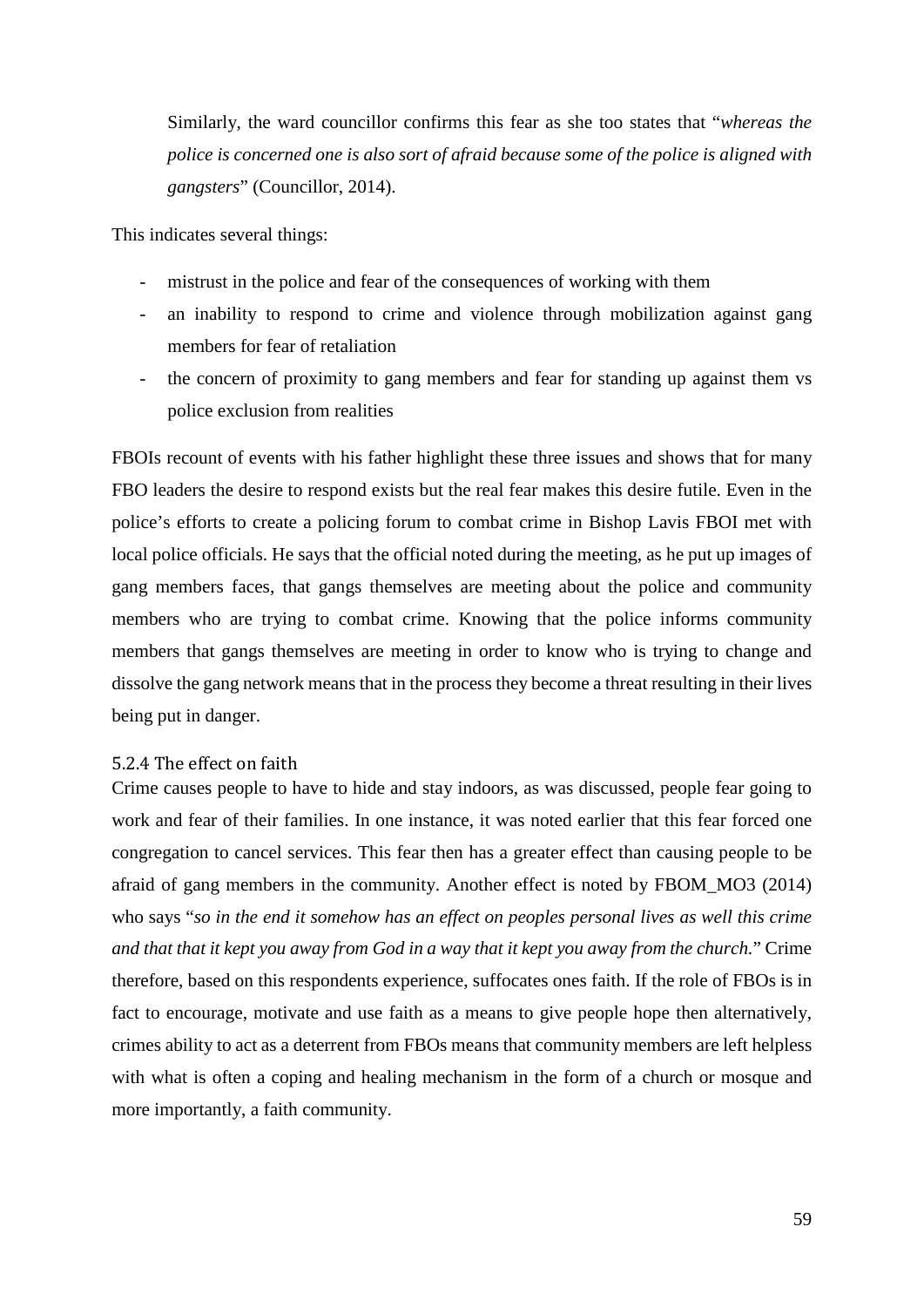Similarly, the ward councillor confirms this fear as she too states that "*whereas the police is concerned one is also sort of afraid because some of the police is aligned with gangsters*" (Councillor, 2014).

This indicates several things:

- mistrust in the police and fear of the consequences of working with them
- an inability to respond to crime and violence through mobilization against gang members for fear of retaliation
- the concern of proximity to gang members and fear for standing up against them vs police exclusion from realities

FBOIs recount of events with his father highlight these three issues and shows that for many FBO leaders the desire to respond exists but the real fear makes this desire futile. Even in the police's efforts to create a policing forum to combat crime in Bishop Lavis FBOI met with local police officials. He says that the official noted during the meeting, as he put up images of gang members faces, that gangs themselves are meeting about the police and community members who are trying to combat crime. Knowing that the police informs community members that gangs themselves are meeting in order to know who is trying to change and dissolve the gang network means that in the process they become a threat resulting in their lives being put in danger.

#### 5.2.4 The effect on faith

Crime causes people to have to hide and stay indoors, as was discussed, people fear going to work and fear of their families. In one instance, it was noted earlier that this fear forced one congregation to cancel services. This fear then has a greater effect than causing people to be afraid of gang members in the community. Another effect is noted by FBOM_MO3 (2014) who says "*so in the end it somehow has an effect on peoples personal lives as well this crime and that that it kept you away from God in a way that it kept you away from the church.*" Crime therefore, based on this respondents experience, suffocates ones faith. If the role of FBOs is in fact to encourage, motivate and use faith as a means to give people hope then alternatively, crimes ability to act as a deterrent from FBOs means that community members are left helpless with what is often a coping and healing mechanism in the form of a church or mosque and more importantly, a faith community.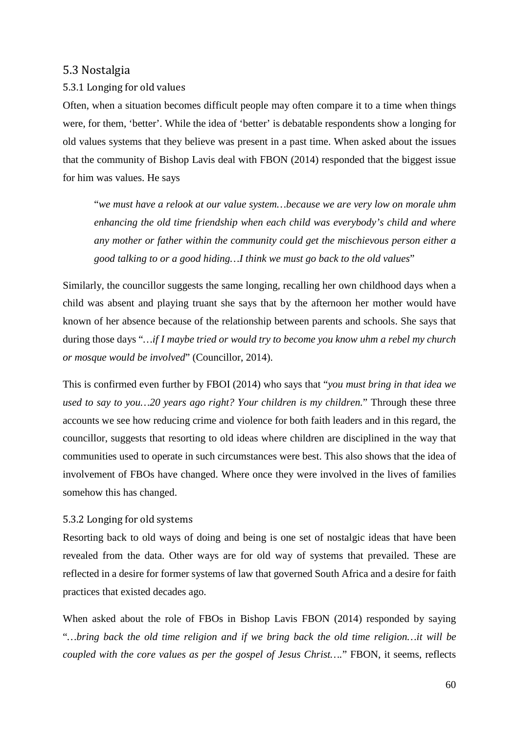## 5.3 Nostalgia

### 5.3.1 Longing for old values

Often, when a situation becomes difficult people may often compare it to a time when things were, for them, 'better'. While the idea of 'better' is debatable respondents show a longing for old values systems that they believe was present in a past time. When asked about the issues that the community of Bishop Lavis deal with FBON (2014) responded that the biggest issue for him was values. He says

> "*we must have a relook at our value system…because we are very low on morale uhm enhancing the old time friendship when each child was everybody's child and where any mother or father within the community could get the mischievous person either a good talking to or a good hiding…I think we must go back to the old values*"

Similarly, the councillor suggests the same longing, recalling her own childhood days when a child was absent and playing truant she says that by the afternoon her mother would have known of her absence because of the relationship between parents and schools. She says that during those days "*…if I maybe tried or would try to become you know uhm a rebel my church or mosque would be involved*" (Councillor, 2014).

This is confirmed even further by FBOI (2014) who says that "*you must bring in that idea we used to say to you…20 years ago right? Your children is my children.*" Through these three accounts we see how reducing crime and violence for both faith leaders and in this regard, the councillor, suggests that resorting to old ideas where children are disciplined in the way that communities used to operate in such circumstances were best. This also shows that the idea of involvement of FBOs have changed. Where once they were involved in the lives of families somehow this has changed.

### 5.3.2 Longing for old systems

Resorting back to old ways of doing and being is one set of nostalgic ideas that have been revealed from the data. Other ways are for old way of systems that prevailed. These are reflected in a desire for former systems of law that governed South Africa and a desire for faith practices that existed decades ago.

When asked about the role of FBOs in Bishop Lavis FBON (2014) responded by saying "*…bring back the old time religion and if we bring back the old time religion…it will be coupled with the core values as per the gospel of Jesus Christ….*" FBON, it seems, reflects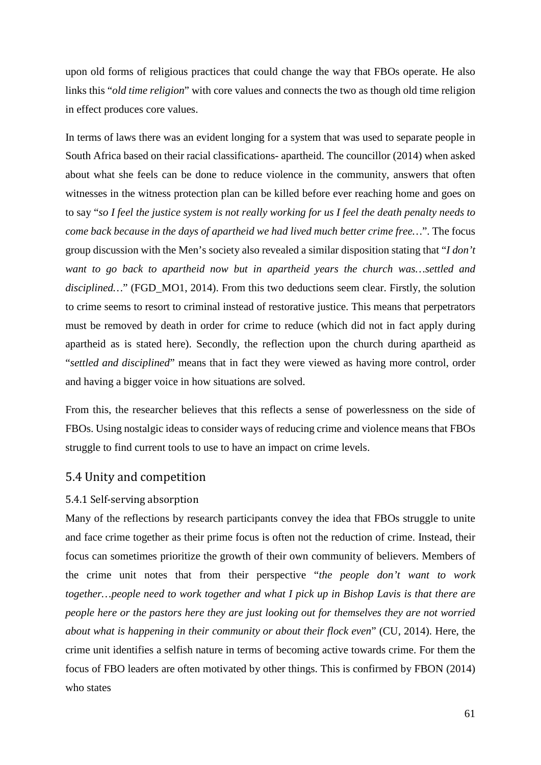upon old forms of religious practices that could change the way that FBOs operate. He also links this "*old time religion*" with core values and connects the two as though old time religion in effect produces core values.

In terms of laws there was an evident longing for a system that was used to separate people in South Africa based on their racial classifications- apartheid. The councillor (2014) when asked about what she feels can be done to reduce violence in the community, answers that often witnesses in the witness protection plan can be killed before ever reaching home and goes on to say "*so I feel the justice system is not really working for us I feel the death penalty needs to come back because in the days of apartheid we had lived much better crime free…*". The focus group discussion with the Men's society also revealed a similar disposition stating that "*I don't want to go back to apartheid now but in apartheid years the church was…settled and disciplined…*" (FGD_MO1, 2014). From this two deductions seem clear. Firstly, the solution to crime seems to resort to criminal instead of restorative justice. This means that perpetrators must be removed by death in order for crime to reduce (which did not in fact apply during apartheid as is stated here). Secondly, the reflection upon the church during apartheid as "*settled and disciplined*" means that in fact they were viewed as having more control, order and having a bigger voice in how situations are solved.

From this, the researcher believes that this reflects a sense of powerlessness on the side of FBOs. Using nostalgic ideas to consider ways of reducing crime and violence means that FBOs struggle to find current tools to use to have an impact on crime levels.

## 5.4 Unity and competition

### 5.4.1 Self-serving absorption

Many of the reflections by research participants convey the idea that FBOs struggle to unite and face crime together as their prime focus is often not the reduction of crime. Instead, their focus can sometimes prioritize the growth of their own community of believers. Members of the crime unit notes that from their perspective "*the people don't want to work together…people need to work together and what I pick up in Bishop Lavis is that there are people here or the pastors here they are just looking out for themselves they are not worried about what is happening in their community or about their flock even*" (CU, 2014). Here, the crime unit identifies a selfish nature in terms of becoming active towards crime. For them the focus of FBO leaders are often motivated by other things. This is confirmed by FBON (2014) who states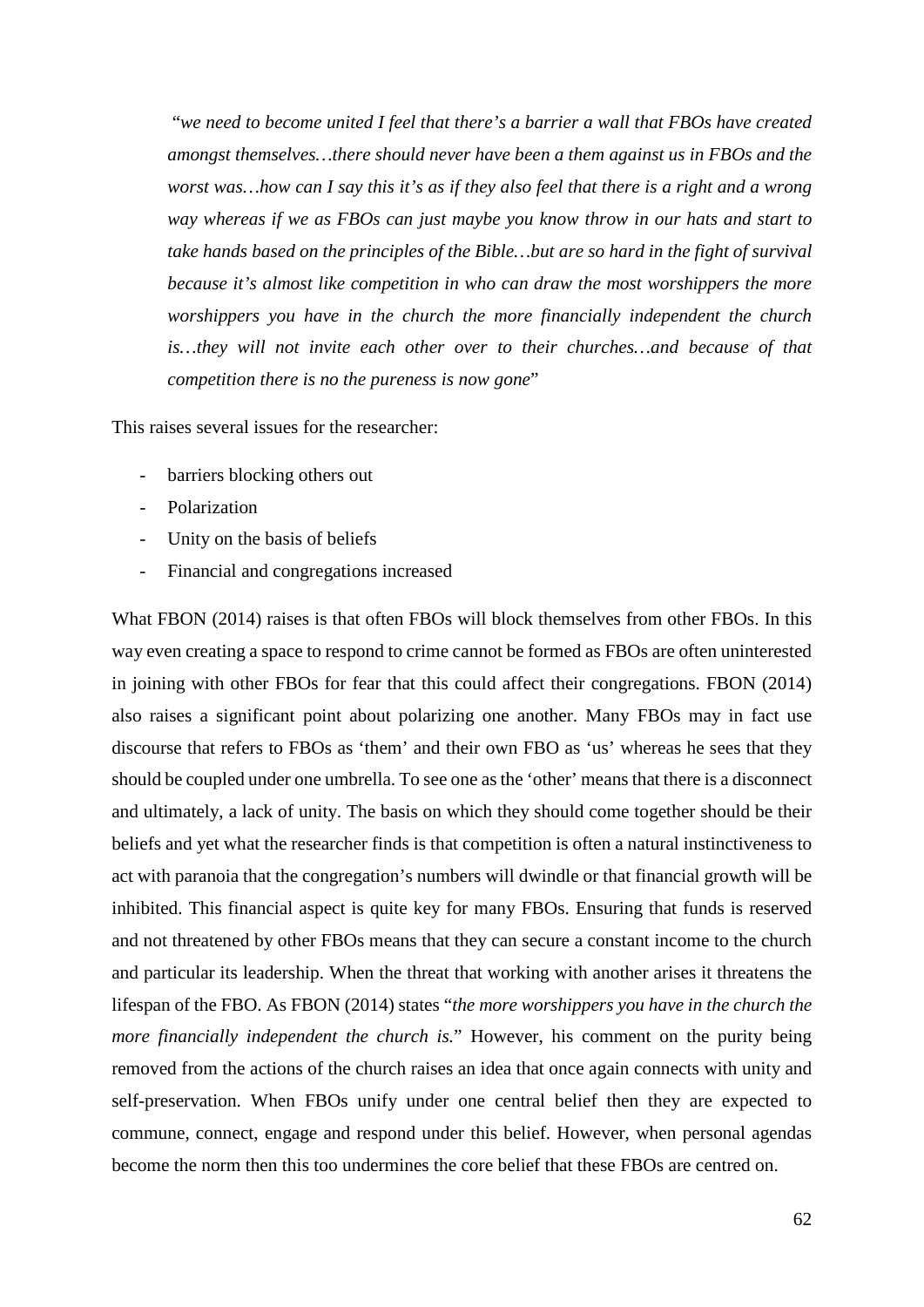> "*we need to become united I feel that there's a barrier a wall that FBOs have created amongst themselves…there should never have been a them against us in FBOs and the worst was…how can I say this it's as if they also feel that there is a right and a wrong way whereas if we as FBOs can just maybe you know throw in our hats and start to take hands based on the principles of the Bible…but are so hard in the fight of survival because it's almost like competition in who can draw the most worshippers the more worshippers you have in the church the more financially independent the church is…they will not invite each other over to their churches…and because of that competition there is no the pureness is now gone*"

This raises several issues for the researcher:

- barriers blocking others out
- Polarization
- Unity on the basis of beliefs
- Financial and congregations increased

What FBON (2014) raises is that often FBOs will block themselves from other FBOs. In this way even creating a space to respond to crime cannot be formed as FBOs are often uninterested in joining with other FBOs for fear that this could affect their congregations. FBON (2014) also raises a significant point about polarizing one another. Many FBOs may in fact use discourse that refers to FBOs as 'them' and their own FBO as 'us' whereas he sees that they should be coupled under one umbrella. To see one as the 'other' means that there is a disconnect and ultimately, a lack of unity. The basis on which they should come together should be their beliefs and yet what the researcher finds is that competition is often a natural instinctiveness to act with paranoia that the congregation's numbers will dwindle or that financial growth will be inhibited. This financial aspect is quite key for many FBOs. Ensuring that funds is reserved and not threatened by other FBOs means that they can secure a constant income to the church and particular its leadership. When the threat that working with another arises it threatens the lifespan of the FBO. As FBON (2014) states "*the more worshippers you have in the church the more financially independent the church is.*" However, his comment on the purity being removed from the actions of the church raises an idea that once again connects with unity and self-preservation. When FBOs unify under one central belief then they are expected to commune, connect, engage and respond under this belief. However, when personal agendas become the norm then this too undermines the core belief that these FBOs are centred on.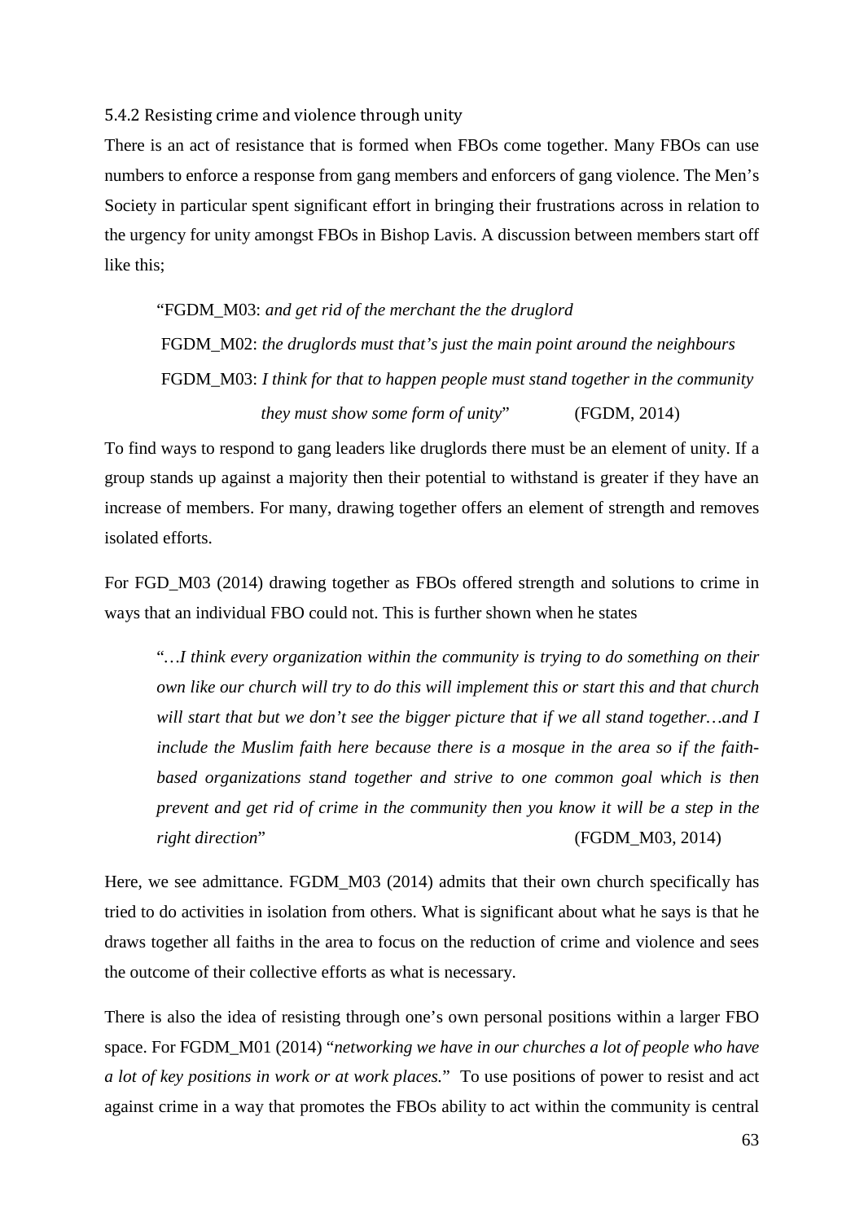### 5.4.2 Resisting crime and violence through unity

There is an act of resistance that is formed when FBOs come together. Many FBOs can use numbers to enforce a response from gang members and enforcers of gang violence. The Men's Society in particular spent significant effort in bringing their frustrations across in relation to the urgency for unity amongst FBOs in Bishop Lavis. A discussion between members start off like this;

> "FGDM_M03: *and get rid of the merchant the the druglord*
>
> FGDM_M02: *the druglords must that's just the main point around the neighbours*
>
> FGDM_M03: *I think for that to happen people must stand together in the community they must show some form of unity*" (FGDM, 2014)

To find ways to respond to gang leaders like druglords there must be an element of unity. If a group stands up against a majority then their potential to withstand is greater if they have an increase of members. For many, drawing together offers an element of strength and removes isolated efforts.

For FGD_M03 (2014) drawing together as FBOs offered strength and solutions to crime in ways that an individual FBO could not. This is further shown when he states

> "*…I think every organization within the community is trying to do something on their own like our church will try to do this will implement this or start this and that church will start that but we don't see the bigger picture that if we all stand together…and I include the Muslim faith here because there is a mosque in the area so if the faith-based organizations stand together and strive to one common goal which is then prevent and get rid of crime in the community then you know it will be a step in the right direction*" (FGDM_M03, 2014)

Here, we see admittance. FGDM_M03 (2014) admits that their own church specifically has tried to do activities in isolation from others. What is significant about what he says is that he draws together all faiths in the area to focus on the reduction of crime and violence and sees the outcome of their collective efforts as what is necessary.

There is also the idea of resisting through one's own personal positions within a larger FBO space. For FGDM_M01 (2014) "*networking we have in our churches a lot of people who have a lot of key positions in work or at work places.*" To use positions of power to resist and act against crime in a way that promotes the FBOs ability to act within the community is central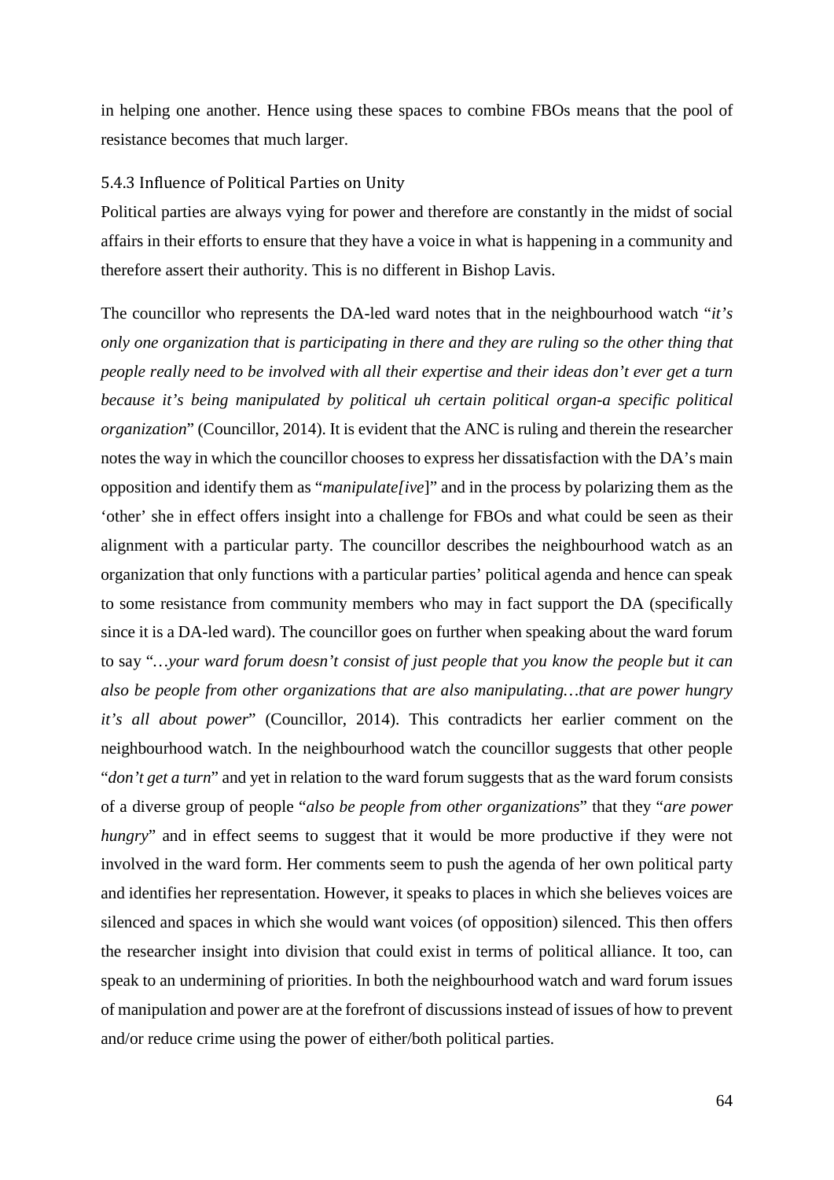in helping one another. Hence using these spaces to combine FBOs means that the pool of resistance becomes that much larger.

### 5.4.3 Influence of Political Parties on Unity

Political parties are always vying for power and therefore are constantly in the midst of social affairs in their efforts to ensure that they have a voice in what is happening in a community and therefore assert their authority. This is no different in Bishop Lavis.

The councillor who represents the DA-led ward notes that in the neighbourhood watch "*it's only one organization that is participating in there and they are ruling so the other thing that people really need to be involved with all their expertise and their ideas don't ever get a turn because it's being manipulated by political uh certain political organ-a specific political organization*" (Councillor, 2014). It is evident that the ANC is ruling and therein the researcher notes the way in which the councillor chooses to express her dissatisfaction with the DA's main opposition and identify them as "*manipulate[ive*]" and in the process by polarizing them as the 'other' she in effect offers insight into a challenge for FBOs and what could be seen as their alignment with a particular party. The councillor describes the neighbourhood watch as an organization that only functions with a particular parties' political agenda and hence can speak to some resistance from community members who may in fact support the DA (specifically since it is a DA-led ward). The councillor goes on further when speaking about the ward forum to say "*…your ward forum doesn't consist of just people that you know the people but it can also be people from other organizations that are also manipulating…that are power hungry it's all about power*" (Councillor, 2014). This contradicts her earlier comment on the neighbourhood watch. In the neighbourhood watch the councillor suggests that other people "*don't get a turn*" and yet in relation to the ward forum suggests that as the ward forum consists of a diverse group of people "*also be people from other organizations*" that they "*are power hungry*" and in effect seems to suggest that it would be more productive if they were not involved in the ward form. Her comments seem to push the agenda of her own political party and identifies her representation. However, it speaks to places in which she believes voices are silenced and spaces in which she would want voices (of opposition) silenced. This then offers the researcher insight into division that could exist in terms of political alliance. It too, can speak to an undermining of priorities. In both the neighbourhood watch and ward forum issues of manipulation and power are at the forefront of discussions instead of issues of how to prevent and/or reduce crime using the power of either/both political parties.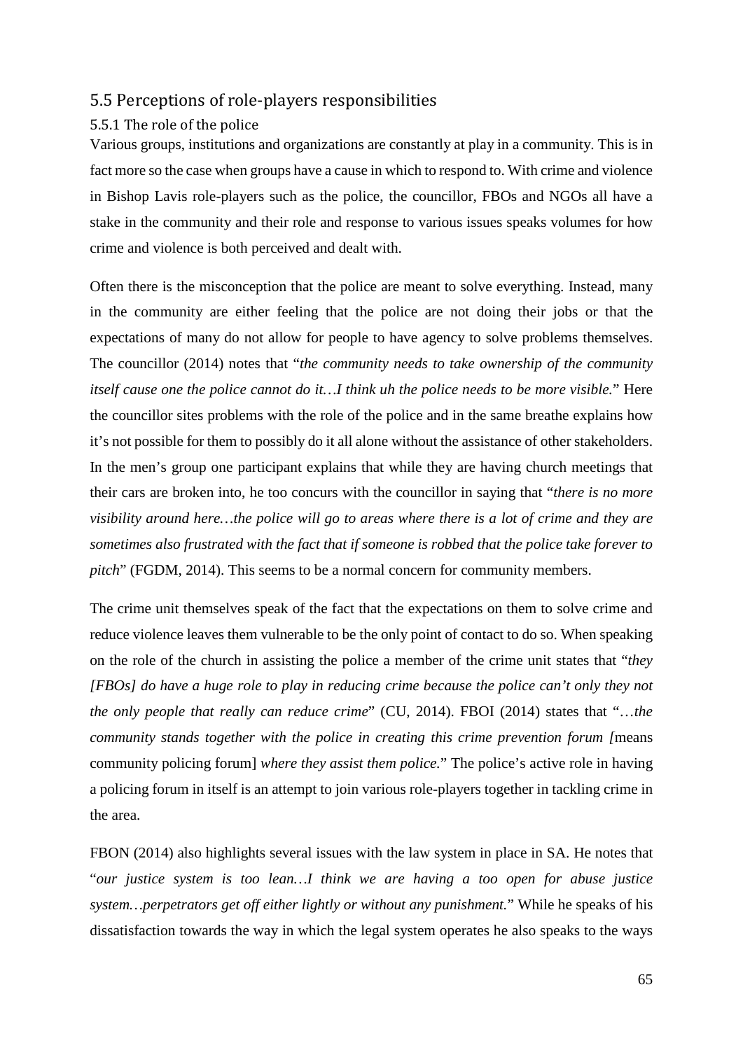## 5.5 Perceptions of role-players responsibilities

### 5.5.1 The role of the police

Various groups, institutions and organizations are constantly at play in a community. This is in fact more so the case when groups have a cause in which to respond to. With crime and violence in Bishop Lavis role-players such as the police, the councillor, FBOs and NGOs all have a stake in the community and their role and response to various issues speaks volumes for how crime and violence is both perceived and dealt with.

Often there is the misconception that the police are meant to solve everything. Instead, many in the community are either feeling that the police are not doing their jobs or that the expectations of many do not allow for people to have agency to solve problems themselves. The councillor (2014) notes that "*the community needs to take ownership of the community itself cause one the police cannot do it…I think uh the police needs to be more visible.*" Here the councillor sites problems with the role of the police and in the same breathe explains how it's not possible for them to possibly do it all alone without the assistance of other stakeholders. In the men's group one participant explains that while they are having church meetings that their cars are broken into, he too concurs with the councillor in saying that "*there is no more visibility around here…the police will go to areas where there is a lot of crime and they are sometimes also frustrated with the fact that if someone is robbed that the police take forever to pitch*" (FGDM, 2014). This seems to be a normal concern for community members.

The crime unit themselves speak of the fact that the expectations on them to solve crime and reduce violence leaves them vulnerable to be the only point of contact to do so. When speaking on the role of the church in assisting the police a member of the crime unit states that "*they [FBOs] do have a huge role to play in reducing crime because the police can't only they not the only people that really can reduce crime*" (CU, 2014). FBOI (2014) states that "*…the community stands together with the police in creating this crime prevention forum [*means community policing forum] *where they assist them police.*" The police's active role in having a policing forum in itself is an attempt to join various role-players together in tackling crime in the area.

FBON (2014) also highlights several issues with the law system in place in SA. He notes that "*our justice system is too lean…I think we are having a too open for abuse justice system…perpetrators get off either lightly or without any punishment.*" While he speaks of his dissatisfaction towards the way in which the legal system operates he also speaks to the ways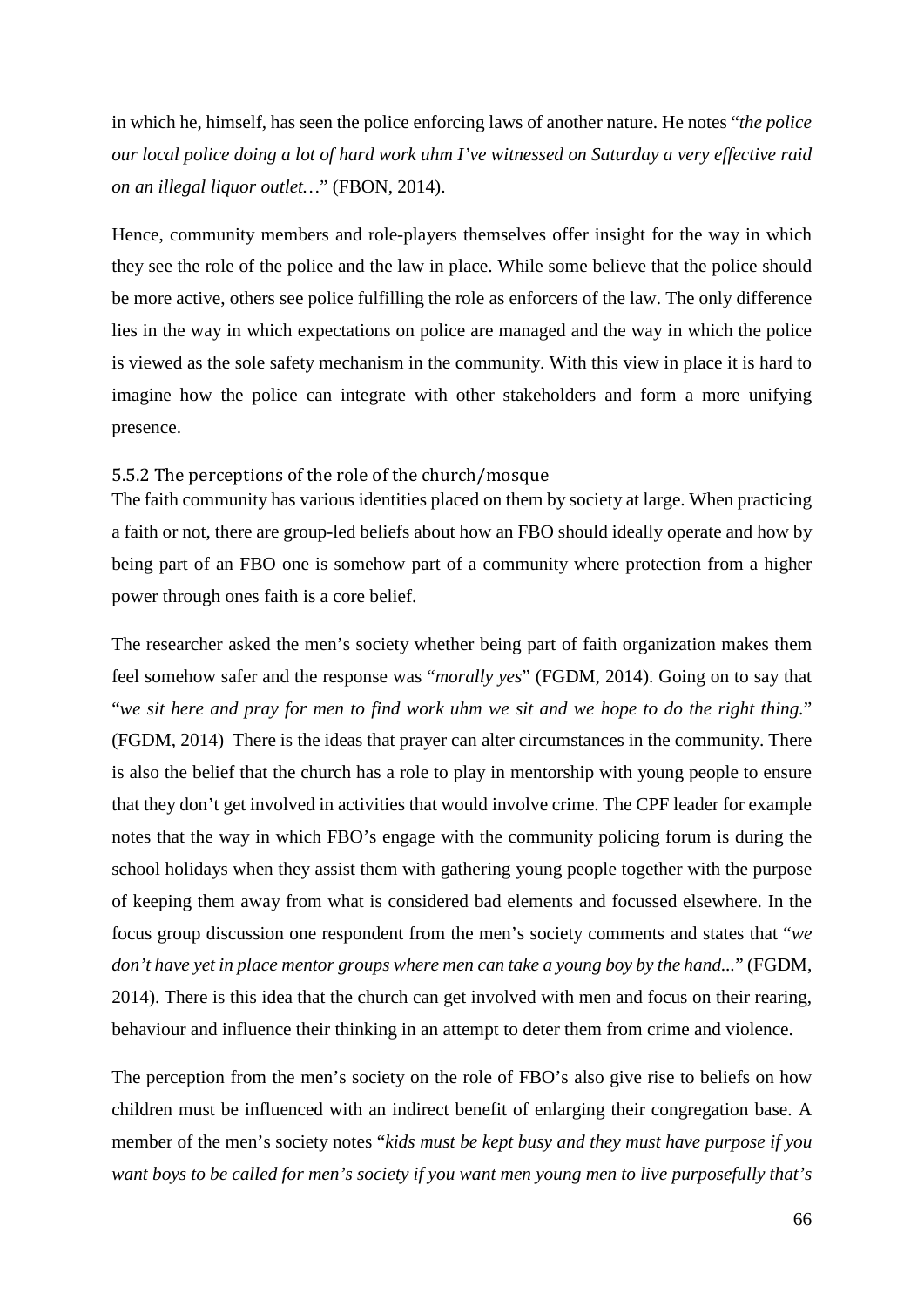in which he, himself, has seen the police enforcing laws of another nature. He notes "*the police our local police doing a lot of hard work uhm I've witnessed on Saturday a very effective raid on an illegal liquor outlet…*" (FBON, 2014).

Hence, community members and role-players themselves offer insight for the way in which they see the role of the police and the law in place. While some believe that the police should be more active, others see police fulfilling the role as enforcers of the law. The only difference lies in the way in which expectations on police are managed and the way in which the police is viewed as the sole safety mechanism in the community. With this view in place it is hard to imagine how the police can integrate with other stakeholders and form a more unifying presence.

### 5.5.2 The perceptions of the role of the church/mosque

The faith community has various identities placed on them by society at large. When practicing a faith or not, there are group-led beliefs about how an FBO should ideally operate and how by being part of an FBO one is somehow part of a community where protection from a higher power through ones faith is a core belief.

The researcher asked the men's society whether being part of faith organization makes them feel somehow safer and the response was "*morally yes*" (FGDM, 2014). Going on to say that "*we sit here and pray for men to find work uhm we sit and we hope to do the right thing.*" (FGDM, 2014) There is the ideas that prayer can alter circumstances in the community. There is also the belief that the church has a role to play in mentorship with young people to ensure that they don't get involved in activities that would involve crime. The CPF leader for example notes that the way in which FBO's engage with the community policing forum is during the school holidays when they assist them with gathering young people together with the purpose of keeping them away from what is considered bad elements and focussed elsewhere. In the focus group discussion one respondent from the men's society comments and states that "*we don't have yet in place mentor groups where men can take a young boy by the hand...*" (FGDM, 2014). There is this idea that the church can get involved with men and focus on their rearing, behaviour and influence their thinking in an attempt to deter them from crime and violence.

The perception from the men's society on the role of FBO's also give rise to beliefs on how children must be influenced with an indirect benefit of enlarging their congregation base. A member of the men's society notes "*kids must be kept busy and they must have purpose if you want boys to be called for men's society if you want men young men to live purposefully that's*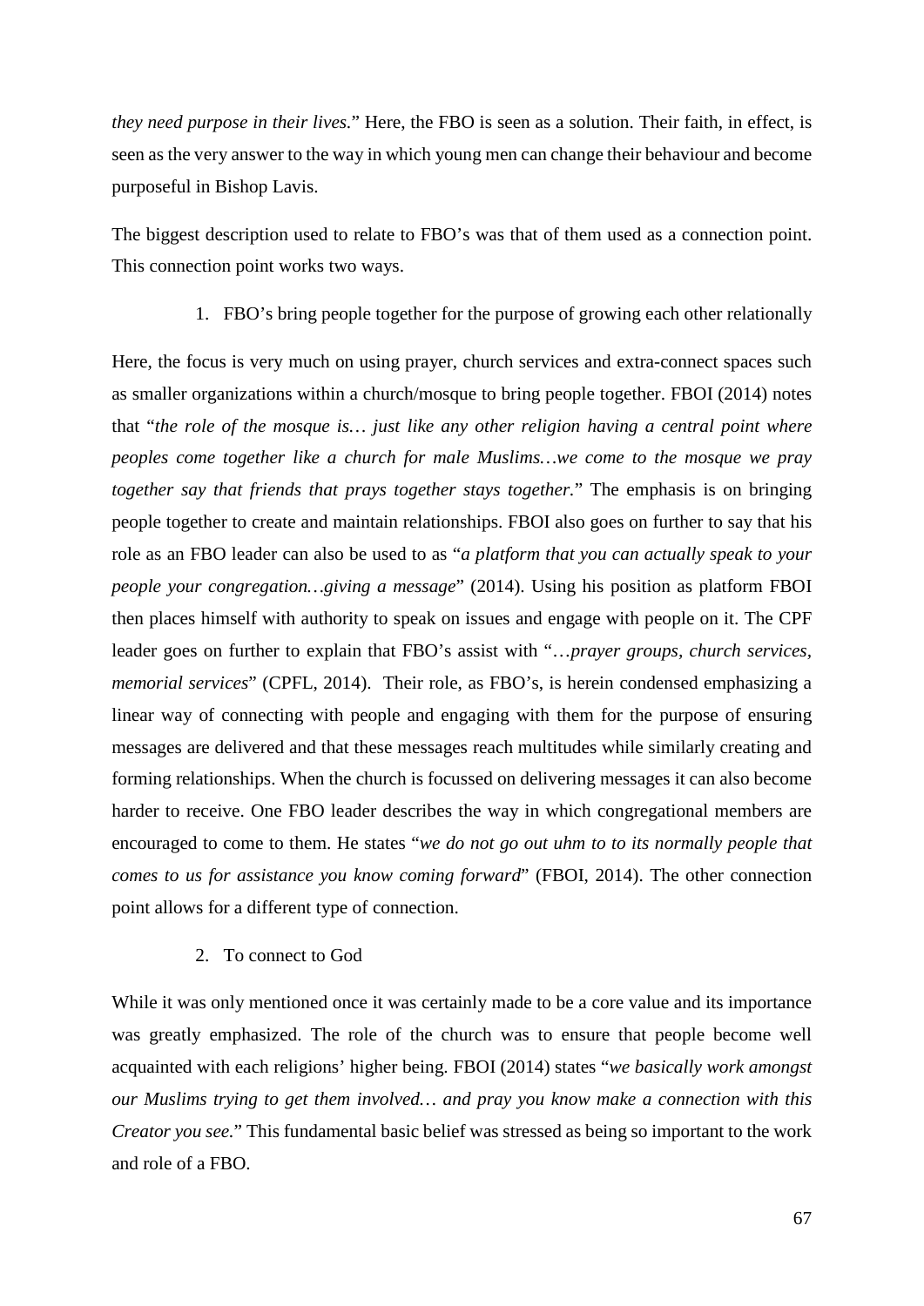*they need purpose in their lives.*" Here, the FBO is seen as a solution. Their faith, in effect, is seen as the very answer to the way in which young men can change their behaviour and become purposeful in Bishop Lavis.

The biggest description used to relate to FBO's was that of them used as a connection point. This connection point works two ways.

1. FBO's bring people together for the purpose of growing each other relationally

Here, the focus is very much on using prayer, church services and extra-connect spaces such as smaller organizations within a church/mosque to bring people together. FBOI (2014) notes that "*the role of the mosque is… just like any other religion having a central point where peoples come together like a church for male Muslims…we come to the mosque we pray together say that friends that prays together stays together.*" The emphasis is on bringing people together to create and maintain relationships. FBOI also goes on further to say that his role as an FBO leader can also be used to as "*a platform that you can actually speak to your people your congregation…giving a message*" (2014). Using his position as platform FBOI then places himself with authority to speak on issues and engage with people on it. The CPF leader goes on further to explain that FBO's assist with "…*prayer groups, church services, memorial services*" (CPFL, 2014). Their role, as FBO's, is herein condensed emphasizing a linear way of connecting with people and engaging with them for the purpose of ensuring messages are delivered and that these messages reach multitudes while similarly creating and forming relationships. When the church is focussed on delivering messages it can also become harder to receive. One FBO leader describes the way in which congregational members are encouraged to come to them. He states "*we do not go out uhm to to its normally people that comes to us for assistance you know coming forward*" (FBOI, 2014). The other connection point allows for a different type of connection.

2. To connect to God

While it was only mentioned once it was certainly made to be a core value and its importance was greatly emphasized. The role of the church was to ensure that people become well acquainted with each religions' higher being. FBOI (2014) states "*we basically work amongst our Muslims trying to get them involved… and pray you know make a connection with this Creator you see.*" This fundamental basic belief was stressed as being so important to the work and role of a FBO.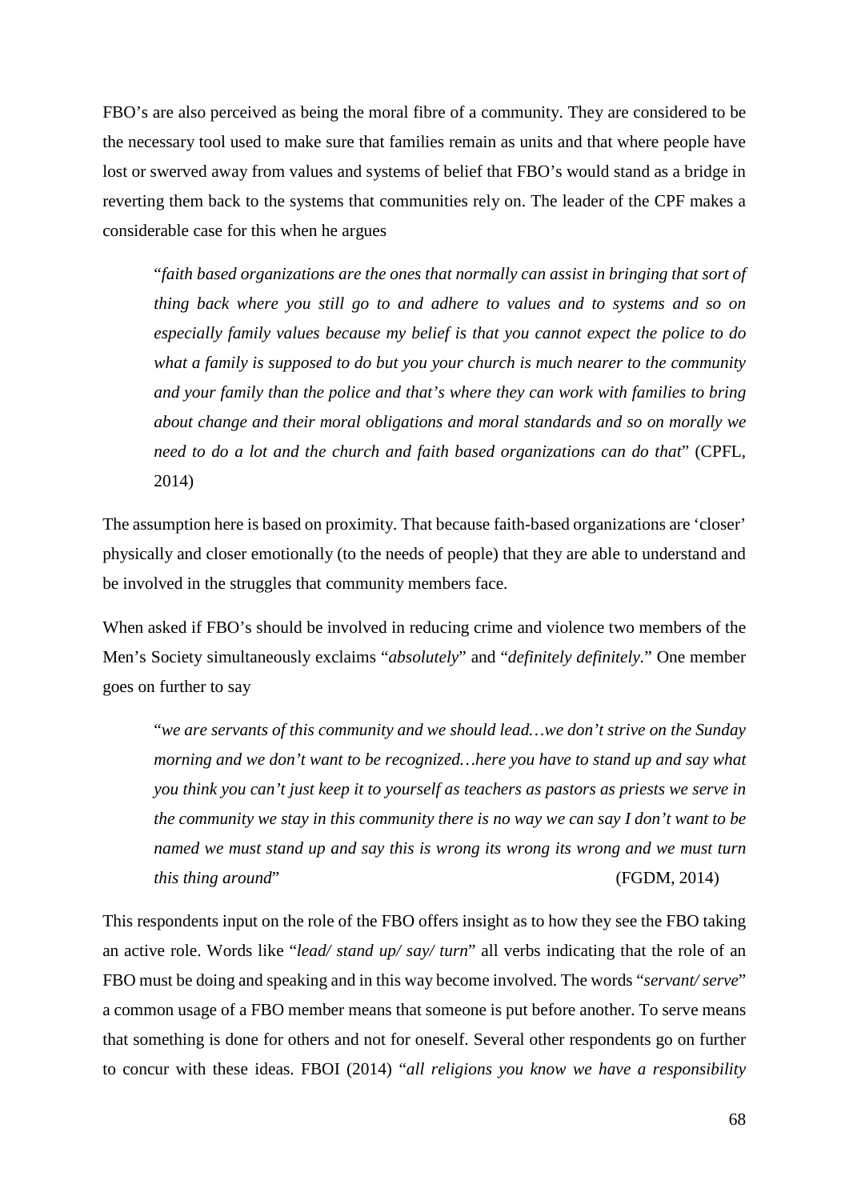FBO's are also perceived as being the moral fibre of a community. They are considered to be the necessary tool used to make sure that families remain as units and that where people have lost or swerved away from values and systems of belief that FBO's would stand as a bridge in reverting them back to the systems that communities rely on. The leader of the CPF makes a considerable case for this when he argues

> "*faith based organizations are the ones that normally can assist in bringing that sort of thing back where you still go to and adhere to values and to systems and so on especially family values because my belief is that you cannot expect the police to do what a family is supposed to do but you your church is much nearer to the community and your family than the police and that's where they can work with families to bring about change and their moral obligations and moral standards and so on morally we need to do a lot and the church and faith based organizations can do that*" (CPFL, 2014)

The assumption here is based on proximity. That because faith-based organizations are 'closer' physically and closer emotionally (to the needs of people) that they are able to understand and be involved in the struggles that community members face.

When asked if FBO's should be involved in reducing crime and violence two members of the Men's Society simultaneously exclaims "*absolutely*" and "*definitely definitely*." One member goes on further to say

> "*we are servants of this community and we should lead…we don't strive on the Sunday morning and we don't want to be recognized…here you have to stand up and say what you think you can't just keep it to yourself as teachers as pastors as priests we serve in the community we stay in this community there is no way we can say I don't want to be named we must stand up and say this is wrong its wrong its wrong and we must turn this thing around*" (FGDM, 2014)

This respondents input on the role of the FBO offers insight as to how they see the FBO taking an active role. Words like "*lead/ stand up/ say/ turn*" all verbs indicating that the role of an FBO must be doing and speaking and in this way become involved. The words "*servant/ serve*" a common usage of a FBO member means that someone is put before another. To serve means that something is done for others and not for oneself. Several other respondents go on further to concur with these ideas. FBOI (2014) "*all religions you know we have a responsibility*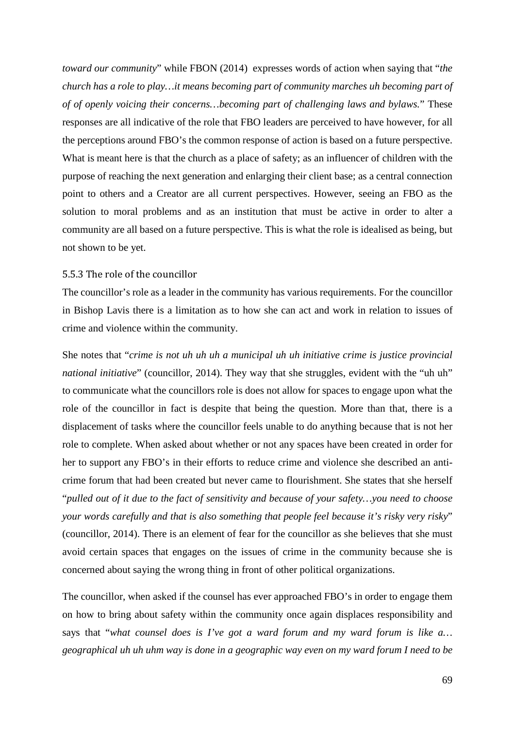*toward our community*" while FBON (2014) expresses words of action when saying that "*the church has a role to play…it means becoming part of community marches uh becoming part of of of openly voicing their concerns…becoming part of challenging laws and bylaws.*" These responses are all indicative of the role that FBO leaders are perceived to have however, for all the perceptions around FBO's the common response of action is based on a future perspective. What is meant here is that the church as a place of safety; as an influencer of children with the purpose of reaching the next generation and enlarging their client base; as a central connection point to others and a Creator are all current perspectives. However, seeing an FBO as the solution to moral problems and as an institution that must be active in order to alter a community are all based on a future perspective. This is what the role is idealised as being, but not shown to be yet.

### 5.5.3 The role of the councillor

The councillor's role as a leader in the community has various requirements. For the councillor in Bishop Lavis there is a limitation as to how she can act and work in relation to issues of crime and violence within the community.

She notes that "*crime is not uh uh uh a municipal uh uh initiative crime is justice provincial national initiative*" (councillor, 2014). They way that she struggles, evident with the "uh uh" to communicate what the councillors role is does not allow for spaces to engage upon what the role of the councillor in fact is despite that being the question. More than that, there is a displacement of tasks where the councillor feels unable to do anything because that is not her role to complete. When asked about whether or not any spaces have been created in order for her to support any FBO's in their efforts to reduce crime and violence she described an anti-crime forum that had been created but never came to flourishment. She states that she herself "*pulled out of it due to the fact of sensitivity and because of your safety…you need to choose your words carefully and that is also something that people feel because it's risky very risky*" (councillor, 2014). There is an element of fear for the councillor as she believes that she must avoid certain spaces that engages on the issues of crime in the community because she is concerned about saying the wrong thing in front of other political organizations.

The councillor, when asked if the counsel has ever approached FBO's in order to engage them on how to bring about safety within the community once again displaces responsibility and says that "*what counsel does is I've got a ward forum and my ward forum is like a… geographical uh uh uhm way is done in a geographic way even on my ward forum I need to be*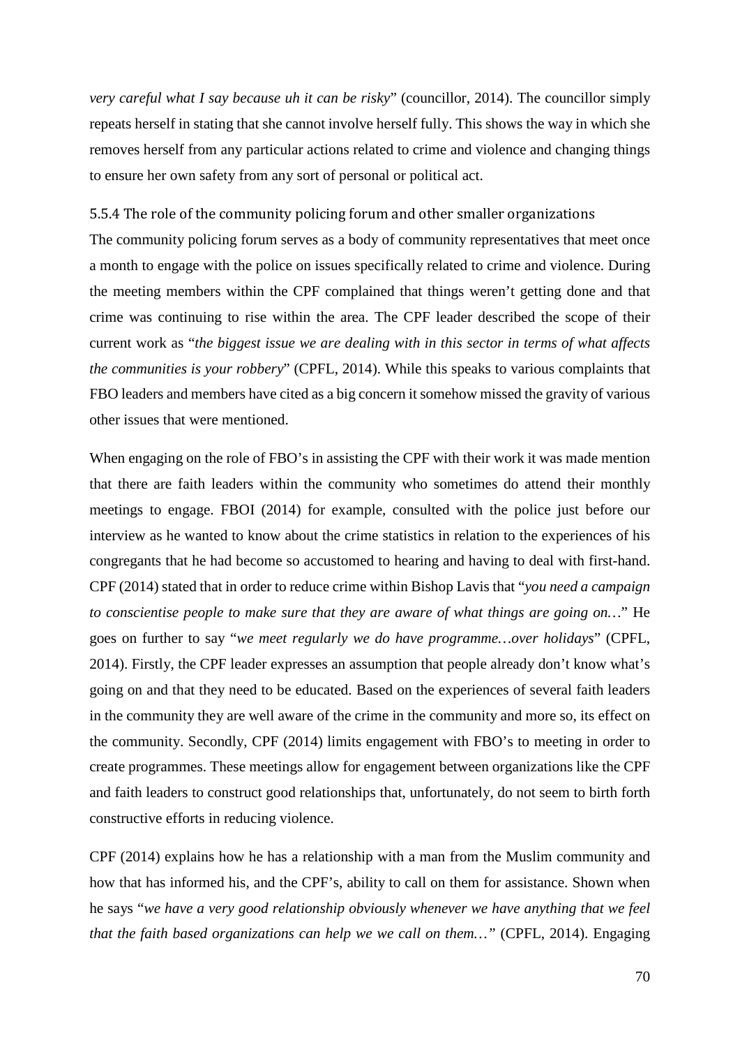*very careful what I say because uh it can be risky*" (councillor, 2014). The councillor simply repeats herself in stating that she cannot involve herself fully. This shows the way in which she removes herself from any particular actions related to crime and violence and changing things to ensure her own safety from any sort of personal or political act.

### 5.5.4 The role of the community policing forum and other smaller organizations

The community policing forum serves as a body of community representatives that meet once a month to engage with the police on issues specifically related to crime and violence. During the meeting members within the CPF complained that things weren't getting done and that crime was continuing to rise within the area. The CPF leader described the scope of their current work as "*the biggest issue we are dealing with in this sector in terms of what affects the communities is your robbery*" (CPFL, 2014). While this speaks to various complaints that FBO leaders and members have cited as a big concern it somehow missed the gravity of various other issues that were mentioned.

When engaging on the role of FBO's in assisting the CPF with their work it was made mention that there are faith leaders within the community who sometimes do attend their monthly meetings to engage. FBOI (2014) for example, consulted with the police just before our interview as he wanted to know about the crime statistics in relation to the experiences of his congregants that he had become so accustomed to hearing and having to deal with first-hand. CPF (2014) stated that in order to reduce crime within Bishop Lavis that "*you need a campaign to conscientise people to make sure that they are aware of what things are going on…*" He goes on further to say "*we meet regularly we do have programme…over holidays*" (CPFL, 2014). Firstly, the CPF leader expresses an assumption that people already don't know what's going on and that they need to be educated. Based on the experiences of several faith leaders in the community they are well aware of the crime in the community and more so, its effect on the community. Secondly, CPF (2014) limits engagement with FBO's to meeting in order to create programmes. These meetings allow for engagement between organizations like the CPF and faith leaders to construct good relationships that, unfortunately, do not seem to birth forth constructive efforts in reducing violence.

CPF (2014) explains how he has a relationship with a man from the Muslim community and how that has informed his, and the CPF's, ability to call on them for assistance. Shown when he says "*we have a very good relationship obviously whenever we have anything that we feel that the faith based organizations can help we we call on them…*" (CPFL, 2014). Engaging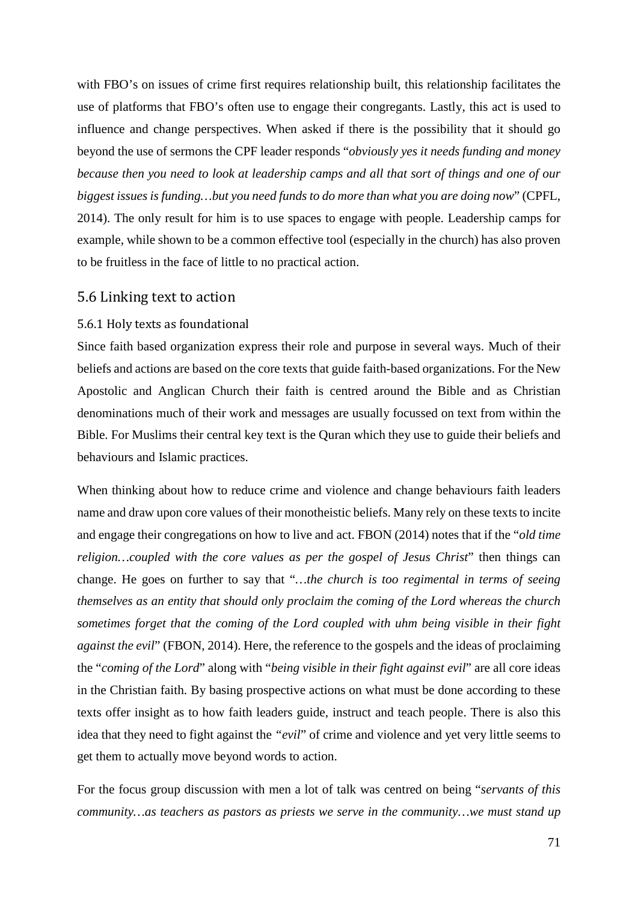with FBO's on issues of crime first requires relationship built, this relationship facilitates the use of platforms that FBO's often use to engage their congregants. Lastly, this act is used to influence and change perspectives. When asked if there is the possibility that it should go beyond the use of sermons the CPF leader responds "*obviously yes it needs funding and money because then you need to look at leadership camps and all that sort of things and one of our biggest issues is funding…but you need funds to do more than what you are doing now*" (CPFL, 2014). The only result for him is to use spaces to engage with people. Leadership camps for example, while shown to be a common effective tool (especially in the church) has also proven to be fruitless in the face of little to no practical action.

## 5.6 Linking text to action

### 5.6.1 Holy texts as foundational

Since faith based organization express their role and purpose in several ways. Much of their beliefs and actions are based on the core texts that guide faith-based organizations. For the New Apostolic and Anglican Church their faith is centred around the Bible and as Christian denominations much of their work and messages are usually focussed on text from within the Bible. For Muslims their central key text is the Quran which they use to guide their beliefs and behaviours and Islamic practices.

When thinking about how to reduce crime and violence and change behaviours faith leaders name and draw upon core values of their monotheistic beliefs. Many rely on these texts to incite and engage their congregations on how to live and act. FBON (2014) notes that if the "*old time religion…coupled with the core values as per the gospel of Jesus Christ*" then things can change. He goes on further to say that "*…the church is too regimental in terms of seeing themselves as an entity that should only proclaim the coming of the Lord whereas the church sometimes forget that the coming of the Lord coupled with uhm being visible in their fight against the evil*" (FBON, 2014). Here, the reference to the gospels and the ideas of proclaiming the "*coming of the Lord*" along with "*being visible in their fight against evil*" are all core ideas in the Christian faith. By basing prospective actions on what must be done according to these texts offer insight as to how faith leaders guide, instruct and teach people. There is also this idea that they need to fight against the "*evil*" of crime and violence and yet very little seems to get them to actually move beyond words to action.

For the focus group discussion with men a lot of talk was centred on being "*servants of this community…as teachers as pastors as priests we serve in the community…we must stand up*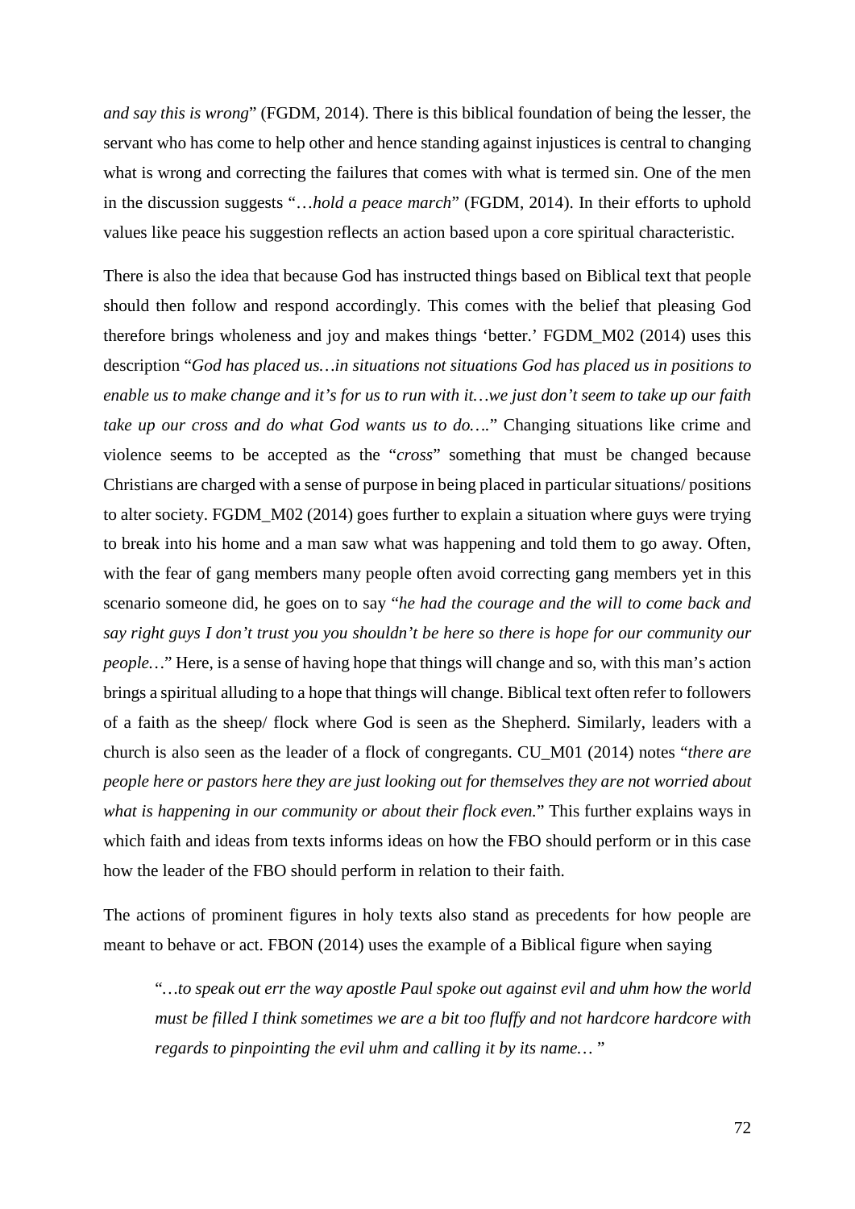*and say this is wrong*" (FGDM, 2014). There is this biblical foundation of being the lesser, the servant who has come to help other and hence standing against injustices is central to changing what is wrong and correcting the failures that comes with what is termed sin. One of the men in the discussion suggests "…*hold a peace march*" (FGDM, 2014). In their efforts to uphold values like peace his suggestion reflects an action based upon a core spiritual characteristic.

There is also the idea that because God has instructed things based on Biblical text that people should then follow and respond accordingly. This comes with the belief that pleasing God therefore brings wholeness and joy and makes things 'better.' FGDM_M02 (2014) uses this description "*God has placed us…in situations not situations God has placed us in positions to enable us to make change and it's for us to run with it…we just don't seem to take up our faith take up our cross and do what God wants us to do….*" Changing situations like crime and violence seems to be accepted as the "*cross*" something that must be changed because Christians are charged with a sense of purpose in being placed in particular situations/ positions to alter society. FGDM_M02 (2014) goes further to explain a situation where guys were trying to break into his home and a man saw what was happening and told them to go away. Often, with the fear of gang members many people often avoid correcting gang members yet in this scenario someone did, he goes on to say "*he had the courage and the will to come back and say right guys I don't trust you you shouldn't be here so there is hope for our community our people…*" Here, is a sense of having hope that things will change and so, with this man's action brings a spiritual alluding to a hope that things will change. Biblical text often refer to followers of a faith as the sheep/ flock where God is seen as the Shepherd. Similarly, leaders with a church is also seen as the leader of a flock of congregants. CU_M01 (2014) notes "*there are people here or pastors here they are just looking out for themselves they are not worried about what is happening in our community or about their flock even.*" This further explains ways in which faith and ideas from texts informs ideas on how the FBO should perform or in this case how the leader of the FBO should perform in relation to their faith.

The actions of prominent figures in holy texts also stand as precedents for how people are meant to behave or act. FBON (2014) uses the example of a Biblical figure when saying

> "*…to speak out err the way apostle Paul spoke out against evil and uhm how the world must be filled I think sometimes we are a bit too fluffy and not hardcore hardcore with regards to pinpointing the evil uhm and calling it by its name…* "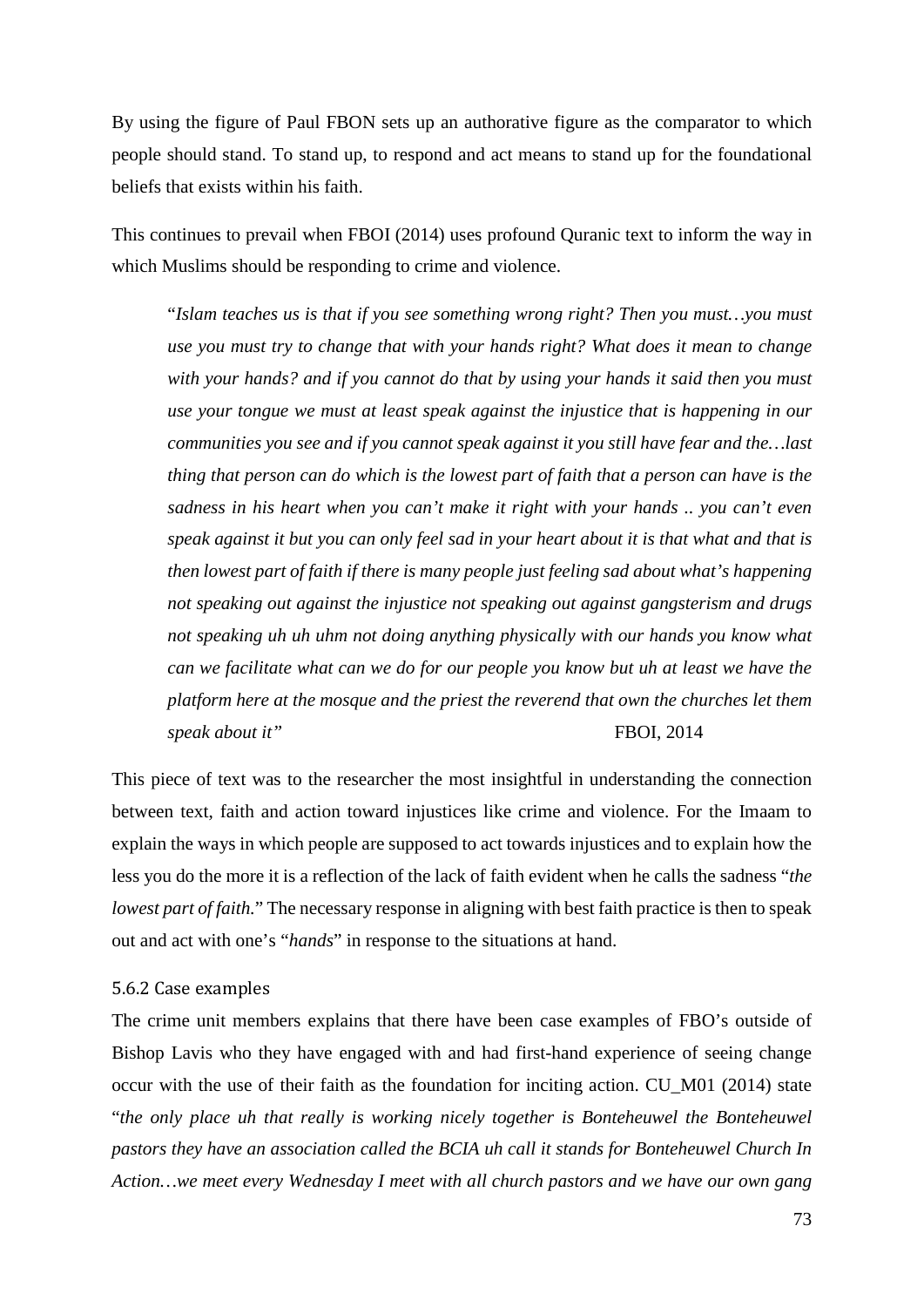By using the figure of Paul FBON sets up an authorative figure as the comparator to which people should stand. To stand up, to respond and act means to stand up for the foundational beliefs that exists within his faith.

This continues to prevail when FBOI (2014) uses profound Quranic text to inform the way in which Muslims should be responding to crime and violence.

> "*Islam teaches us is that if you see something wrong right? Then you must…you must use you must try to change that with your hands right? What does it mean to change with your hands? and if you cannot do that by using your hands it said then you must use your tongue we must at least speak against the injustice that is happening in our communities you see and if you cannot speak against it you still have fear and the…last thing that person can do which is the lowest part of faith that a person can have is the sadness in his heart when you can't make it right with your hands .. you can't even speak against it but you can only feel sad in your heart about it is that what and that is then lowest part of faith if there is many people just feeling sad about what's happening not speaking out against the injustice not speaking out against gangsterism and drugs not speaking uh uh uhm not doing anything physically with our hands you know what can we facilitate what can we do for our people you know but uh at least we have the platform here at the mosque and the priest the reverend that own the churches let them speak about it*" FBOI, 2014

This piece of text was to the researcher the most insightful in understanding the connection between text, faith and action toward injustices like crime and violence. For the Imaam to explain the ways in which people are supposed to act towards injustices and to explain how the less you do the more it is a reflection of the lack of faith evident when he calls the sadness "*the lowest part of faith.*" The necessary response in aligning with best faith practice is then to speak out and act with one's "*hands*" in response to the situations at hand.

### 5.6.2 Case examples

The crime unit members explains that there have been case examples of FBO's outside of Bishop Lavis who they have engaged with and had first-hand experience of seeing change occur with the use of their faith as the foundation for inciting action. CU_M01 (2014) state "*the only place uh that really is working nicely together is Bonteheuwel the Bonteheuwel pastors they have an association called the BCIA uh call it stands for Bonteheuwel Church In Action…we meet every Wednesday I meet with all church pastors and we have our own gang*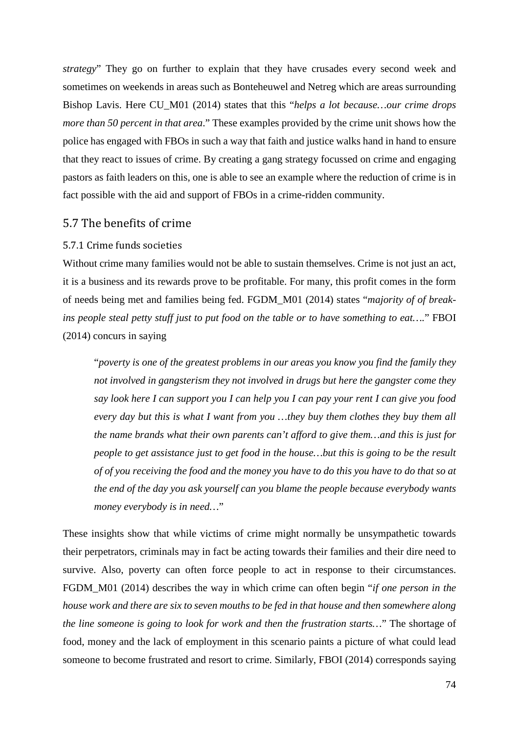*strategy*" They go on further to explain that they have crusades every second week and sometimes on weekends in areas such as Bonteheuwel and Netreg which are areas surrounding Bishop Lavis. Here CU_M01 (2014) states that this "*helps a lot because…our crime drops more than 50 percent in that area*." These examples provided by the crime unit shows how the police has engaged with FBOs in such a way that faith and justice walks hand in hand to ensure that they react to issues of crime. By creating a gang strategy focussed on crime and engaging pastors as faith leaders on this, one is able to see an example where the reduction of crime is in fact possible with the aid and support of FBOs in a crime-ridden community.

## 5.7 The benefits of crime

### 5.7.1 Crime funds societies

Without crime many families would not be able to sustain themselves. Crime is not just an act, it is a business and its rewards prove to be profitable. For many, this profit comes in the form of needs being met and families being fed. FGDM_M01 (2014) states "*majority of of break-ins people steal petty stuff just to put food on the table or to have something to eat….*" FBOI (2014) concurs in saying

> "*poverty is one of the greatest problems in our areas you know you find the family they not involved in gangsterism they not involved in drugs but here the gangster come they say look here I can support you I can help you I can pay your rent I can give you food every day but this is what I want from you …they buy them clothes they buy them all the name brands what their own parents can't afford to give them…and this is just for people to get assistance just to get food in the house…but this is going to be the result of of you receiving the food and the money you have to do this you have to do that so at the end of the day you ask yourself can you blame the people because everybody wants money everybody is in need…*"

These insights show that while victims of crime might normally be unsympathetic towards their perpetrators, criminals may in fact be acting towards their families and their dire need to survive. Also, poverty can often force people to act in response to their circumstances. FGDM_M01 (2014) describes the way in which crime can often begin "*if one person in the house work and there are six to seven mouths to be fed in that house and then somewhere along the line someone is going to look for work and then the frustration starts…*" The shortage of food, money and the lack of employment in this scenario paints a picture of what could lead someone to become frustrated and resort to crime. Similarly, FBOI (2014) corresponds saying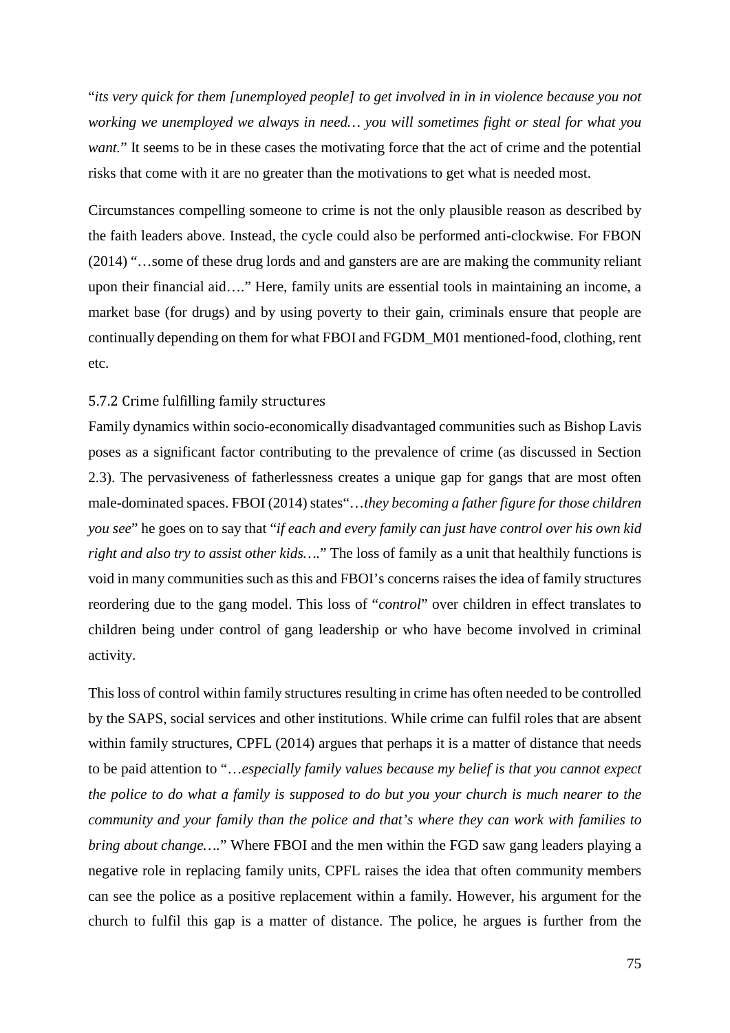"*its very quick for them [unemployed people] to get involved in in in violence because you not working we unemployed we always in need… you will sometimes fight or steal for what you want.*" It seems to be in these cases the motivating force that the act of crime and the potential risks that come with it are no greater than the motivations to get what is needed most.

Circumstances compelling someone to crime is not the only plausible reason as described by the faith leaders above. Instead, the cycle could also be performed anti-clockwise. For FBON (2014) "…some of these drug lords and and gansters are are are making the community reliant upon their financial aid…." Here, family units are essential tools in maintaining an income, a market base (for drugs) and by using poverty to their gain, criminals ensure that people are continually depending on them for what FBOI and FGDM_M01 mentioned-food, clothing, rent etc.

### 5.7.2 Crime fulfilling family structures

Family dynamics within socio-economically disadvantaged communities such as Bishop Lavis poses as a significant factor contributing to the prevalence of crime (as discussed in Section 2.3). The pervasiveness of fatherlessness creates a unique gap for gangs that are most often male-dominated spaces. FBOI (2014) states"…*they becoming a father figure for those children you see*" he goes on to say that "*if each and every family can just have control over his own kid right and also try to assist other kids….*" The loss of family as a unit that healthily functions is void in many communities such as this and FBOI's concerns raises the idea of family structures reordering due to the gang model. This loss of "*control*" over children in effect translates to children being under control of gang leadership or who have become involved in criminal activity.

This loss of control within family structures resulting in crime has often needed to be controlled by the SAPS, social services and other institutions. While crime can fulfil roles that are absent within family structures, CPFL (2014) argues that perhaps it is a matter of distance that needs to be paid attention to "…*especially family values because my belief is that you cannot expect the police to do what a family is supposed to do but you your church is much nearer to the community and your family than the police and that's where they can work with families to bring about change….*" Where FBOI and the men within the FGD saw gang leaders playing a negative role in replacing family units, CPFL raises the idea that often community members can see the police as a positive replacement within a family. However, his argument for the church to fulfil this gap is a matter of distance. The police, he argues is further from the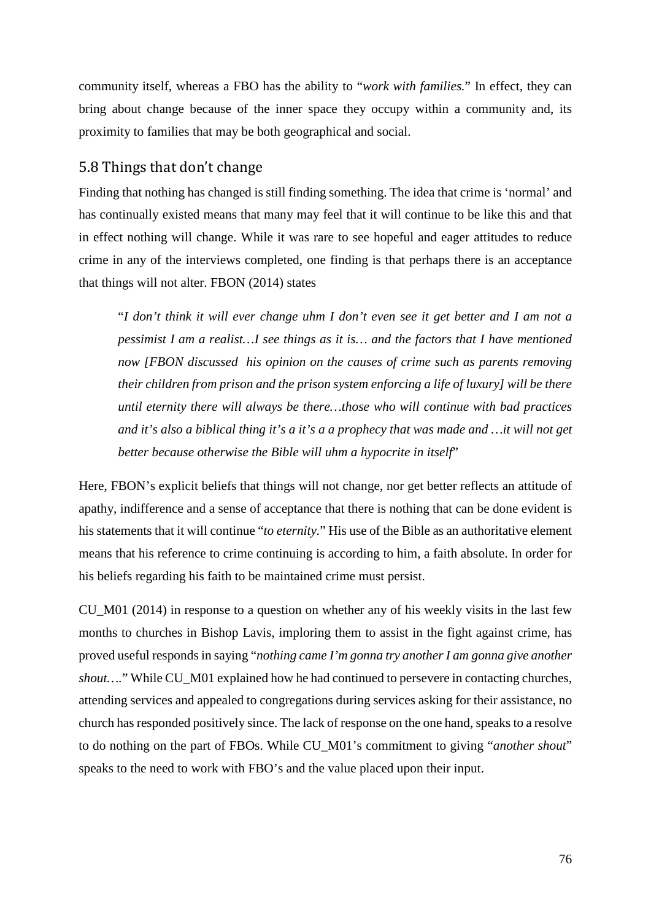community itself, whereas a FBO has the ability to "*work with families.*" In effect, they can bring about change because of the inner space they occupy within a community and, its proximity to families that may be both geographical and social.

## 5.8 Things that don't change

Finding that nothing has changed is still finding something. The idea that crime is 'normal' and has continually existed means that many may feel that it will continue to be like this and that in effect nothing will change. While it was rare to see hopeful and eager attitudes to reduce crime in any of the interviews completed, one finding is that perhaps there is an acceptance that things will not alter. FBON (2014) states

> "*I don't think it will ever change uhm I don't even see it get better and I am not a pessimist I am a realist…I see things as it is… and the factors that I have mentioned now [FBON discussed his opinion on the causes of crime such as parents removing their children from prison and the prison system enforcing a life of luxury] will be there until eternity there will always be there…those who will continue with bad practices and it's also a biblical thing it's a it's a a prophecy that was made and …it will not get better because otherwise the Bible will uhm a hypocrite in itself*"

Here, FBON's explicit beliefs that things will not change, nor get better reflects an attitude of apathy, indifference and a sense of acceptance that there is nothing that can be done evident is his statements that it will continue "*to eternity.*" His use of the Bible as an authoritative element means that his reference to crime continuing is according to him, a faith absolute. In order for his beliefs regarding his faith to be maintained crime must persist.

CU_M01 (2014) in response to a question on whether any of his weekly visits in the last few months to churches in Bishop Lavis, imploring them to assist in the fight against crime, has proved useful responds in saying "*nothing came I'm gonna try another I am gonna give another shout….*" While CU_M01 explained how he had continued to persevere in contacting churches, attending services and appealed to congregations during services asking for their assistance, no church has responded positively since. The lack of response on the one hand, speaks to a resolve to do nothing on the part of FBOs. While CU_M01's commitment to giving "*another shout*" speaks to the need to work with FBO's and the value placed upon their input.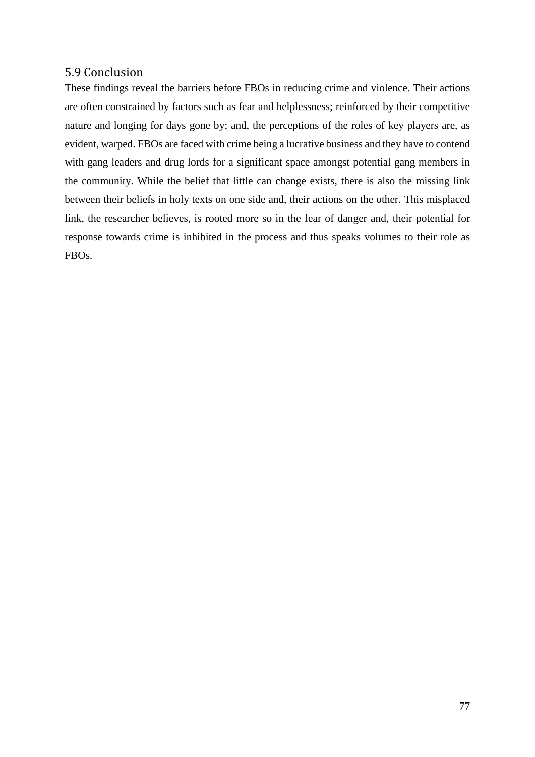## 5.9 Conclusion

These findings reveal the barriers before FBOs in reducing crime and violence. Their actions are often constrained by factors such as fear and helplessness; reinforced by their competitive nature and longing for days gone by; and, the perceptions of the roles of key players are, as evident, warped. FBOs are faced with crime being a lucrative business and they have to contend with gang leaders and drug lords for a significant space amongst potential gang members in the community. While the belief that little can change exists, there is also the missing link between their beliefs in holy texts on one side and, their actions on the other. This misplaced link, the researcher believes, is rooted more so in the fear of danger and, their potential for response towards crime is inhibited in the process and thus speaks volumes to their role as FBOs.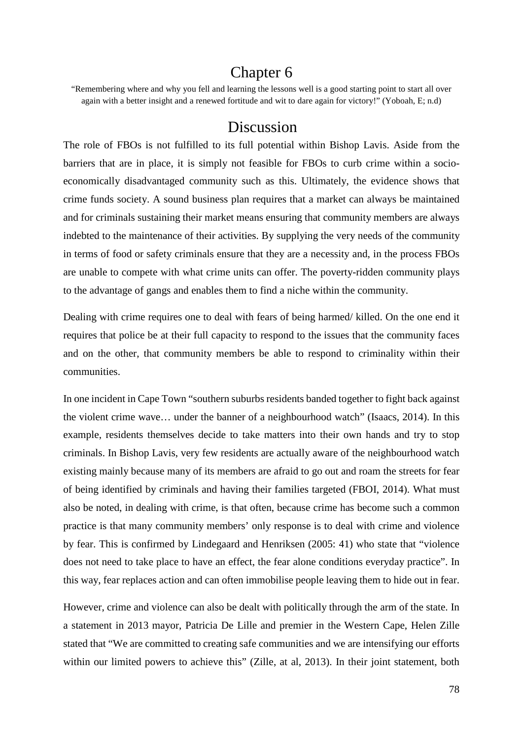# Chapter 6

"Remembering where and why you fell and learning the lessons well is a good starting point to start all over again with a better insight and a renewed fortitude and wit to dare again for victory!" (Yoboah, E; n.d)

## Discussion

The role of FBOs is not fulfilled to its full potential within Bishop Lavis. Aside from the barriers that are in place, it is simply not feasible for FBOs to curb crime within a socio-economically disadvantaged community such as this. Ultimately, the evidence shows that crime funds society. A sound business plan requires that a market can always be maintained and for criminals sustaining their market means ensuring that community members are always indebted to the maintenance of their activities. By supplying the very needs of the community in terms of food or safety criminals ensure that they are a necessity and, in the process FBOs are unable to compete with what crime units can offer. The poverty-ridden community plays to the advantage of gangs and enables them to find a niche within the community.

Dealing with crime requires one to deal with fears of being harmed/ killed. On the one end it requires that police be at their full capacity to respond to the issues that the community faces and on the other, that community members be able to respond to criminality within their communities.

In one incident in Cape Town "southern suburbs residents banded together to fight back against the violent crime wave… under the banner of a neighbourhood watch" (Isaacs, 2014). In this example, residents themselves decide to take matters into their own hands and try to stop criminals. In Bishop Lavis, very few residents are actually aware of the neighbourhood watch existing mainly because many of its members are afraid to go out and roam the streets for fear of being identified by criminals and having their families targeted (FBOI, 2014). What must also be noted, in dealing with crime, is that often, because crime has become such a common practice is that many community members' only response is to deal with crime and violence by fear. This is confirmed by Lindegaard and Henriksen (2005: 41) who state that "violence does not need to take place to have an effect, the fear alone conditions everyday practice". In this way, fear replaces action and can often immobilise people leaving them to hide out in fear.

However, crime and violence can also be dealt with politically through the arm of the state. In a statement in 2013 mayor, Patricia De Lille and premier in the Western Cape, Helen Zille stated that "We are committed to creating safe communities and we are intensifying our efforts within our limited powers to achieve this" (Zille, at al, 2013). In their joint statement, both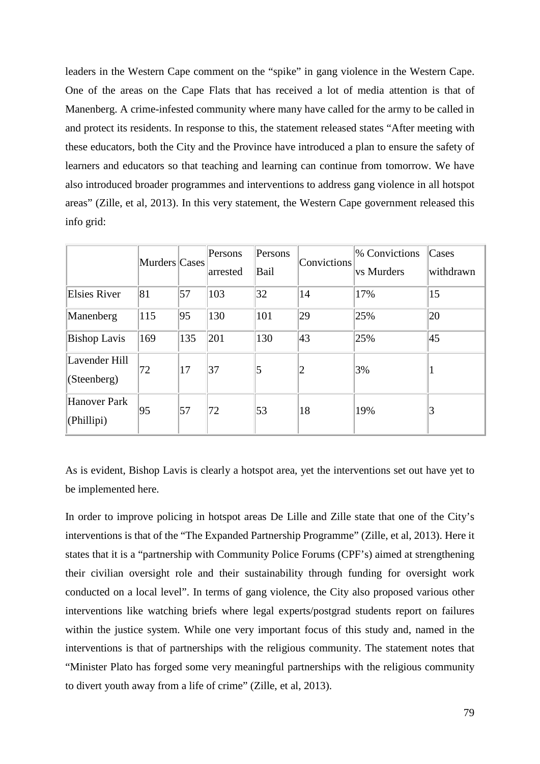leaders in the Western Cape comment on the "spike" in gang violence in the Western Cape. One of the areas on the Cape Flats that has received a lot of media attention is that of Manenberg. A crime-infested community where many have called for the army to be called in and protect its residents. In response to this, the statement released states "After meeting with these educators, both the City and the Province have introduced a plan to ensure the safety of learners and educators so that teaching and learning can continue from tomorrow. We have also introduced broader programmes and interventions to address gang violence in all hotspot areas" (Zille, et al, 2013). In this very statement, the Western Cape government released this info grid:

| | Murders | Cases | Persons arrested | Persons Bail | Convictions | % Convictions vs Murders | Cases withdrawn |
|---|---|---|---|---|---|---|---|
| Elsies River | 81 | 57 | 103 | 32 | 14 | 17% | 15 |
| Manenberg | 115 | 95 | 130 | 101 | 29 | 25% | 20 |
| Bishop Lavis | 169 | 135 | 201 | 130 | 43 | 25% | 45 |
| Lavender Hill (Steenberg) | 72 | 17 | 37 | 5 | 2 | 3% | 1 |
| Hanover Park (Phillipi) | 95 | 57 | 72 | 53 | 18 | 19% | 3 |

As is evident, Bishop Lavis is clearly a hotspot area, yet the interventions set out have yet to be implemented here.

In order to improve policing in hotspot areas De Lille and Zille state that one of the City's interventions is that of the "The Expanded Partnership Programme" (Zille, et al, 2013). Here it states that it is a "partnership with Community Police Forums (CPF's) aimed at strengthening their civilian oversight role and their sustainability through funding for oversight work conducted on a local level". In terms of gang violence, the City also proposed various other interventions like watching briefs where legal experts/postgrad students report on failures within the justice system. While one very important focus of this study and, named in the interventions is that of partnerships with the religious community. The statement notes that "Minister Plato has forged some very meaningful partnerships with the religious community to divert youth away from a life of crime" (Zille, et al, 2013).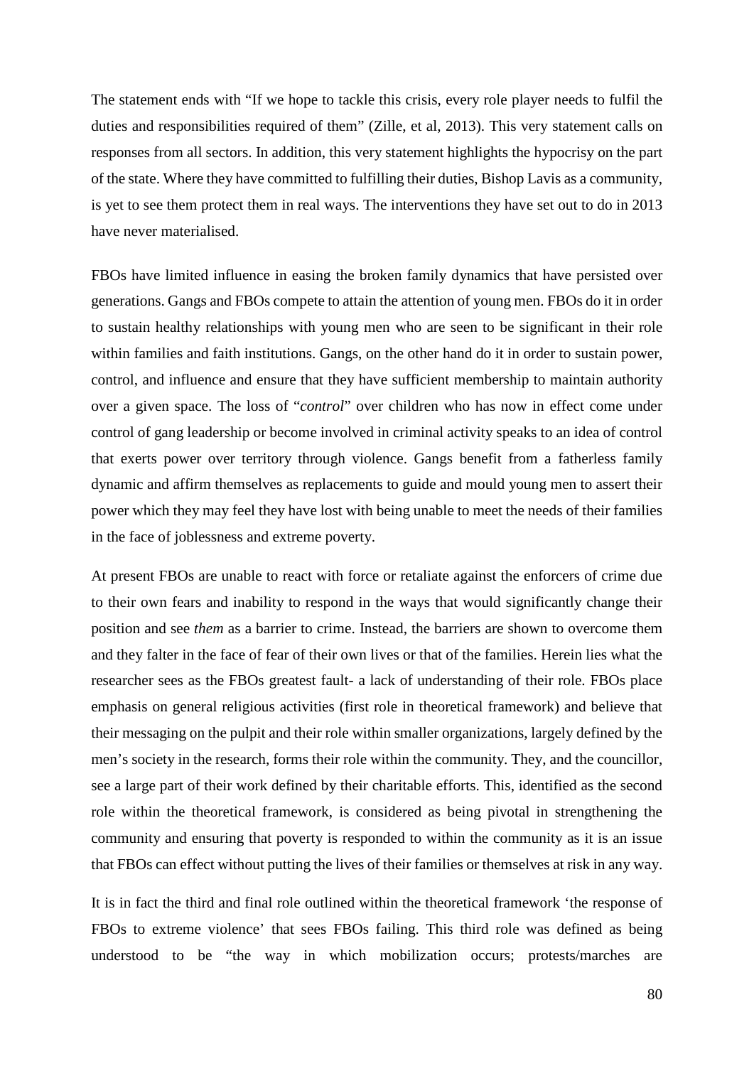The statement ends with "If we hope to tackle this crisis, every role player needs to fulfil the duties and responsibilities required of them" (Zille, et al, 2013). This very statement calls on responses from all sectors. In addition, this very statement highlights the hypocrisy on the part of the state. Where they have committed to fulfilling their duties, Bishop Lavis as a community, is yet to see them protect them in real ways. The interventions they have set out to do in 2013 have never materialised.

FBOs have limited influence in easing the broken family dynamics that have persisted over generations. Gangs and FBOs compete to attain the attention of young men. FBOs do it in order to sustain healthy relationships with young men who are seen to be significant in their role within families and faith institutions. Gangs, on the other hand do it in order to sustain power, control, and influence and ensure that they have sufficient membership to maintain authority over a given space. The loss of "*control*" over children who has now in effect come under control of gang leadership or become involved in criminal activity speaks to an idea of control that exerts power over territory through violence. Gangs benefit from a fatherless family dynamic and affirm themselves as replacements to guide and mould young men to assert their power which they may feel they have lost with being unable to meet the needs of their families in the face of joblessness and extreme poverty.

At present FBOs are unable to react with force or retaliate against the enforcers of crime due to their own fears and inability to respond in the ways that would significantly change their position and see *them* as a barrier to crime. Instead, the barriers are shown to overcome them and they falter in the face of fear of their own lives or that of the families. Herein lies what the researcher sees as the FBOs greatest fault- a lack of understanding of their role. FBOs place emphasis on general religious activities (first role in theoretical framework) and believe that their messaging on the pulpit and their role within smaller organizations, largely defined by the men's society in the research, forms their role within the community. They, and the councillor, see a large part of their work defined by their charitable efforts. This, identified as the second role within the theoretical framework, is considered as being pivotal in strengthening the community and ensuring that poverty is responded to within the community as it is an issue that FBOs can effect without putting the lives of their families or themselves at risk in any way.

It is in fact the third and final role outlined within the theoretical framework 'the response of FBOs to extreme violence' that sees FBOs failing. This third role was defined as being understood to be "the way in which mobilization occurs; protests/marches are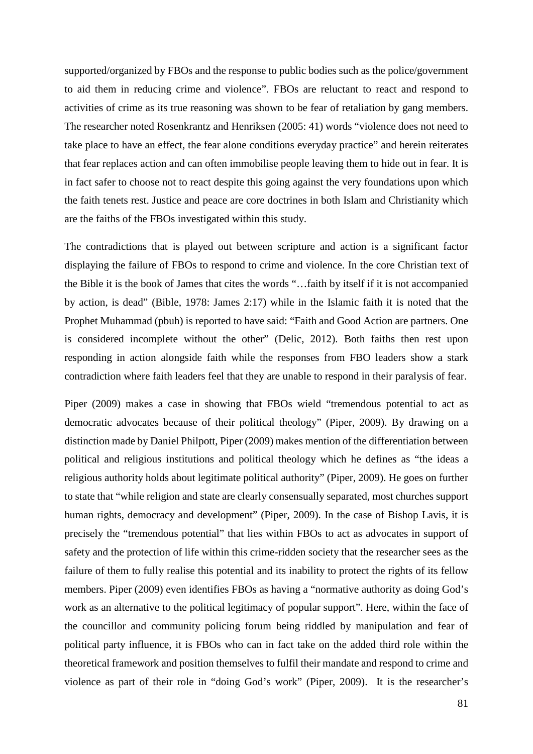supported/organized by FBOs and the response to public bodies such as the police/government to aid them in reducing crime and violence". FBOs are reluctant to react and respond to activities of crime as its true reasoning was shown to be fear of retaliation by gang members. The researcher noted Rosenkrantz and Henriksen (2005: 41) words "violence does not need to take place to have an effect, the fear alone conditions everyday practice" and herein reiterates that fear replaces action and can often immobilise people leaving them to hide out in fear. It is in fact safer to choose not to react despite this going against the very foundations upon which the faith tenets rest. Justice and peace are core doctrines in both Islam and Christianity which are the faiths of the FBOs investigated within this study.

The contradictions that is played out between scripture and action is a significant factor displaying the failure of FBOs to respond to crime and violence. In the core Christian text of the Bible it is the book of James that cites the words "…faith by itself if it is not accompanied by action, is dead" (Bible, 1978: James 2:17) while in the Islamic faith it is noted that the Prophet Muhammad (pbuh) is reported to have said: "Faith and Good Action are partners. One is considered incomplete without the other" (Delic, 2012). Both faiths then rest upon responding in action alongside faith while the responses from FBO leaders show a stark contradiction where faith leaders feel that they are unable to respond in their paralysis of fear.

Piper (2009) makes a case in showing that FBOs wield "tremendous potential to act as democratic advocates because of their political theology" (Piper, 2009). By drawing on a distinction made by Daniel Philpott, Piper (2009) makes mention of the differentiation between political and religious institutions and political theology which he defines as "the ideas a religious authority holds about legitimate political authority" (Piper, 2009). He goes on further to state that "while religion and state are clearly consensually separated, most churches support human rights, democracy and development" (Piper, 2009). In the case of Bishop Lavis, it is precisely the "tremendous potential" that lies within FBOs to act as advocates in support of safety and the protection of life within this crime-ridden society that the researcher sees as the failure of them to fully realise this potential and its inability to protect the rights of its fellow members. Piper (2009) even identifies FBOs as having a "normative authority as doing God's work as an alternative to the political legitimacy of popular support". Here, within the face of the councillor and community policing forum being riddled by manipulation and fear of political party influence, it is FBOs who can in fact take on the added third role within the theoretical framework and position themselves to fulfil their mandate and respond to crime and violence as part of their role in "doing God's work" (Piper, 2009). It is the researcher's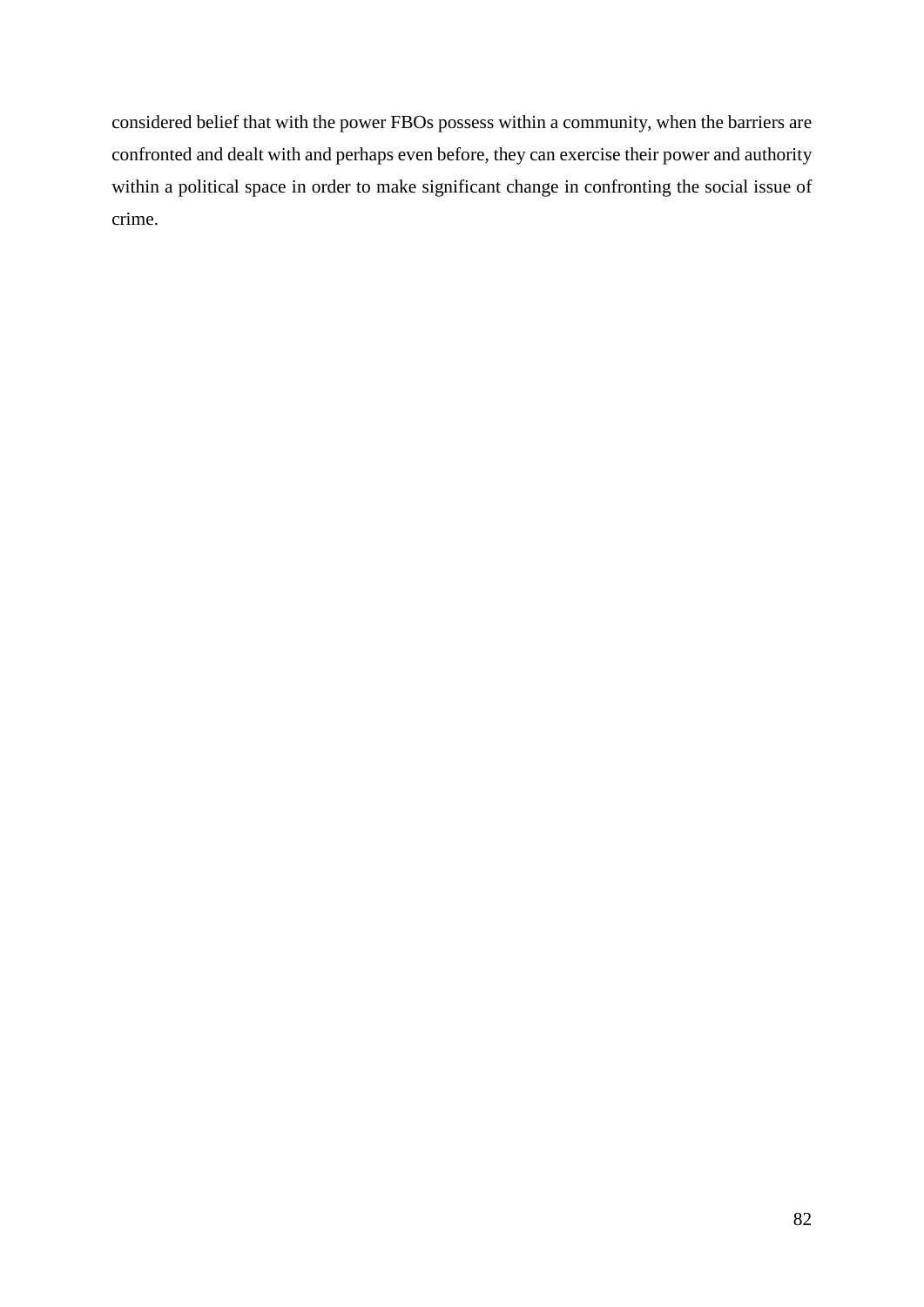considered belief that with the power FBOs possess within a community, when the barriers are confronted and dealt with and perhaps even before, they can exercise their power and authority within a political space in order to make significant change in confronting the social issue of crime.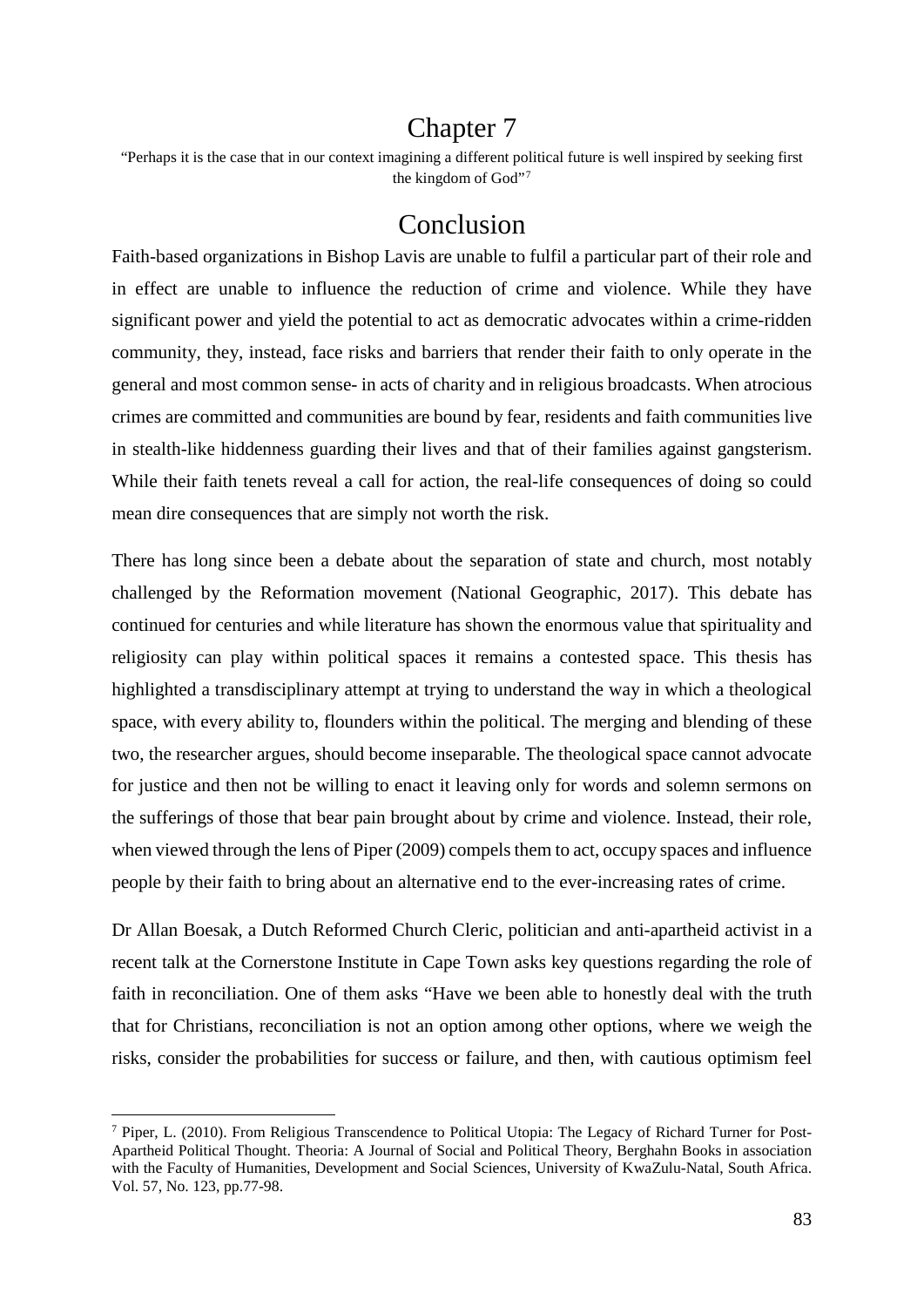# Chapter 7

"Perhaps it is the case that in our context imagining a different political future is well inspired by seeking first the kingdom of God"[7]

# Conclusion

Faith-based organizations in Bishop Lavis are unable to fulfil a particular part of their role and in effect are unable to influence the reduction of crime and violence. While they have significant power and yield the potential to act as democratic advocates within a crime-ridden community, they, instead, face risks and barriers that render their faith to only operate in the general and most common sense- in acts of charity and in religious broadcasts. When atrocious crimes are committed and communities are bound by fear, residents and faith communities live in stealth-like hiddenness guarding their lives and that of their families against gangsterism. While their faith tenets reveal a call for action, the real-life consequences of doing so could mean dire consequences that are simply not worth the risk.

There has long since been a debate about the separation of state and church, most notably challenged by the Reformation movement (National Geographic, 2017). This debate has continued for centuries and while literature has shown the enormous value that spirituality and religiosity can play within political spaces it remains a contested space. This thesis has highlighted a transdisciplinary attempt at trying to understand the way in which a theological space, with every ability to, flounders within the political. The merging and blending of these two, the researcher argues, should become inseparable. The theological space cannot advocate for justice and then not be willing to enact it leaving only for words and solemn sermons on the sufferings of those that bear pain brought about by crime and violence. Instead, their role, when viewed through the lens of Piper (2009) compels them to act, occupy spaces and influence people by their faith to bring about an alternative end to the ever-increasing rates of crime.

Dr Allan Boesak, a Dutch Reformed Church Cleric, politician and anti-apartheid activist in a recent talk at the Cornerstone Institute in Cape Town asks key questions regarding the role of faith in reconciliation. One of them asks "Have we been able to honestly deal with the truth that for Christians, reconciliation is not an option among other options, where we weigh the risks, consider the probabilities for success or failure, and then, with cautious optimism feel

---

[7] Piper, L. (2010). From Religious Transcendence to Political Utopia: The Legacy of Richard Turner for Post-Apartheid Political Thought. Theoria: A Journal of Social and Political Theory, Berghahn Books in association with the Faculty of Humanities, Development and Social Sciences, University of KwaZulu-Natal, South Africa. Vol. 57, No. 123, pp.77-98.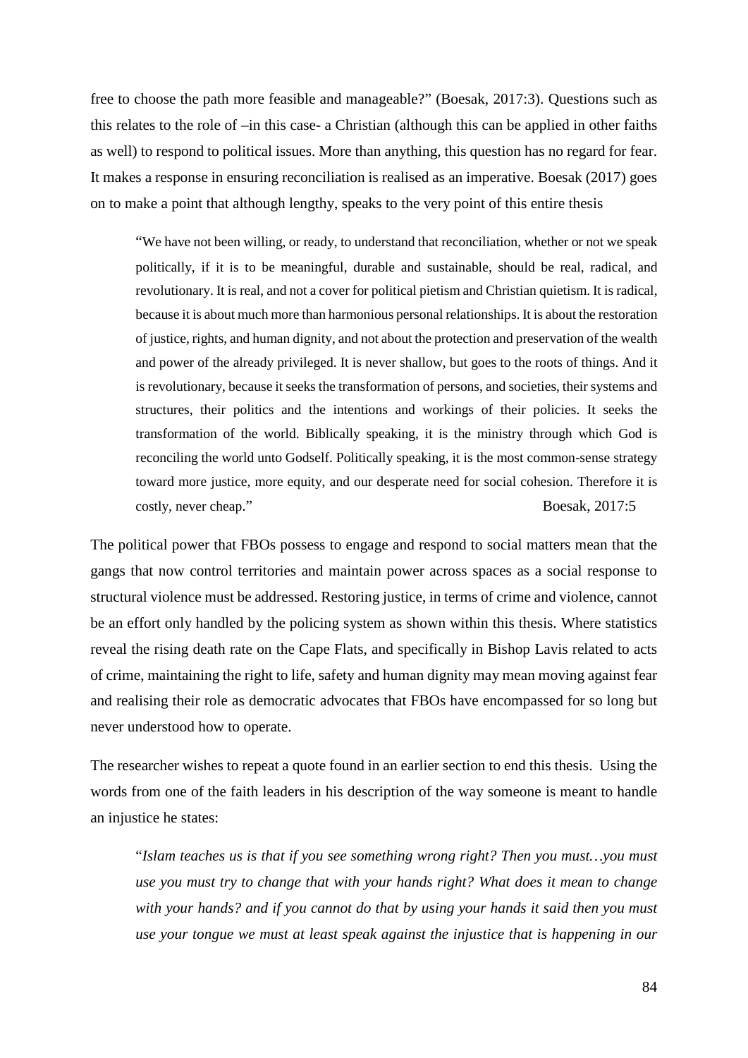free to choose the path more feasible and manageable?" (Boesak, 2017:3). Questions such as this relates to the role of –in this case- a Christian (although this can be applied in other faiths as well) to respond to political issues. More than anything, this question has no regard for fear. It makes a response in ensuring reconciliation is realised as an imperative. Boesak (2017) goes on to make a point that although lengthy, speaks to the very point of this entire thesis

> "We have not been willing, or ready, to understand that reconciliation, whether or not we speak politically, if it is to be meaningful, durable and sustainable, should be real, radical, and revolutionary. It is real, and not a cover for political pietism and Christian quietism. It is radical, because it is about much more than harmonious personal relationships. It is about the restoration of justice, rights, and human dignity, and not about the protection and preservation of the wealth and power of the already privileged. It is never shallow, but goes to the roots of things. And it is revolutionary, because it seeks the transformation of persons, and societies, their systems and structures, their politics and the intentions and workings of their policies. It seeks the transformation of the world. Biblically speaking, it is the ministry through which God is reconciling the world unto Godself. Politically speaking, it is the most common-sense strategy toward more justice, more equity, and our desperate need for social cohesion. Therefore it is costly, never cheap." Boesak, 2017:5

The political power that FBOs possess to engage and respond to social matters mean that the gangs that now control territories and maintain power across spaces as a social response to structural violence must be addressed. Restoring justice, in terms of crime and violence, cannot be an effort only handled by the policing system as shown within this thesis. Where statistics reveal the rising death rate on the Cape Flats, and specifically in Bishop Lavis related to acts of crime, maintaining the right to life, safety and human dignity may mean moving against fear and realising their role as democratic advocates that FBOs have encompassed for so long but never understood how to operate.

The researcher wishes to repeat a quote found in an earlier section to end this thesis. Using the words from one of the faith leaders in his description of the way someone is meant to handle an injustice he states:

> "*Islam teaches us is that if you see something wrong right? Then you must…you must use you must try to change that with your hands right? What does it mean to change with your hands? and if you cannot do that by using your hands it said then you must use your tongue we must at least speak against the injustice that is happening in our*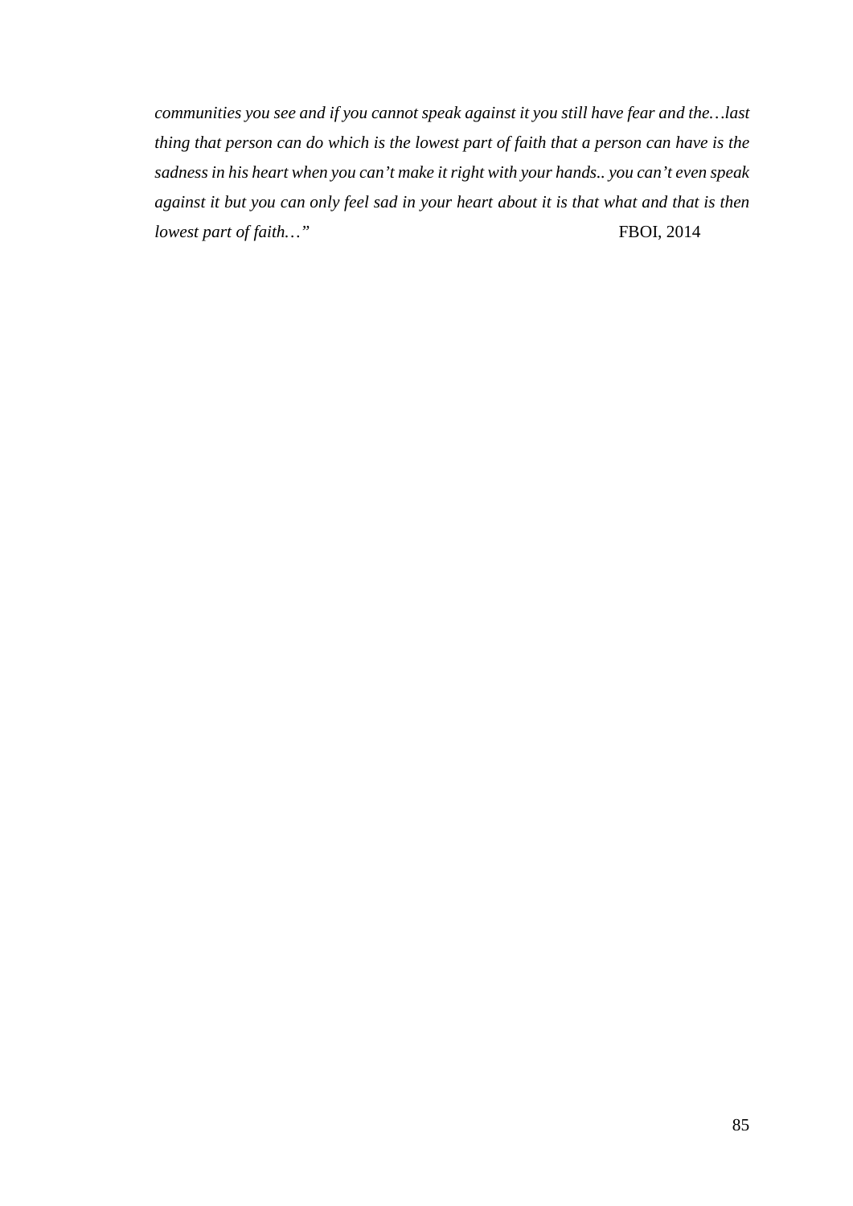*communities you see and if you cannot speak against it you still have fear and the…last thing that person can do which is the lowest part of faith that a person can have is the sadness in his heart when you can't make it right with your hands.. you can't even speak against it but you can only feel sad in your heart about it is that what and that is then lowest part of faith…"* FBOI, 2014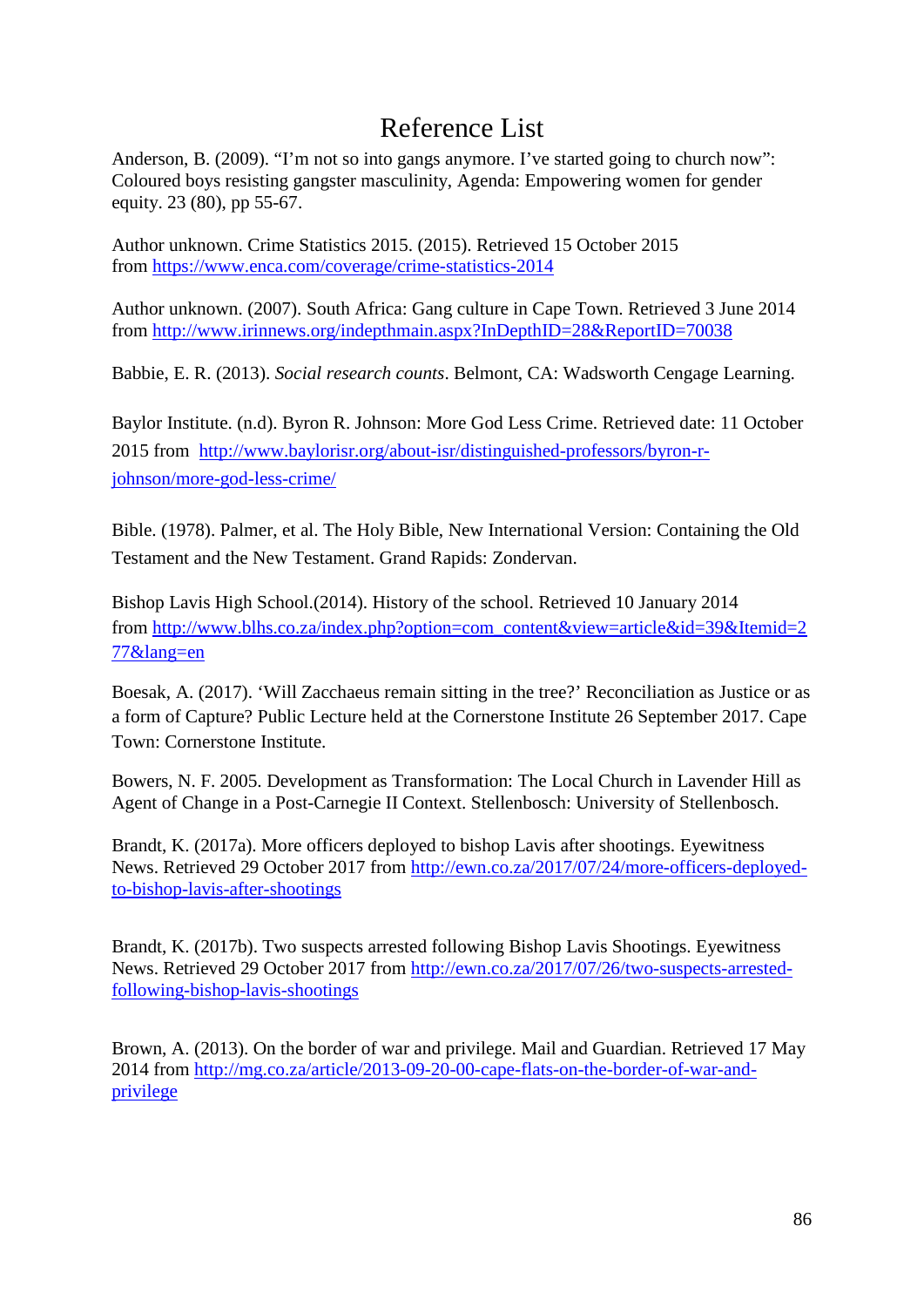# Reference List

Anderson, B. (2009). "I'm not so into gangs anymore. I've started going to church now": Coloured boys resisting gangster masculinity, Agenda: Empowering women for gender equity. 23 (80), pp 55-67.

Author unknown. Crime Statistics 2015. (2015). Retrieved 15 October 2015 from https://www.enca.com/coverage/crime-statistics-2014

Author unknown. (2007). South Africa: Gang culture in Cape Town. Retrieved 3 June 2014 from http://www.irinnews.org/indepthmain.aspx?InDepthID=28&ReportID=70038

Babbie, E. R. (2013). *Social research counts*. Belmont, CA: Wadsworth Cengage Learning.

Baylor Institute. (n.d). Byron R. Johnson: More God Less Crime. Retrieved date: 11 October 2015 from http://www.baylorisr.org/about-isr/distinguished-professors/byron-r-johnson/more-god-less-crime/

Bible. (1978). Palmer, et al. The Holy Bible, New International Version: Containing the Old Testament and the New Testament. Grand Rapids: Zondervan.

Bishop Lavis High School.(2014). History of the school. Retrieved 10 January 2014 from http://www.blhs.co.za/index.php?option=com_content&view=article&id=39&Itemid=277&lang=en

Boesak, A. (2017). 'Will Zacchaeus remain sitting in the tree?' Reconciliation as Justice or as a form of Capture? Public Lecture held at the Cornerstone Institute 26 September 2017. Cape Town: Cornerstone Institute.

Bowers, N. F. 2005. Development as Transformation: The Local Church in Lavender Hill as Agent of Change in a Post-Carnegie II Context. Stellenbosch: University of Stellenbosch.

Brandt, K. (2017a). More officers deployed to bishop Lavis after shootings. Eyewitness News. Retrieved 29 October 2017 from http://ewn.co.za/2017/07/24/more-officers-deployed-to-bishop-lavis-after-shootings

Brandt, K. (2017b). Two suspects arrested following Bishop Lavis Shootings. Eyewitness News. Retrieved 29 October 2017 from http://ewn.co.za/2017/07/26/two-suspects-arrested-following-bishop-lavis-shootings

Brown, A. (2013). On the border of war and privilege. Mail and Guardian. Retrieved 17 May 2014 from http://mg.co.za/article/2013-09-20-00-cape-flats-on-the-border-of-war-and-privilege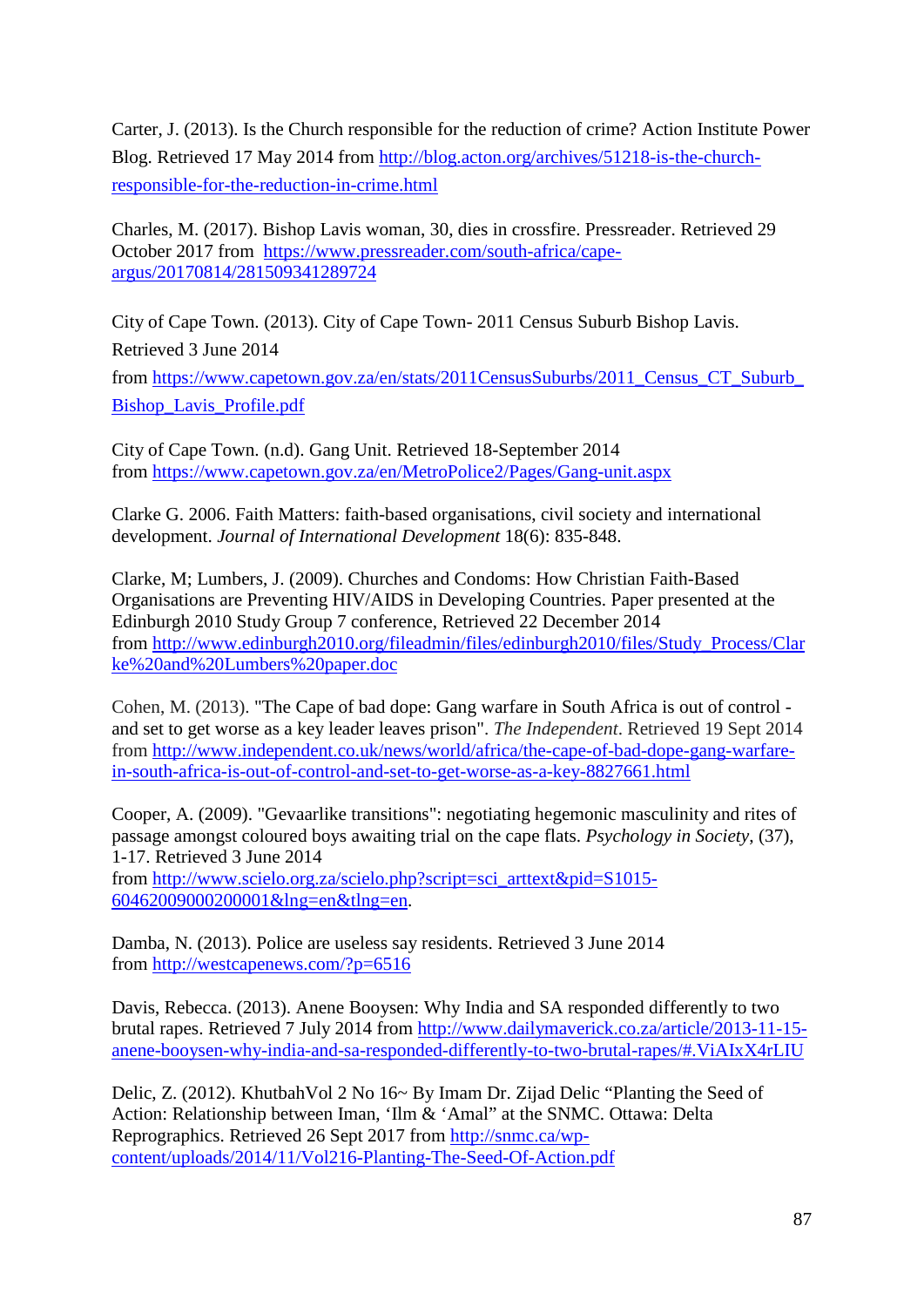Carter, J. (2013). Is the Church responsible for the reduction of crime? Action Institute Power Blog. Retrieved 17 May 2014 from http://blog.acton.org/archives/51218-is-the-church-responsible-for-the-reduction-in-crime.html

Charles, M. (2017). Bishop Lavis woman, 30, dies in crossfire. Pressreader. Retrieved 29 October 2017 from https://www.pressreader.com/south-africa/cape-argus/20170814/281509341289724

City of Cape Town. (2013). City of Cape Town- 2011 Census Suburb Bishop Lavis. Retrieved 3 June 2014 from https://www.capetown.gov.za/en/stats/2011CensusSuburbs/2011_Census_CT_Suburb_Bishop_Lavis_Profile.pdf

City of Cape Town. (n.d). Gang Unit. Retrieved 18-September 2014 from https://www.capetown.gov.za/en/MetroPolice2/Pages/Gang-unit.aspx

Clarke G. 2006. Faith Matters: faith-based organisations, civil society and international development. *Journal of International Development* 18(6): 835-848.

Clarke, M; Lumbers, J. (2009). Churches and Condoms: How Christian Faith-Based Organisations are Preventing HIV/AIDS in Developing Countries. Paper presented at the Edinburgh 2010 Study Group 7 conference, Retrieved 22 December 2014 from http://www.edinburgh2010.org/fileadmin/files/edinburgh2010/files/Study_Process/Clarke%20and%20Lumbers%20paper.doc

Cohen, M. (2013). "The Cape of bad dope: Gang warfare in South Africa is out of control - and set to get worse as a key leader leaves prison". *The Independent*. Retrieved 19 Sept 2014 from http://www.independent.co.uk/news/world/africa/the-cape-of-bad-dope-gang-warfare-in-south-africa-is-out-of-control-and-set-to-get-worse-as-a-key-8827661.html

Cooper, A. (2009). "Gevaarlike transitions": negotiating hegemonic masculinity and rites of passage amongst coloured boys awaiting trial on the cape flats. *Psychology in Society*, (37), 1-17. Retrieved 3 June 2014 from http://www.scielo.org.za/scielo.php?script=sci_arttext&pid=S1015-60462009000200001&lng=en&tlng=en.

Damba, N. (2013). Police are useless say residents. Retrieved 3 June 2014 from http://westcapenews.com/?p=6516

Davis, Rebecca. (2013). Anene Booysen: Why India and SA responded differently to two brutal rapes. Retrieved 7 July 2014 from http://www.dailymaverick.co.za/article/2013-11-15-anene-booysen-why-india-and-sa-responded-differently-to-two-brutal-rapes/#.ViAIxX4rLIU

Delic, Z. (2012). KhutbahVol 2 No 16~ By Imam Dr. Zijad Delic "Planting the Seed of Action: Relationship between Iman, 'Ilm & 'Amal" at the SNMC. Ottawa: Delta Reprographics. Retrieved 26 Sept 2017 from http://snmc.ca/wp-content/uploads/2014/11/Vol216-Planting-The-Seed-Of-Action.pdf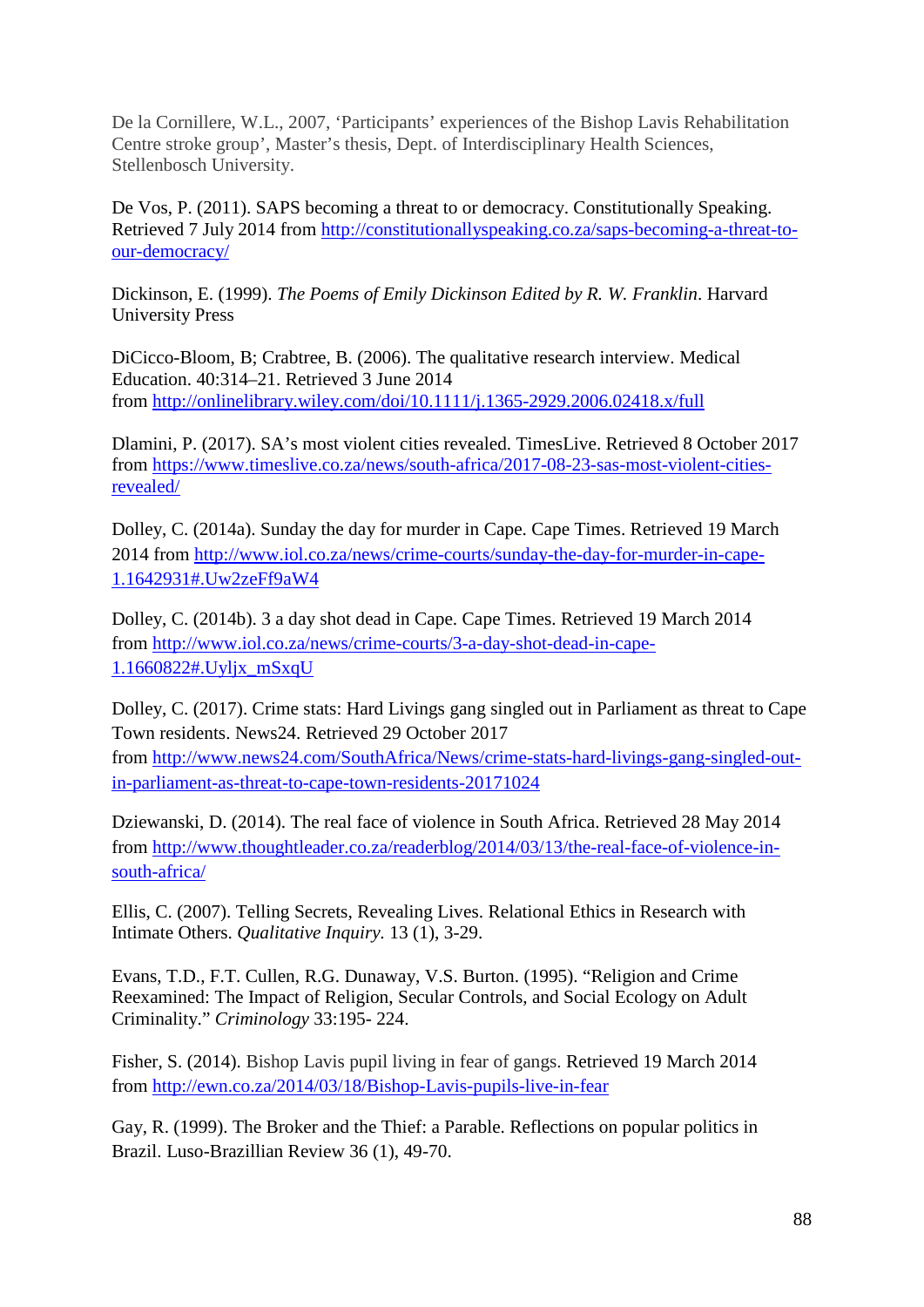De la Cornillere, W.L., 2007, 'Participants' experiences of the Bishop Lavis Rehabilitation Centre stroke group', Master's thesis, Dept. of Interdisciplinary Health Sciences, Stellenbosch University.

De Vos, P. (2011). SAPS becoming a threat to or democracy. Constitutionally Speaking. Retrieved 7 July 2014 from http://constitutionallyspeaking.co.za/saps-becoming-a-threat-to-our-democracy/

Dickinson, E. (1999). *The Poems of Emily Dickinson Edited by R. W. Franklin*. Harvard University Press

DiCicco-Bloom, B; Crabtree, B. (2006). The qualitative research interview. Medical Education. 40:314–21. Retrieved 3 June 2014 from http://onlinelibrary.wiley.com/doi/10.1111/j.1365-2929.2006.02418.x/full

Dlamini, P. (2017). SA's most violent cities revealed. TimesLive. Retrieved 8 October 2017 from https://www.timeslive.co.za/news/south-africa/2017-08-23-sas-most-violent-cities-revealed/

Dolley, C. (2014a). Sunday the day for murder in Cape. Cape Times. Retrieved 19 March 2014 from http://www.iol.co.za/news/crime-courts/sunday-the-day-for-murder-in-cape-1.1642931#.Uw2zeFf9aW4

Dolley, C. (2014b). 3 a day shot dead in Cape. Cape Times. Retrieved 19 March 2014 from http://www.iol.co.za/news/crime-courts/3-a-day-shot-dead-in-cape-1.1660822#.Uyljx_mSxqU

Dolley, C. (2017). Crime stats: Hard Livings gang singled out in Parliament as threat to Cape Town residents. News24. Retrieved 29 October 2017 from http://www.news24.com/SouthAfrica/News/crime-stats-hard-livings-gang-singled-out-in-parliament-as-threat-to-cape-town-residents-20171024

Dziewanski, D. (2014). The real face of violence in South Africa. Retrieved 28 May 2014 from http://www.thoughtleader.co.za/readerblog/2014/03/13/the-real-face-of-violence-in-south-africa/

Ellis, C. (2007). Telling Secrets, Revealing Lives. Relational Ethics in Research with Intimate Others. *Qualitative Inquiry.* 13 (1), 3-29.

Evans, T.D., F.T. Cullen, R.G. Dunaway, V.S. Burton. (1995). "Religion and Crime Reexamined: The Impact of Religion, Secular Controls, and Social Ecology on Adult Criminality." *Criminology* 33:195- 224.

Fisher, S. (2014). Bishop Lavis pupil living in fear of gangs. Retrieved 19 March 2014 from http://ewn.co.za/2014/03/18/Bishop-Lavis-pupils-live-in-fear

Gay, R. (1999). The Broker and the Thief: a Parable. Reflections on popular politics in Brazil. Luso-Brazillian Review 36 (1), 49-70.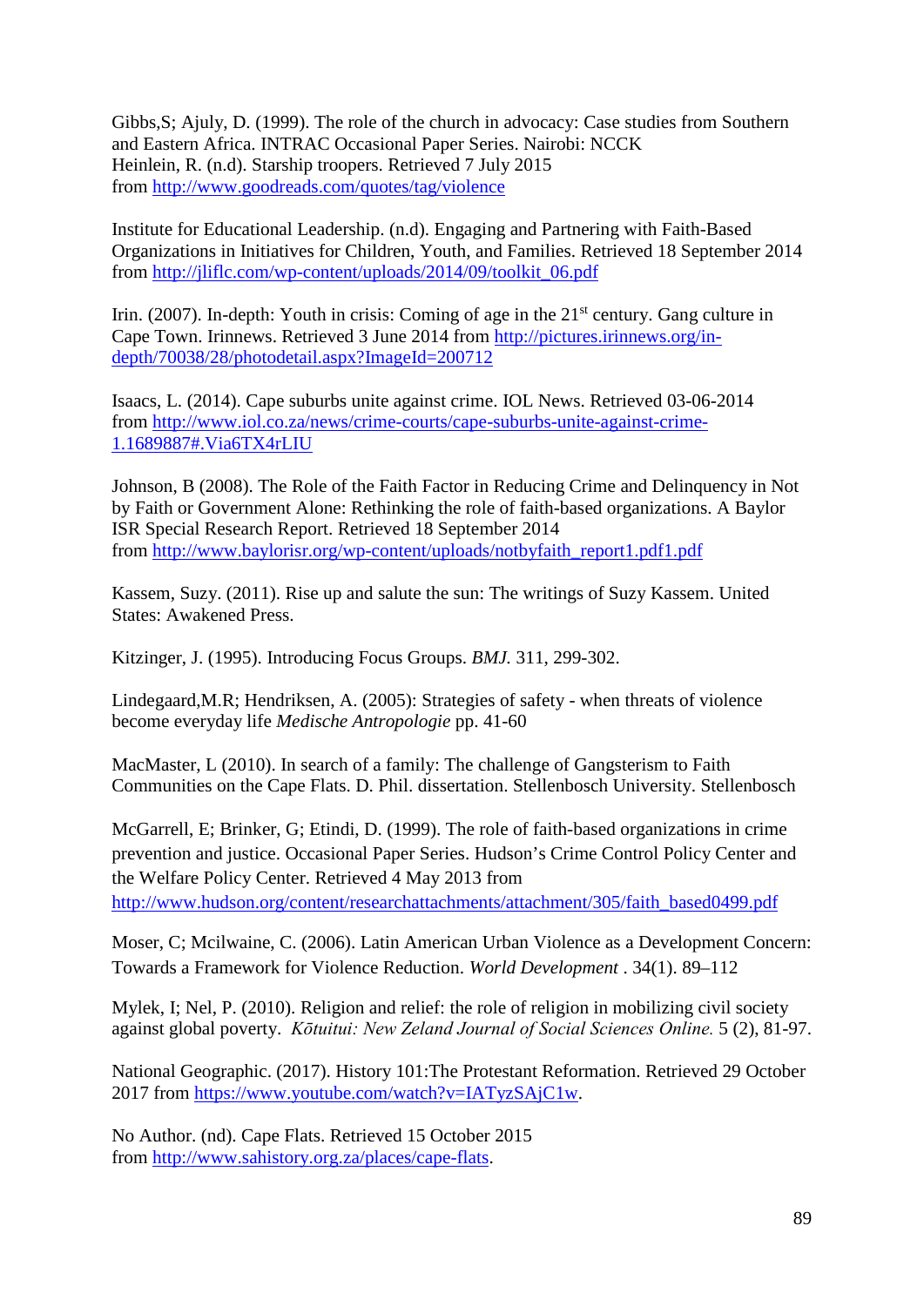Gibbs,S; Ajuly, D. (1999). The role of the church in advocacy: Case studies from Southern and Eastern Africa. INTRAC Occasional Paper Series. Nairobi: NCCK
Heinlein, R. (n.d). Starship troopers. Retrieved 7 July 2015 from http://www.goodreads.com/quotes/tag/violence

Institute for Educational Leadership. (n.d). Engaging and Partnering with Faith-Based Organizations in Initiatives for Children, Youth, and Families. Retrieved 18 September 2014 from http://jliflc.com/wp-content/uploads/2014/09/toolkit_06.pdf

Irin. (2007). In-depth: Youth in crisis: Coming of age in the 21st century. Gang culture in Cape Town. Irinnews. Retrieved 3 June 2014 from http://pictures.irinnews.org/in-depth/70038/28/photodetail.aspx?ImageId=200712

Isaacs, L. (2014). Cape suburbs unite against crime. IOL News. Retrieved 03-06-2014 from http://www.iol.co.za/news/crime-courts/cape-suburbs-unite-against-crime-1.1689887#.Via6TX4rLIU

Johnson, B (2008). The Role of the Faith Factor in Reducing Crime and Delinquency in Not by Faith or Government Alone: Rethinking the role of faith-based organizations. A Baylor ISR Special Research Report. Retrieved 18 September 2014 from http://www.baylorisr.org/wp-content/uploads/notbyfaith_report1.pdf1.pdf

Kassem, Suzy. (2011). Rise up and salute the sun: The writings of Suzy Kassem. United States: Awakened Press.

Kitzinger, J. (1995). Introducing Focus Groups. *BMJ.* 311, 299-302.

Lindegaard,M.R; Hendriksen, A. (2005): Strategies of safety - when threats of violence become everyday life *Medische Antropologie* pp. 41-60

MacMaster, L (2010). In search of a family: The challenge of Gangsterism to Faith Communities on the Cape Flats. D. Phil. dissertation. Stellenbosch University. Stellenbosch

McGarrell, E; Brinker, G; Etindi, D. (1999). The role of faith-based organizations in crime prevention and justice. Occasional Paper Series. Hudson's Crime Control Policy Center and the Welfare Policy Center. Retrieved 4 May 2013 from http://www.hudson.org/content/researchattachments/attachment/305/faith_based0499.pdf

Moser, C; Mcilwaine, C. (2006). Latin American Urban Violence as a Development Concern: Towards a Framework for Violence Reduction. *World Development* . 34(1). 89–112

Mylek, I; Nel, P. (2010). Religion and relief: the role of religion in mobilizing civil society against global poverty. *Kōtuitui: New Zeland Journal of Social Sciences Online.* 5 (2), 81-97.

National Geographic. (2017). History 101:The Protestant Reformation. Retrieved 29 October 2017 from https://www.youtube.com/watch?v=IATyzSAjC1w.

No Author. (nd). Cape Flats. Retrieved 15 October 2015 from http://www.sahistory.org.za/places/cape-flats.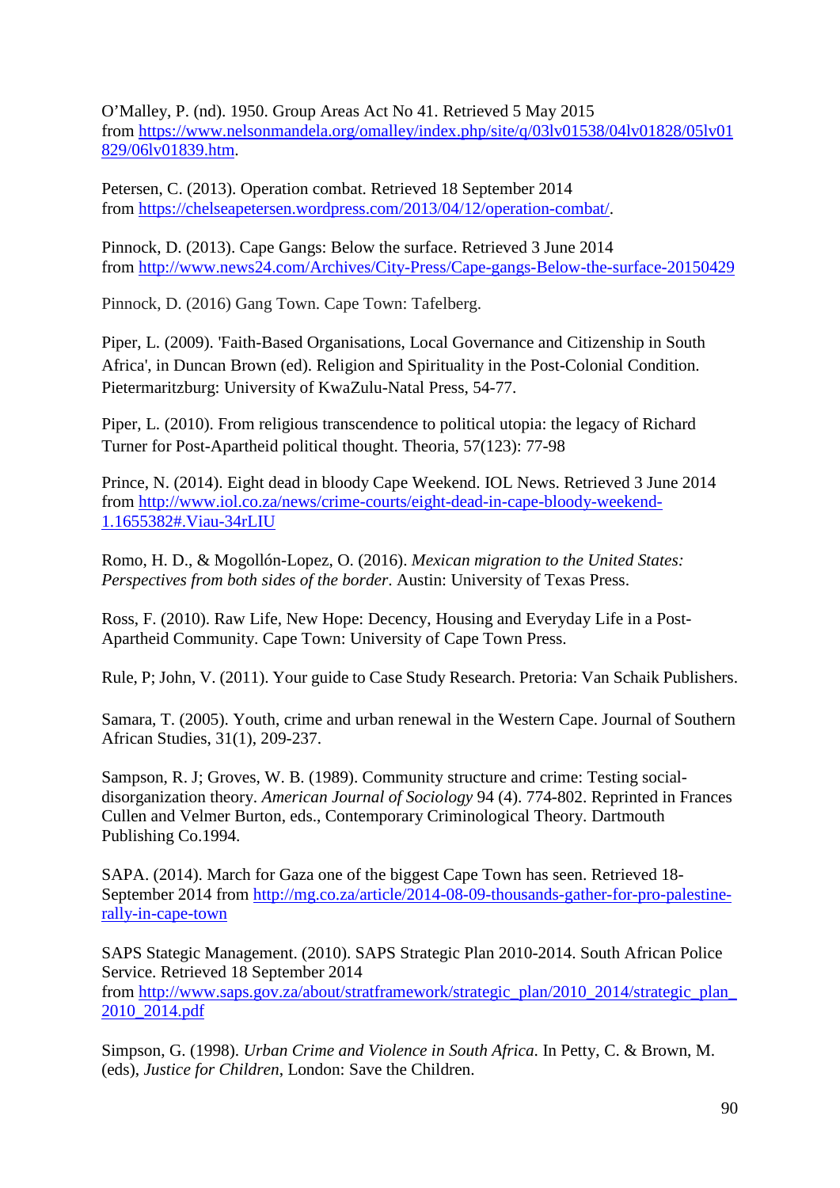O'Malley, P. (nd). 1950. Group Areas Act No 41. Retrieved 5 May 2015 from https://www.nelsonmandela.org/omalley/index.php/site/q/03lv01538/04lv01828/05lv01829/06lv01839.htm.

Petersen, C. (2013). Operation combat. Retrieved 18 September 2014 from https://chelseapetersen.wordpress.com/2013/04/12/operation-combat/.

Pinnock, D. (2013). Cape Gangs: Below the surface. Retrieved 3 June 2014 from http://www.news24.com/Archives/City-Press/Cape-gangs-Below-the-surface-20150429

Pinnock, D. (2016) Gang Town. Cape Town: Tafelberg.

Piper, L. (2009). 'Faith-Based Organisations, Local Governance and Citizenship in South Africa', in Duncan Brown (ed). Religion and Spirituality in the Post-Colonial Condition. Pietermaritzburg: University of KwaZulu-Natal Press, 54-77.

Piper, L. (2010). From religious transcendence to political utopia: the legacy of Richard Turner for Post-Apartheid political thought. Theoria, 57(123): 77-98

Prince, N. (2014). Eight dead in bloody Cape Weekend. IOL News. Retrieved 3 June 2014 from http://www.iol.co.za/news/crime-courts/eight-dead-in-cape-bloody-weekend-1.1655382#.Viau-34rLIU

Romo, H. D., & Mogollón-Lopez, O. (2016). *Mexican migration to the United States: Perspectives from both sides of the border.* Austin: University of Texas Press.

Ross, F. (2010). Raw Life, New Hope: Decency, Housing and Everyday Life in a Post-Apartheid Community. Cape Town: University of Cape Town Press.

Rule, P; John, V. (2011). Your guide to Case Study Research. Pretoria: Van Schaik Publishers.

Samara, T. (2005). Youth, crime and urban renewal in the Western Cape. Journal of Southern African Studies, 31(1), 209-237.

Sampson, R. J; Groves, W. B. (1989). Community structure and crime: Testing social-disorganization theory. *American Journal of Sociology* 94 (4). 774-802. Reprinted in Frances Cullen and Velmer Burton, eds., Contemporary Criminological Theory. Dartmouth Publishing Co.1994.

SAPA. (2014). March for Gaza one of the biggest Cape Town has seen. Retrieved 18-September 2014 from http://mg.co.za/article/2014-08-09-thousands-gather-for-pro-palestine-rally-in-cape-town

SAPS Stategic Management. (2010). SAPS Strategic Plan 2010-2014. South African Police Service. Retrieved 18 September 2014 from http://www.saps.gov.za/about/stratframework/strategic_plan/2010_2014/strategic_plan_2010_2014.pdf

Simpson, G. (1998). *Urban Crime and Violence in South Africa*. In Petty, C. & Brown, M. (eds), *Justice for Children*, London: Save the Children.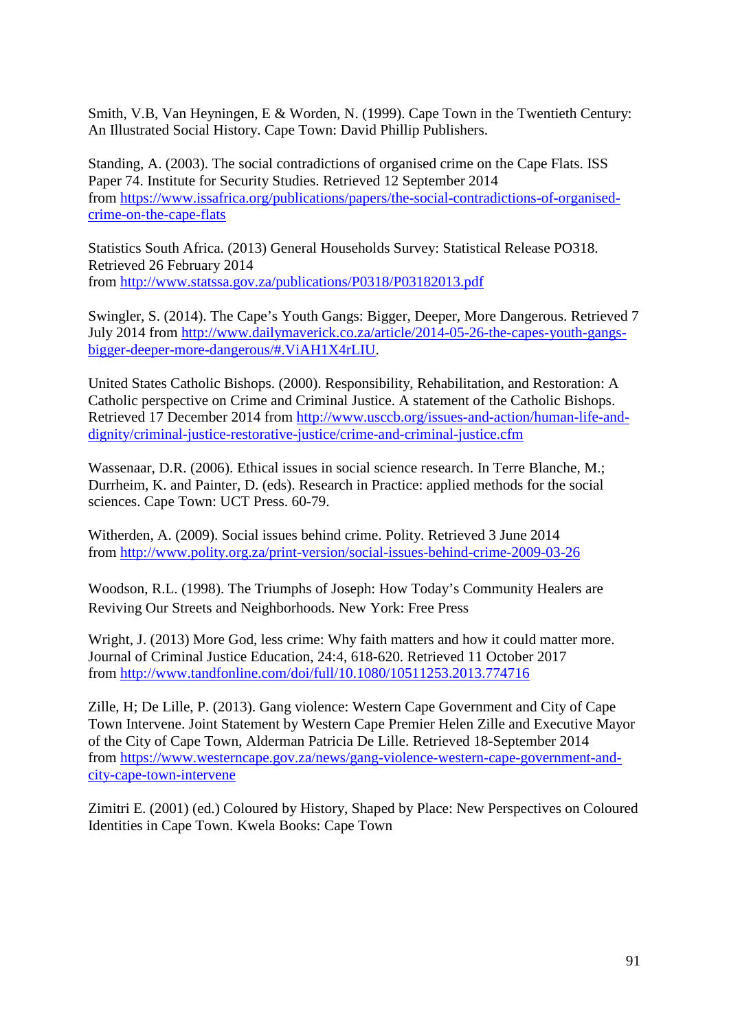Smith, V.B, Van Heyningen, E & Worden, N. (1999). Cape Town in the Twentieth Century: An Illustrated Social History. Cape Town: David Phillip Publishers.

Standing, A. (2003). The social contradictions of organised crime on the Cape Flats. ISS Paper 74. Institute for Security Studies. Retrieved 12 September 2014 from https://www.issafrica.org/publications/papers/the-social-contradictions-of-organised-crime-on-the-cape-flats

Statistics South Africa. (2013) General Households Survey: Statistical Release PO318. Retrieved 26 February 2014 from http://www.statssa.gov.za/publications/P0318/P03182013.pdf

Swingler, S. (2014). The Cape's Youth Gangs: Bigger, Deeper, More Dangerous. Retrieved 7 July 2014 from http://www.dailymaverick.co.za/article/2014-05-26-the-capes-youth-gangs-bigger-deeper-more-dangerous/#.ViAH1X4rLIU.

United States Catholic Bishops. (2000). Responsibility, Rehabilitation, and Restoration: A Catholic perspective on Crime and Criminal Justice. A statement of the Catholic Bishops. Retrieved 17 December 2014 from http://www.usccb.org/issues-and-action/human-life-and-dignity/criminal-justice-restorative-justice/crime-and-criminal-justice.cfm

Wassenaar, D.R. (2006). Ethical issues in social science research. In Terre Blanche, M.; Durrheim, K. and Painter, D. (eds). Research in Practice: applied methods for the social sciences. Cape Town: UCT Press. 60-79.

Witherden, A. (2009). Social issues behind crime. Polity. Retrieved 3 June 2014 from http://www.polity.org.za/print-version/social-issues-behind-crime-2009-03-26

Woodson, R.L. (1998). The Triumphs of Joseph: How Today's Community Healers are Reviving Our Streets and Neighborhoods. New York: Free Press

Wright, J. (2013) More God, less crime: Why faith matters and how it could matter more. Journal of Criminal Justice Education, 24:4, 618-620. Retrieved 11 October 2017 from http://www.tandfonline.com/doi/full/10.1080/10511253.2013.774716

Zille, H; De Lille, P. (2013). Gang violence: Western Cape Government and City of Cape Town Intervene. Joint Statement by Western Cape Premier Helen Zille and Executive Mayor of the City of Cape Town, Alderman Patricia De Lille. Retrieved 18-September 2014 from https://www.westerncape.gov.za/news/gang-violence-western-cape-government-and-city-cape-town-intervene

Zimitri E. (2001) (ed.) Coloured by History, Shaped by Place: New Perspectives on Coloured Identities in Cape Town. Kwela Books: Cape Town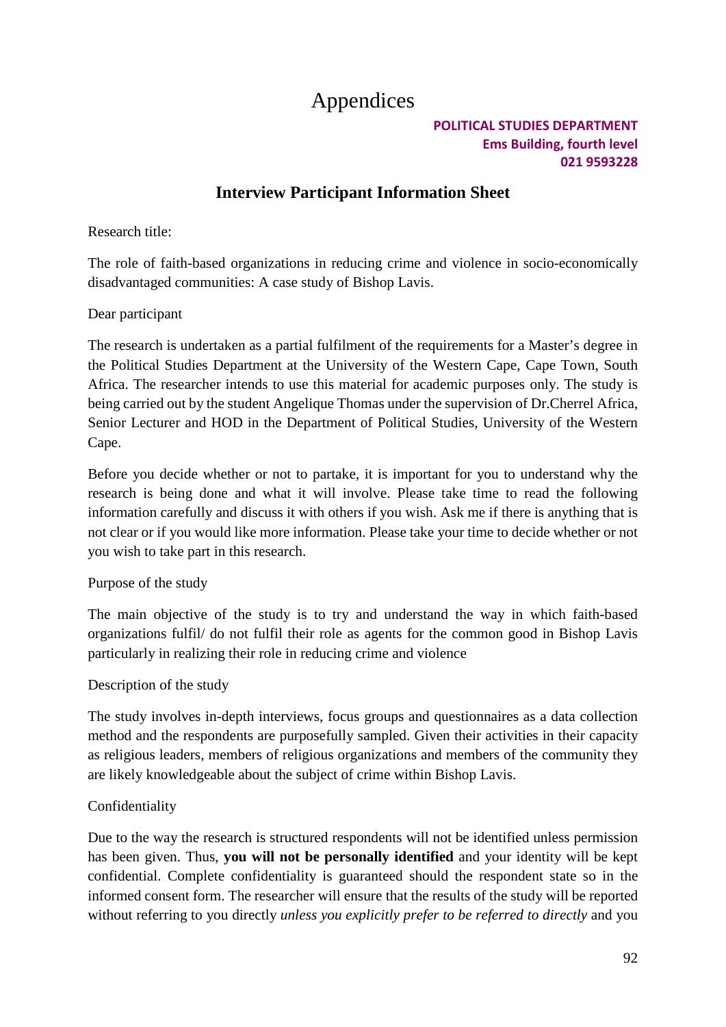# Appendices

**POLITICAL STUDIES DEPARTMENT**
**Ems Building, fourth level**
**021 9593228**

## Interview Participant Information Sheet

Research title:

The role of faith-based organizations in reducing crime and violence in socio-economically disadvantaged communities: A case study of Bishop Lavis.

Dear participant

The research is undertaken as a partial fulfilment of the requirements for a Master's degree in the Political Studies Department at the University of the Western Cape, Cape Town, South Africa. The researcher intends to use this material for academic purposes only. The study is being carried out by the student Angelique Thomas under the supervision of Dr.Cherrel Africa, Senior Lecturer and HOD in the Department of Political Studies, University of the Western Cape.

Before you decide whether or not to partake, it is important for you to understand why the research is being done and what it will involve. Please take time to read the following information carefully and discuss it with others if you wish. Ask me if there is anything that is not clear or if you would like more information. Please take your time to decide whether or not you wish to take part in this research.

Purpose of the study

The main objective of the study is to try and understand the way in which faith-based organizations fulfil/ do not fulfil their role as agents for the common good in Bishop Lavis particularly in realizing their role in reducing crime and violence

Description of the study

The study involves in-depth interviews, focus groups and questionnaires as a data collection method and the respondents are purposefully sampled. Given their activities in their capacity as religious leaders, members of religious organizations and members of the community they are likely knowledgeable about the subject of crime within Bishop Lavis.

Confidentiality

Due to the way the research is structured respondents will not be identified unless permission has been given. Thus, **you will not be personally identified** and your identity will be kept confidential. Complete confidentiality is guaranteed should the respondent state so in the informed consent form. The researcher will ensure that the results of the study will be reported without referring to you directly *unless you explicitly prefer to be referred to directly* and you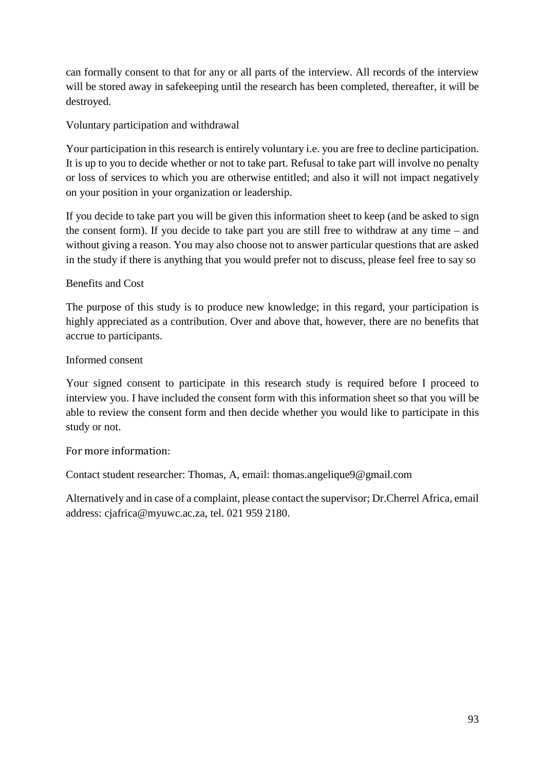can formally consent to that for any or all parts of the interview. All records of the interview will be stored away in safekeeping until the research has been completed, thereafter, it will be destroyed.

Voluntary participation and withdrawal

Your participation in this research is entirely voluntary i.e. you are free to decline participation. It is up to you to decide whether or not to take part. Refusal to take part will involve no penalty or loss of services to which you are otherwise entitled; and also it will not impact negatively on your position in your organization or leadership.

If you decide to take part you will be given this information sheet to keep (and be asked to sign the consent form). If you decide to take part you are still free to withdraw at any time – and without giving a reason. You may also choose not to answer particular questions that are asked in the study if there is anything that you would prefer not to discuss, please feel free to say so

Benefits and Cost

The purpose of this study is to produce new knowledge; in this regard, your participation is highly appreciated as a contribution. Over and above that, however, there are no benefits that accrue to participants.

Informed consent

Your signed consent to participate in this research study is required before I proceed to interview you. I have included the consent form with this information sheet so that you will be able to review the consent form and then decide whether you would like to participate in this study or not.

For more information:

Contact student researcher: Thomas, A, email: thomas.angelique9@gmail.com

Alternatively and in case of a complaint, please contact the supervisor; Dr.Cherrel Africa, email address: cjafrica@myuwc.ac.za, tel. 021 959 2180.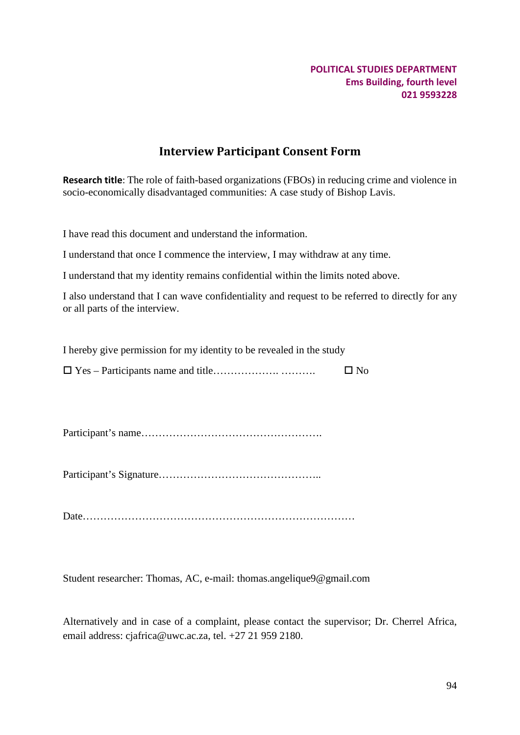**POLITICAL STUDIES DEPARTMENT**
**Ems Building, fourth level**
**021 9593228**

## Interview Participant Consent Form

**Research title**: The role of faith-based organizations (FBOs) in reducing crime and violence in socio-economically disadvantaged communities: A case study of Bishop Lavis.

I have read this document and understand the information.

I understand that once I commence the interview, I may withdraw at any time.

I understand that my identity remains confidential within the limits noted above.

I also understand that I can wave confidentiality and request to be referred to directly for any or all parts of the interview.

I hereby give permission for my identity to be revealed in the study

☐ Yes – Participants name and title………………. ……….   ☐ No

Participant's name…………………………………………….

Participant's Signature………………………………………..

Date……………………………………………………………………

Student researcher: Thomas, AC, e-mail: thomas.angelique9@gmail.com

Alternatively and in case of a complaint, please contact the supervisor; Dr. Cherrel Africa, email address: cjafrica@uwc.ac.za, tel. +27 21 959 2180.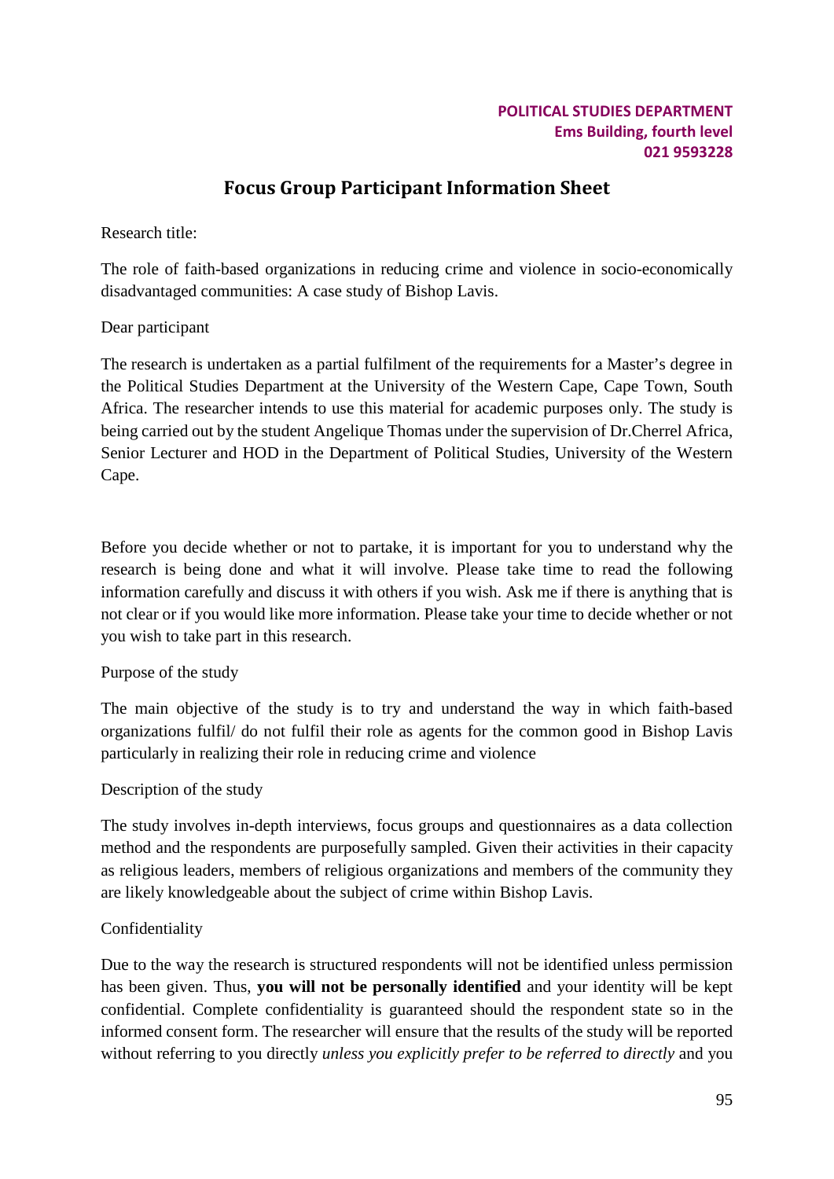**POLITICAL STUDIES DEPARTMENT**
**Ems Building, fourth level**
**021 9593228**

## Focus Group Participant Information Sheet

Research title:

The role of faith-based organizations in reducing crime and violence in socio-economically disadvantaged communities: A case study of Bishop Lavis.

Dear participant

The research is undertaken as a partial fulfilment of the requirements for a Master's degree in the Political Studies Department at the University of the Western Cape, Cape Town, South Africa. The researcher intends to use this material for academic purposes only. The study is being carried out by the student Angelique Thomas under the supervision of Dr.Cherrel Africa, Senior Lecturer and HOD in the Department of Political Studies, University of the Western Cape.

Before you decide whether or not to partake, it is important for you to understand why the research is being done and what it will involve. Please take time to read the following information carefully and discuss it with others if you wish. Ask me if there is anything that is not clear or if you would like more information. Please take your time to decide whether or not you wish to take part in this research.

Purpose of the study

The main objective of the study is to try and understand the way in which faith-based organizations fulfil/ do not fulfil their role as agents for the common good in Bishop Lavis particularly in realizing their role in reducing crime and violence

Description of the study

The study involves in-depth interviews, focus groups and questionnaires as a data collection method and the respondents are purposefully sampled. Given their activities in their capacity as religious leaders, members of religious organizations and members of the community they are likely knowledgeable about the subject of crime within Bishop Lavis.

Confidentiality

Due to the way the research is structured respondents will not be identified unless permission has been given. Thus, **you will not be personally identified** and your identity will be kept confidential. Complete confidentiality is guaranteed should the respondent state so in the informed consent form. The researcher will ensure that the results of the study will be reported without referring to you directly *unless you explicitly prefer to be referred to directly* and you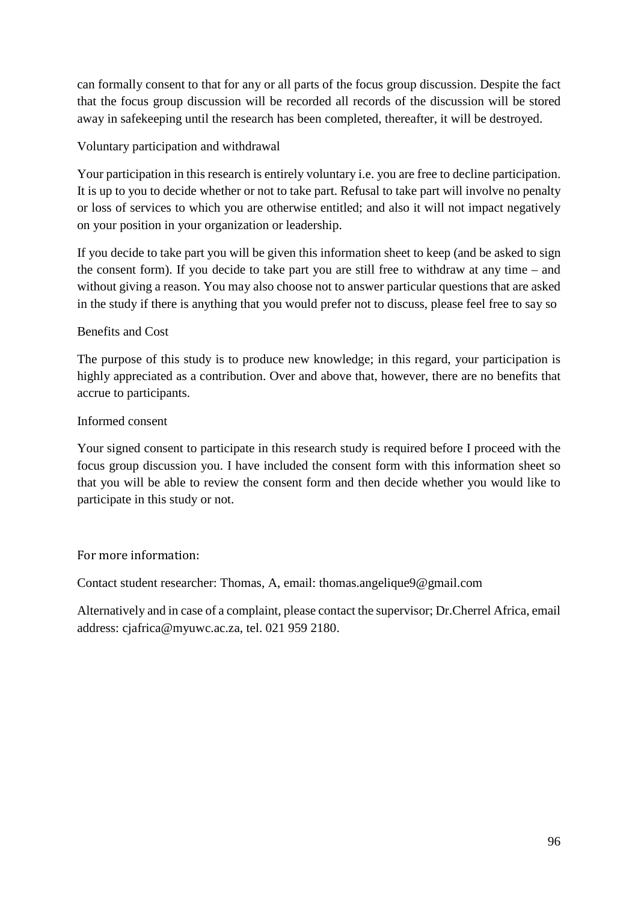can formally consent to that for any or all parts of the focus group discussion. Despite the fact that the focus group discussion will be recorded all records of the discussion will be stored away in safekeeping until the research has been completed, thereafter, it will be destroyed.

Voluntary participation and withdrawal

Your participation in this research is entirely voluntary i.e. you are free to decline participation. It is up to you to decide whether or not to take part. Refusal to take part will involve no penalty or loss of services to which you are otherwise entitled; and also it will not impact negatively on your position in your organization or leadership.

If you decide to take part you will be given this information sheet to keep (and be asked to sign the consent form). If you decide to take part you are still free to withdraw at any time – and without giving a reason. You may also choose not to answer particular questions that are asked in the study if there is anything that you would prefer not to discuss, please feel free to say so

Benefits and Cost

The purpose of this study is to produce new knowledge; in this regard, your participation is highly appreciated as a contribution. Over and above that, however, there are no benefits that accrue to participants.

Informed consent

Your signed consent to participate in this research study is required before I proceed with the focus group discussion you. I have included the consent form with this information sheet so that you will be able to review the consent form and then decide whether you would like to participate in this study or not.

For more information:

Contact student researcher: Thomas, A, email: thomas.angelique9@gmail.com

Alternatively and in case of a complaint, please contact the supervisor; Dr.Cherrel Africa, email address: cjafrica@myuwc.ac.za, tel. 021 959 2180.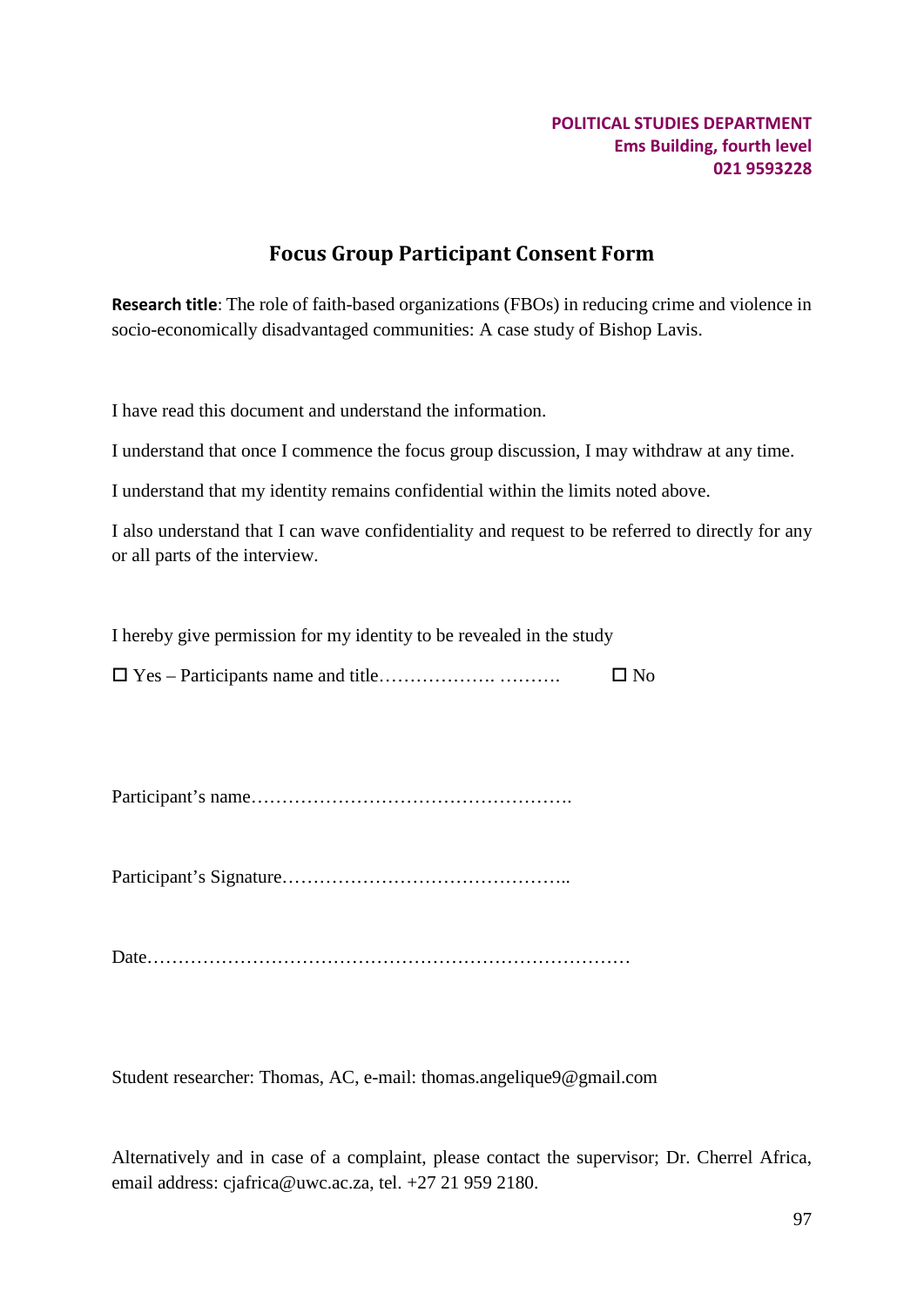**POLITICAL STUDIES DEPARTMENT**
**Ems Building, fourth level**
**021 9593228**

## Focus Group Participant Consent Form

**Research title**: The role of faith-based organizations (FBOs) in reducing crime and violence in socio-economically disadvantaged communities: A case study of Bishop Lavis.

I have read this document and understand the information.

I understand that once I commence the focus group discussion, I may withdraw at any time.

I understand that my identity remains confidential within the limits noted above.

I also understand that I can wave confidentiality and request to be referred to directly for any or all parts of the interview.

I hereby give permission for my identity to be revealed in the study

☐ Yes – Participants name and title………………. ……….   ☐ No

Participant's name…………………………………………….

Participant's Signature………………………………………..

Date……………………………………………………………………

Student researcher: Thomas, AC, e-mail: thomas.angelique9@gmail.com

Alternatively and in case of a complaint, please contact the supervisor; Dr. Cherrel Africa, email address: cjafrica@uwc.ac.za, tel. +27 21 959 2180.